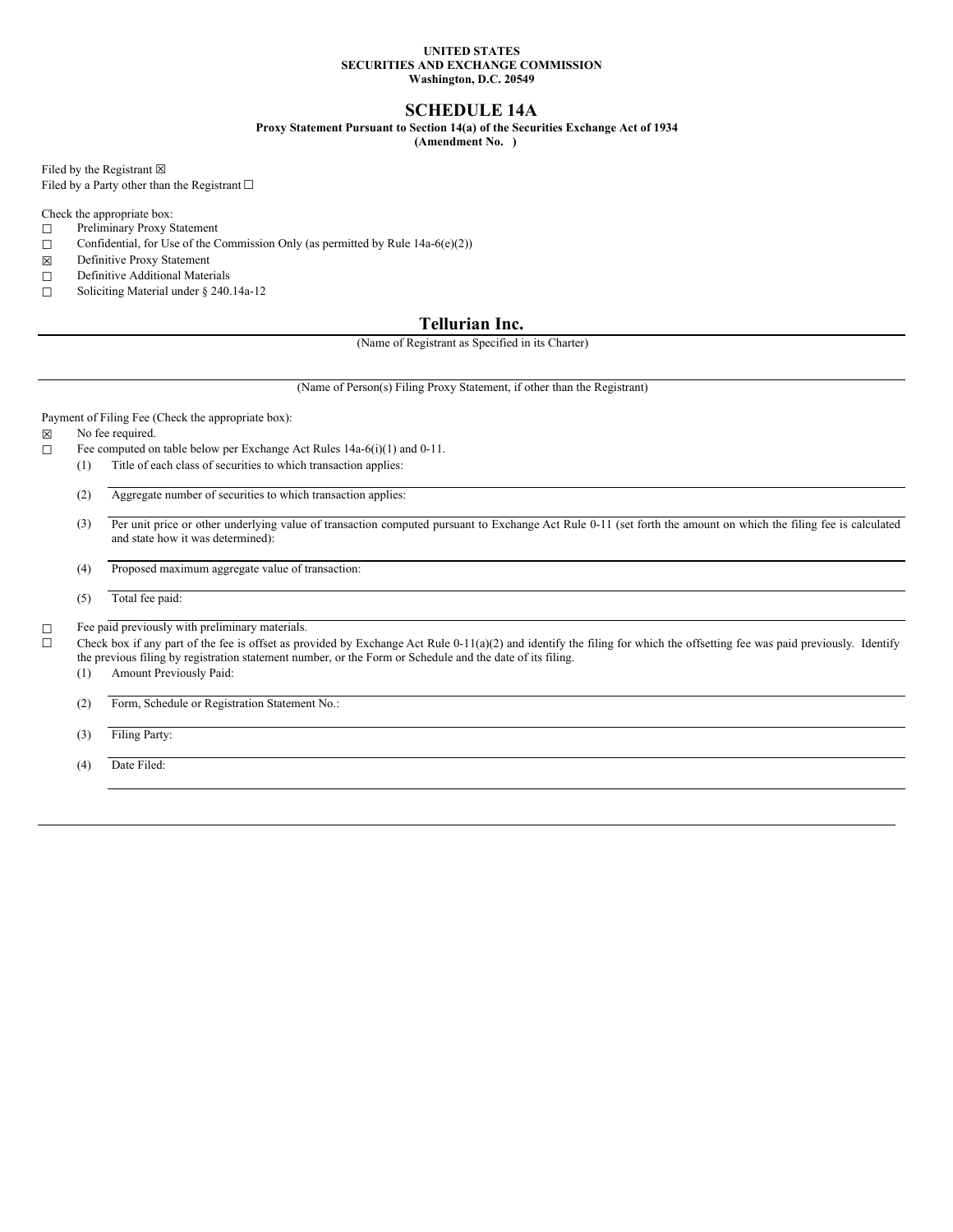**UNITED STATES**
**SECURITIES AND EXCHANGE COMMISSION**
**Washington, D.C. 20549**

# SCHEDULE 14A

**Proxy Statement Pursuant to Section 14(a) of the Securities Exchange Act of 1934**
**(Amendment No. )**

Filed by the Registrant ☒
Filed by a Party other than the Registrant ☐

Check the appropriate box:

☐ Preliminary Proxy Statement
☐ Confidential, for Use of the Commission Only (as permitted by Rule 14a-6(e)(2))
☒ Definitive Proxy Statement
☐ Definitive Additional Materials
☐ Soliciting Material under § 240.14a-12

## Tellurian Inc.

(Name of Registrant as Specified in its Charter)

(Name of Person(s) Filing Proxy Statement, if other than the Registrant)

Payment of Filing Fee (Check the appropriate box):

☒ No fee required.
☐ Fee computed on table below per Exchange Act Rules 14a-6(i)(1) and 0-11.

(1) Title of each class of securities to which transaction applies:

(2) Aggregate number of securities to which transaction applies:

(3) Per unit price or other underlying value of transaction computed pursuant to Exchange Act Rule 0-11 (set forth the amount on which the filing fee is calculated and state how it was determined):

(4) Proposed maximum aggregate value of transaction:

(5) Total fee paid:

☐ Fee paid previously with preliminary materials.
☐ Check box if any part of the fee is offset as provided by Exchange Act Rule 0-11(a)(2) and identify the filing for which the offsetting fee was paid previously. Identify the previous filing by registration statement number, or the Form or Schedule and the date of its filing.

(1) Amount Previously Paid:

(2) Form, Schedule or Registration Statement No.:

(3) Filing Party:

(4) Date Filed: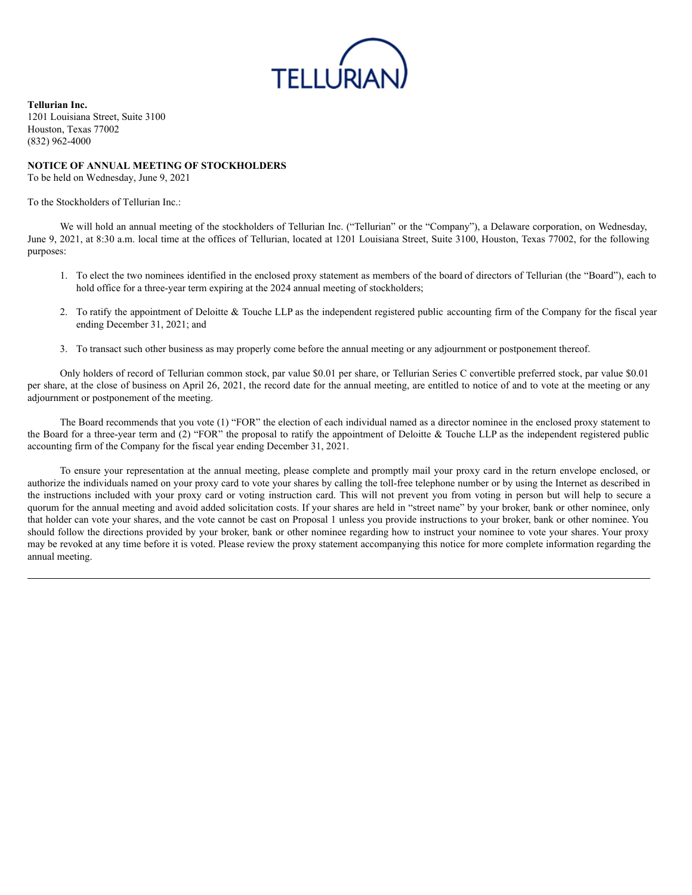**Tellurian Inc.**
1201 Louisiana Street, Suite 3100
Houston, Texas 77002
(832) 962-4000

**NOTICE OF ANNUAL MEETING OF STOCKHOLDERS**
To be held on Wednesday, June 9, 2021

To the Stockholders of Tellurian Inc.:

We will hold an annual meeting of the stockholders of Tellurian Inc. ("Tellurian" or the "Company"), a Delaware corporation, on Wednesday, June 9, 2021, at 8:30 a.m. local time at the offices of Tellurian, located at 1201 Louisiana Street, Suite 3100, Houston, Texas 77002, for the following purposes:

1. To elect the two nominees identified in the enclosed proxy statement as members of the board of directors of Tellurian (the "Board"), each to hold office for a three-year term expiring at the 2024 annual meeting of stockholders;

2. To ratify the appointment of Deloitte & Touche LLP as the independent registered public accounting firm of the Company for the fiscal year ending December 31, 2021; and

3. To transact such other business as may properly come before the annual meeting or any adjournment or postponement thereof.

Only holders of record of Tellurian common stock, par value $0.01 per share, or Tellurian Series C convertible preferred stock, par value $0.01 per share, at the close of business on April 26, 2021, the record date for the annual meeting, are entitled to notice of and to vote at the meeting or any adjournment or postponement of the meeting.

The Board recommends that you vote (1) "FOR" the election of each individual named as a director nominee in the enclosed proxy statement to the Board for a three-year term and (2) "FOR" the proposal to ratify the appointment of Deloitte & Touche LLP as the independent registered public accounting firm of the Company for the fiscal year ending December 31, 2021.

To ensure your representation at the annual meeting, please complete and promptly mail your proxy card in the return envelope enclosed, or authorize the individuals named on your proxy card to vote your shares by calling the toll-free telephone number or by using the Internet as described in the instructions included with your proxy card or voting instruction card. This will not prevent you from voting in person but will help to secure a quorum for the annual meeting and avoid added solicitation costs. If your shares are held in "street name" by your broker, bank or other nominee, only that holder can vote your shares, and the vote cannot be cast on Proposal 1 unless you provide instructions to your broker, bank or other nominee. You should follow the directions provided by your broker, bank or other nominee regarding how to instruct your nominee to vote your shares. Your proxy may be revoked at any time before it is voted. Please review the proxy statement accompanying this notice for more complete information regarding the annual meeting.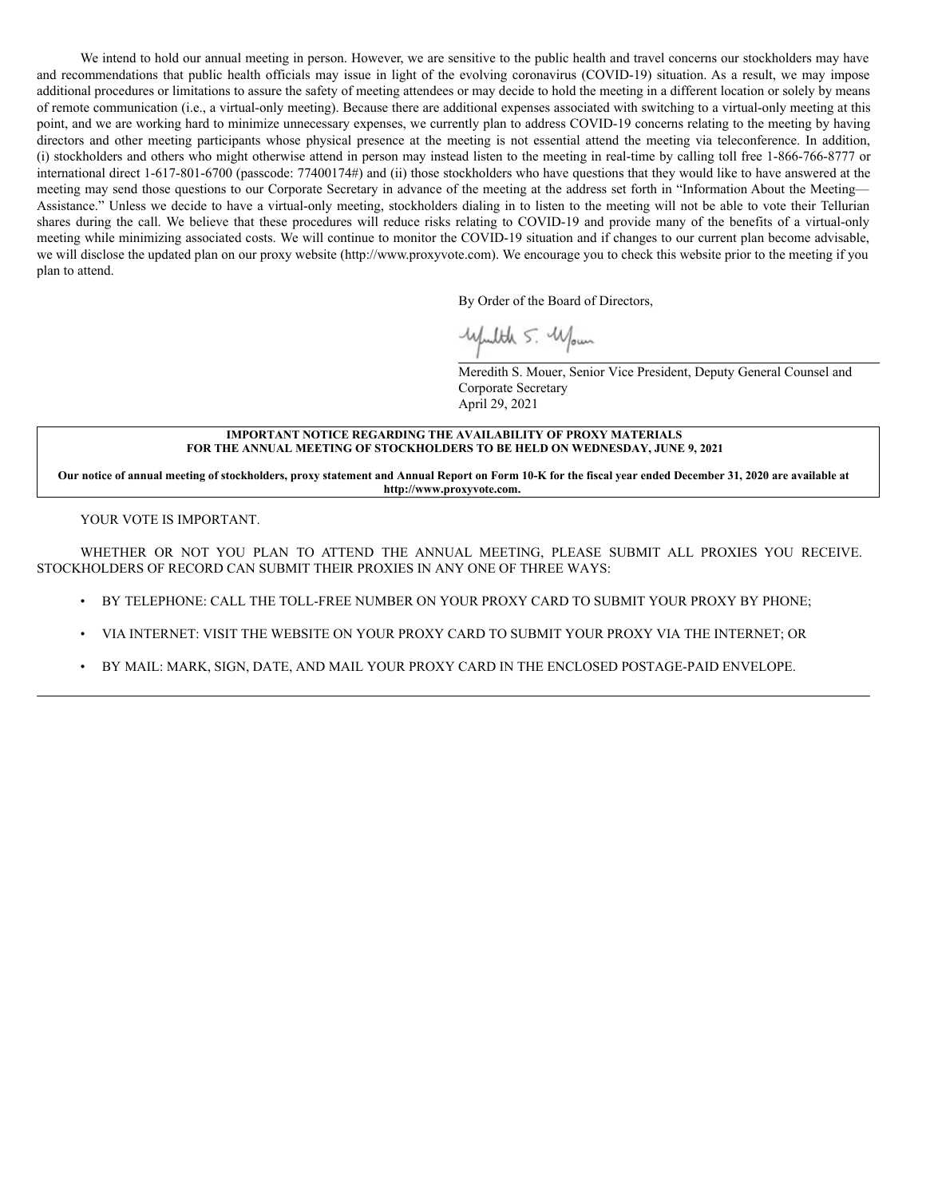We intend to hold our annual meeting in person. However, we are sensitive to the public health and travel concerns our stockholders may have and recommendations that public health officials may issue in light of the evolving coronavirus (COVID-19) situation. As a result, we may impose additional procedures or limitations to assure the safety of meeting attendees or may decide to hold the meeting in a different location or solely by means of remote communication (i.e., a virtual-only meeting). Because there are additional expenses associated with switching to a virtual-only meeting at this point, and we are working hard to minimize unnecessary expenses, we currently plan to address COVID-19 concerns relating to the meeting by having directors and other meeting participants whose physical presence at the meeting is not essential attend the meeting via teleconference. In addition, (i) stockholders and others who might otherwise attend in person may instead listen to the meeting in real-time by calling toll free 1-866-766-8777 or international direct 1-617-801-6700 (passcode: 77400174#) and (ii) those stockholders who have questions that they would like to have answered at the meeting may send those questions to our Corporate Secretary in advance of the meeting at the address set forth in "Information About the Meeting—Assistance." Unless we decide to have a virtual-only meeting, stockholders dialing in to listen to the meeting will not be able to vote their Tellurian shares during the call. We believe that these procedures will reduce risks relating to COVID-19 and provide many of the benefits of a virtual-only meeting while minimizing associated costs. We will continue to monitor the COVID-19 situation and if changes to our current plan become advisable, we will disclose the updated plan on our proxy website (http://www.proxyvote.com). We encourage you to check this website prior to the meeting if you plan to attend.

By Order of the Board of Directors,

Meredith S. Mouer, Senior Vice President, Deputy General Counsel and Corporate Secretary
April 29, 2021

**IMPORTANT NOTICE REGARDING THE AVAILABILITY OF PROXY MATERIALS FOR THE ANNUAL MEETING OF STOCKHOLDERS TO BE HELD ON WEDNESDAY, JUNE 9, 2021**

**Our notice of annual meeting of stockholders, proxy statement and Annual Report on Form 10-K for the fiscal year ended December 31, 2020 are available at http://www.proxyvote.com.**

YOUR VOTE IS IMPORTANT.

WHETHER OR NOT YOU PLAN TO ATTEND THE ANNUAL MEETING, PLEASE SUBMIT ALL PROXIES YOU RECEIVE. STOCKHOLDERS OF RECORD CAN SUBMIT THEIR PROXIES IN ANY ONE OF THREE WAYS:

- BY TELEPHONE: CALL THE TOLL-FREE NUMBER ON YOUR PROXY CARD TO SUBMIT YOUR PROXY BY PHONE;
- VIA INTERNET: VISIT THE WEBSITE ON YOUR PROXY CARD TO SUBMIT YOUR PROXY VIA THE INTERNET; OR
- BY MAIL: MARK, SIGN, DATE, AND MAIL YOUR PROXY CARD IN THE ENCLOSED POSTAGE-PAID ENVELOPE.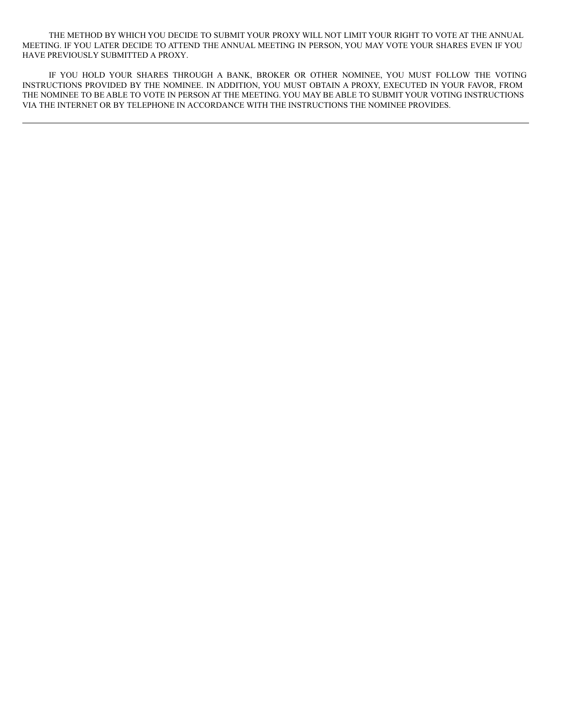THE METHOD BY WHICH YOU DECIDE TO SUBMIT YOUR PROXY WILL NOT LIMIT YOUR RIGHT TO VOTE AT THE ANNUAL MEETING. IF YOU LATER DECIDE TO ATTEND THE ANNUAL MEETING IN PERSON, YOU MAY VOTE YOUR SHARES EVEN IF YOU HAVE PREVIOUSLY SUBMITTED A PROXY.

IF YOU HOLD YOUR SHARES THROUGH A BANK, BROKER OR OTHER NOMINEE, YOU MUST FOLLOW THE VOTING INSTRUCTIONS PROVIDED BY THE NOMINEE. IN ADDITION, YOU MUST OBTAIN A PROXY, EXECUTED IN YOUR FAVOR, FROM THE NOMINEE TO BE ABLE TO VOTE IN PERSON AT THE MEETING. YOU MAY BE ABLE TO SUBMIT YOUR VOTING INSTRUCTIONS VIA THE INTERNET OR BY TELEPHONE IN ACCORDANCE WITH THE INSTRUCTIONS THE NOMINEE PROVIDES.

---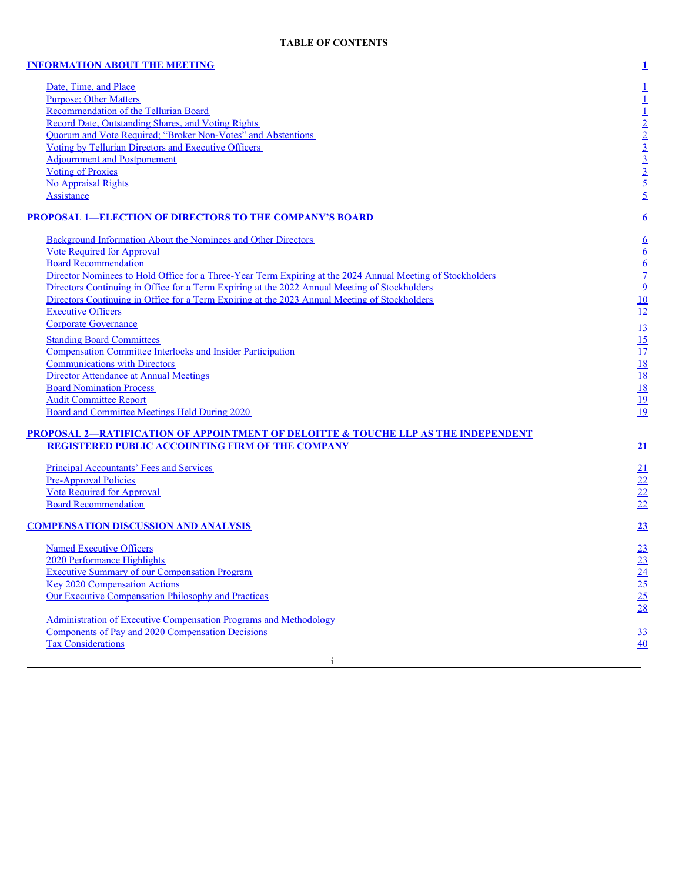**TABLE OF CONTENTS**

| | |
|---|---|
| **INFORMATION ABOUT THE MEETING** | **1** |
| Date, Time, and Place | 1 |
| Purpose; Other Matters | 1 |
| Recommendation of the Tellurian Board | 1 |
| Record Date, Outstanding Shares, and Voting Rights | 2 |
| Quorum and Vote Required; "Broker Non-Votes" and Abstentions | 2 |
| Voting by Tellurian Directors and Executive Officers | 3 |
| Adjournment and Postponement | 3 |
| Voting of Proxies | 3 |
| No Appraisal Rights | 5 |
| Assistance | 5 |
| **PROPOSAL 1—ELECTION OF DIRECTORS TO THE COMPANY'S BOARD** | **6** |
| Background Information About the Nominees and Other Directors | 6 |
| Vote Required for Approval | 6 |
| Board Recommendation | 6 |
| Director Nominees to Hold Office for a Three-Year Term Expiring at the 2024 Annual Meeting of Stockholders | 7 |
| Directors Continuing in Office for a Term Expiring at the 2022 Annual Meeting of Stockholders | 9 |
| Directors Continuing in Office for a Term Expiring at the 2023 Annual Meeting of Stockholders | 10 |
| Executive Officers | 12 |
| Corporate Governance | 13 |
| Standing Board Committees | 15 |
| Compensation Committee Interlocks and Insider Participation | 17 |
| Communications with Directors | 18 |
| Director Attendance at Annual Meetings | 18 |
| Board Nomination Process | 18 |
| Audit Committee Report | 19 |
| Board and Committee Meetings Held During 2020 | 19 |
| **PROPOSAL 2—RATIFICATION OF APPOINTMENT OF DELOITTE & TOUCHE LLP AS THE INDEPENDENT REGISTERED PUBLIC ACCOUNTING FIRM OF THE COMPANY** | **21** |
| Principal Accountants' Fees and Services | 21 |
| Pre-Approval Policies | 22 |
| Vote Required for Approval | 22 |
| Board Recommendation | 22 |
| **COMPENSATION DISCUSSION AND ANALYSIS** | **23** |
| Named Executive Officers | 23 |
| 2020 Performance Highlights | 23 |
| Executive Summary of our Compensation Program | 24 |
| Key 2020 Compensation Actions | 25 |
| Our Executive Compensation Philosophy and Practices | 25 |
| Administration of Executive Compensation Programs and Methodology | 28 |
| Components of Pay and 2020 Compensation Decisions | 33 |
| Tax Considerations | 40 |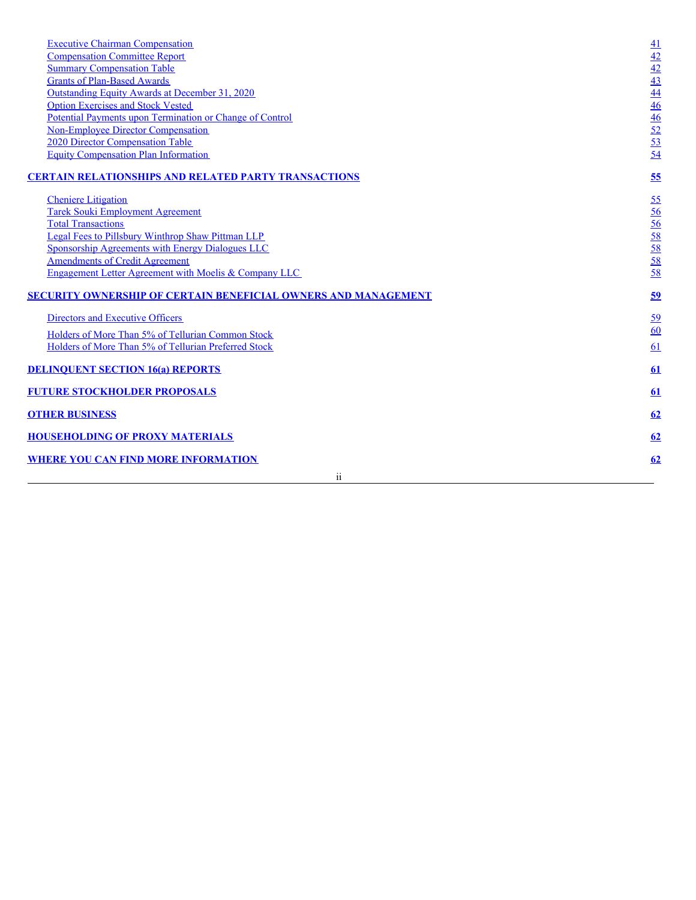| | |
|---|---|
| Executive Chairman Compensation | 41 |
| Compensation Committee Report | 42 |
| Summary Compensation Table | 42 |
| Grants of Plan-Based Awards | 43 |
| Outstanding Equity Awards at December 31, 2020 | 44 |
| Option Exercises and Stock Vested | 46 |
| Potential Payments upon Termination or Change of Control | 46 |
| Non-Employee Director Compensation | 52 |
| 2020 Director Compensation Table | 53 |
| Equity Compensation Plan Information | 54 |
| **CERTAIN RELATIONSHIPS AND RELATED PARTY TRANSACTIONS** | **55** |
| Cheniere Litigation | 55 |
| Tarek Souki Employment Agreement | 56 |
| Total Transactions | 56 |
| Legal Fees to Pillsbury Winthrop Shaw Pittman LLP | 58 |
| Sponsorship Agreements with Energy Dialogues LLC | 58 |
| Amendments of Credit Agreement | 58 |
| Engagement Letter Agreement with Moelis & Company LLC | 58 |
| **SECURITY OWNERSHIP OF CERTAIN BENEFICIAL OWNERS AND MANAGEMENT** | **59** |
| Directors and Executive Officers | 59 |
| Holders of More Than 5% of Tellurian Common Stock | 60 |
| Holders of More Than 5% of Tellurian Preferred Stock | 61 |
| **DELINQUENT SECTION 16(a) REPORTS** | **61** |
| **FUTURE STOCKHOLDER PROPOSALS** | **61** |
| **OTHER BUSINESS** | **62** |
| **HOUSEHOLDING OF PROXY MATERIALS** | **62** |
| **WHERE YOU CAN FIND MORE INFORMATION** | **62** |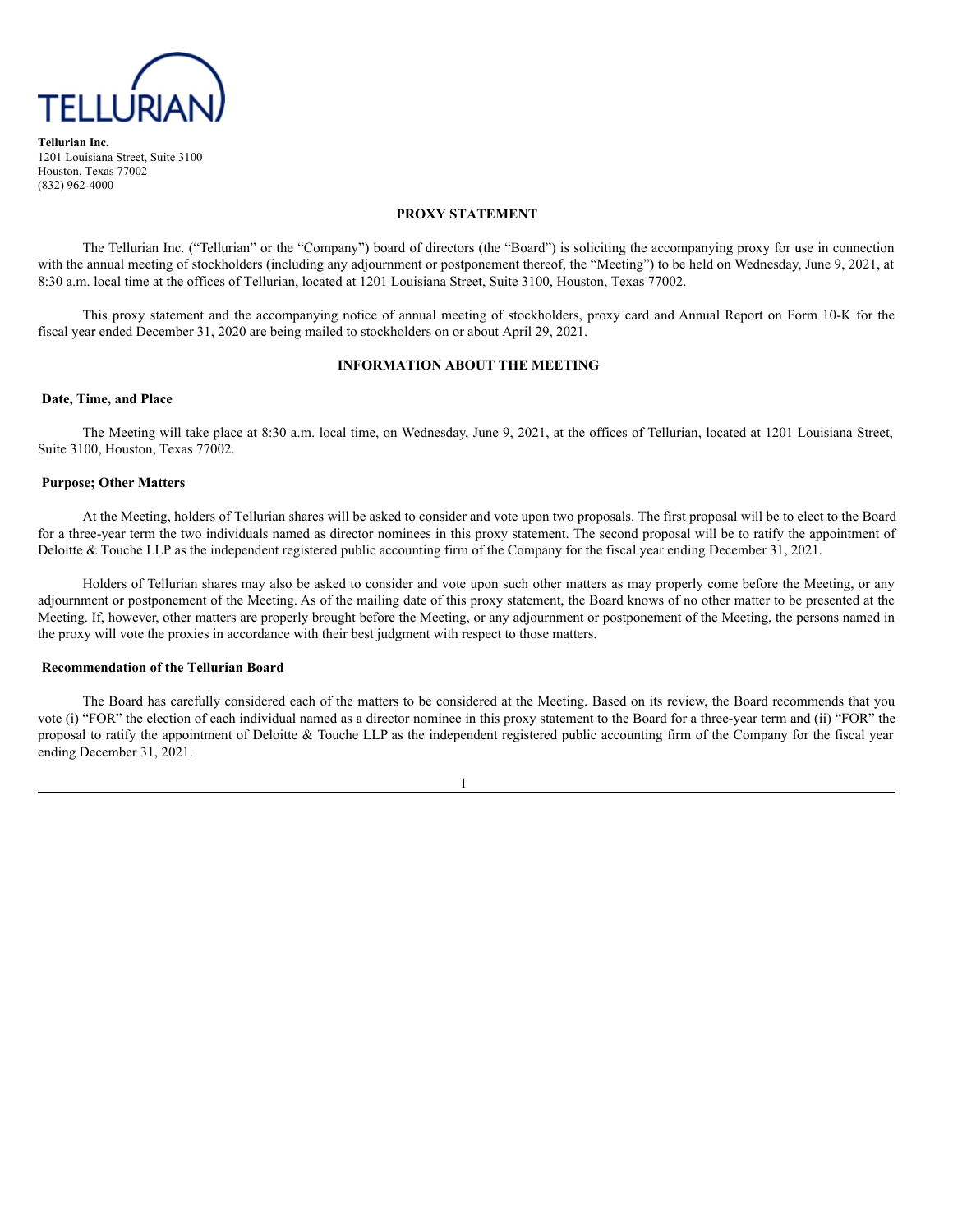**Tellurian Inc.**
1201 Louisiana Street, Suite 3100
Houston, Texas 77002
(832) 962-4000

# PROXY STATEMENT

The Tellurian Inc. ("Tellurian" or the "Company") board of directors (the "Board") is soliciting the accompanying proxy for use in connection with the annual meeting of stockholders (including any adjournment or postponement thereof, the "Meeting") to be held on Wednesday, June 9, 2021, at 8:30 a.m. local time at the offices of Tellurian, located at 1201 Louisiana Street, Suite 3100, Houston, Texas 77002.

This proxy statement and the accompanying notice of annual meeting of stockholders, proxy card and Annual Report on Form 10-K for the fiscal year ended December 31, 2020 are being mailed to stockholders on or about April 29, 2021.

## INFORMATION ABOUT THE MEETING

### Date, Time, and Place

The Meeting will take place at 8:30 a.m. local time, on Wednesday, June 9, 2021, at the offices of Tellurian, located at 1201 Louisiana Street, Suite 3100, Houston, Texas 77002.

### Purpose; Other Matters

At the Meeting, holders of Tellurian shares will be asked to consider and vote upon two proposals. The first proposal will be to elect to the Board for a three-year term the two individuals named as director nominees in this proxy statement. The second proposal will be to ratify the appointment of Deloitte & Touche LLP as the independent registered public accounting firm of the Company for the fiscal year ending December 31, 2021.

Holders of Tellurian shares may also be asked to consider and vote upon such other matters as may properly come before the Meeting, or any adjournment or postponement of the Meeting. As of the mailing date of this proxy statement, the Board knows of no other matter to be presented at the Meeting. If, however, other matters are properly brought before the Meeting, or any adjournment or postponement of the Meeting, the persons named in the proxy will vote the proxies in accordance with their best judgment with respect to those matters.

### Recommendation of the Tellurian Board

The Board has carefully considered each of the matters to be considered at the Meeting. Based on its review, the Board recommends that you vote (i) "FOR" the election of each individual named as a director nominee in this proxy statement to the Board for a three-year term and (ii) "FOR" the proposal to ratify the appointment of Deloitte & Touche LLP as the independent registered public accounting firm of the Company for the fiscal year ending December 31, 2021.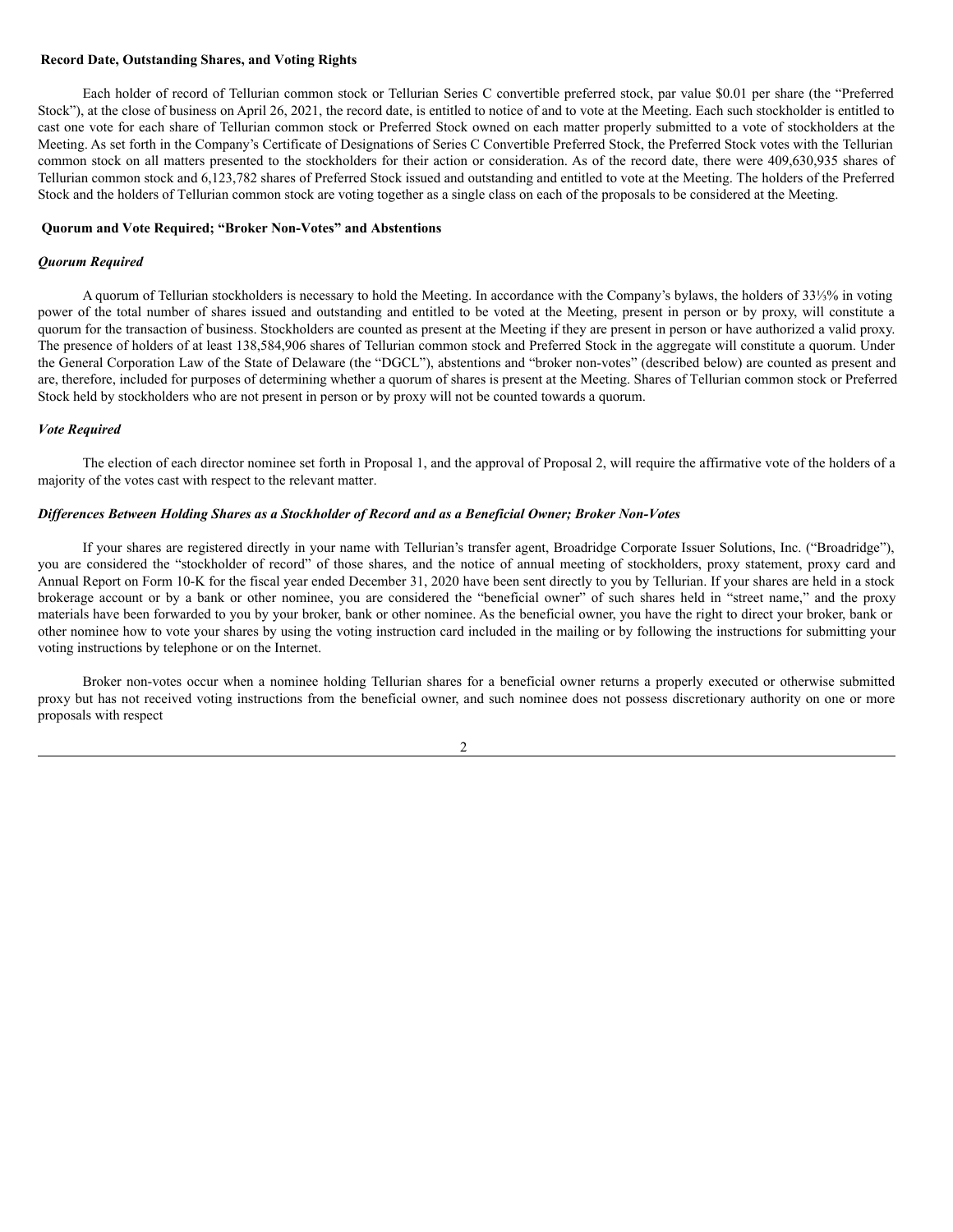## Record Date, Outstanding Shares, and Voting Rights

Each holder of record of Tellurian common stock or Tellurian Series C convertible preferred stock, par value $0.01 per share (the "Preferred Stock"), at the close of business on April 26, 2021, the record date, is entitled to notice of and to vote at the Meeting. Each such stockholder is entitled to cast one vote for each share of Tellurian common stock or Preferred Stock owned on each matter properly submitted to a vote of stockholders at the Meeting. As set forth in the Company's Certificate of Designations of Series C Convertible Preferred Stock, the Preferred Stock votes with the Tellurian common stock on all matters presented to the stockholders for their action or consideration. As of the record date, there were 409,630,935 shares of Tellurian common stock and 6,123,782 shares of Preferred Stock issued and outstanding and entitled to vote at the Meeting. The holders of the Preferred Stock and the holders of Tellurian common stock are voting together as a single class on each of the proposals to be considered at the Meeting.

## Quorum and Vote Required; "Broker Non-Votes" and Abstentions

### *Quorum Required*

A quorum of Tellurian stockholders is necessary to hold the Meeting. In accordance with the Company's bylaws, the holders of 33⅓% in voting power of the total number of shares issued and outstanding and entitled to be voted at the Meeting, present in person or by proxy, will constitute a quorum for the transaction of business. Stockholders are counted as present at the Meeting if they are present in person or have authorized a valid proxy. The presence of holders of at least 138,584,906 shares of Tellurian common stock and Preferred Stock in the aggregate will constitute a quorum. Under the General Corporation Law of the State of Delaware (the "DGCL"), abstentions and "broker non-votes" (described below) are counted as present and are, therefore, included for purposes of determining whether a quorum of shares is present at the Meeting. Shares of Tellurian common stock or Preferred Stock held by stockholders who are not present in person or by proxy will not be counted towards a quorum.

### *Vote Required*

The election of each director nominee set forth in Proposal 1, and the approval of Proposal 2, will require the affirmative vote of the holders of a majority of the votes cast with respect to the relevant matter.

### *Differences Between Holding Shares as a Stockholder of Record and as a Beneficial Owner; Broker Non-Votes*

If your shares are registered directly in your name with Tellurian's transfer agent, Broadridge Corporate Issuer Solutions, Inc. ("Broadridge"), you are considered the "stockholder of record" of those shares, and the notice of annual meeting of stockholders, proxy statement, proxy card and Annual Report on Form 10-K for the fiscal year ended December 31, 2020 have been sent directly to you by Tellurian. If your shares are held in a stock brokerage account or by a bank or other nominee, you are considered the "beneficial owner" of such shares held in "street name," and the proxy materials have been forwarded to you by your broker, bank or other nominee. As the beneficial owner, you have the right to direct your broker, bank or other nominee how to vote your shares by using the voting instruction card included in the mailing or by following the instructions for submitting your voting instructions by telephone or on the Internet.

Broker non-votes occur when a nominee holding Tellurian shares for a beneficial owner returns a properly executed or otherwise submitted proxy but has not received voting instructions from the beneficial owner, and such nominee does not possess discretionary authority on one or more proposals with respect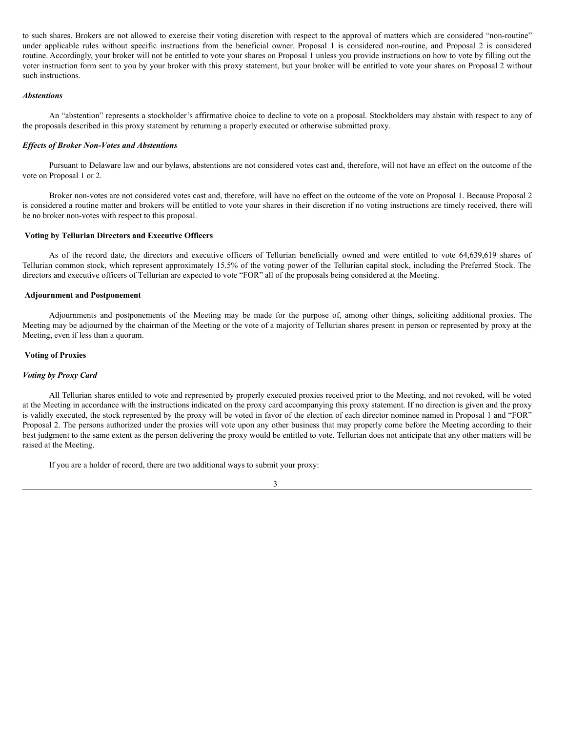to such shares. Brokers are not allowed to exercise their voting discretion with respect to the approval of matters which are considered "non-routine" under applicable rules without specific instructions from the beneficial owner. Proposal 1 is considered non-routine, and Proposal 2 is considered routine. Accordingly, your broker will not be entitled to vote your shares on Proposal 1 unless you provide instructions on how to vote by filling out the voter instruction form sent to you by your broker with this proxy statement, but your broker will be entitled to vote your shares on Proposal 2 without such instructions.

***Abstentions***

An "abstention" represents a stockholder's affirmative choice to decline to vote on a proposal. Stockholders may abstain with respect to any of the proposals described in this proxy statement by returning a properly executed or otherwise submitted proxy.

***Effects of Broker Non-Votes and Abstentions***

Pursuant to Delaware law and our bylaws, abstentions are not considered votes cast and, therefore, will not have an effect on the outcome of the vote on Proposal 1 or 2.

Broker non-votes are not considered votes cast and, therefore, will have no effect on the outcome of the vote on Proposal 1. Because Proposal 2 is considered a routine matter and brokers will be entitled to vote your shares in their discretion if no voting instructions are timely received, there will be no broker non-votes with respect to this proposal.

**Voting by Tellurian Directors and Executive Officers**

As of the record date, the directors and executive officers of Tellurian beneficially owned and were entitled to vote 64,639,619 shares of Tellurian common stock, which represent approximately 15.5% of the voting power of the Tellurian capital stock, including the Preferred Stock. The directors and executive officers of Tellurian are expected to vote "FOR" all of the proposals being considered at the Meeting.

**Adjournment and Postponement**

Adjournments and postponements of the Meeting may be made for the purpose of, among other things, soliciting additional proxies. The Meeting may be adjourned by the chairman of the Meeting or the vote of a majority of Tellurian shares present in person or represented by proxy at the Meeting, even if less than a quorum.

**Voting of Proxies**

***Voting by Proxy Card***

All Tellurian shares entitled to vote and represented by properly executed proxies received prior to the Meeting, and not revoked, will be voted at the Meeting in accordance with the instructions indicated on the proxy card accompanying this proxy statement. If no direction is given and the proxy is validly executed, the stock represented by the proxy will be voted in favor of the election of each director nominee named in Proposal 1 and "FOR" Proposal 2. The persons authorized under the proxies will vote upon any other business that may properly come before the Meeting according to their best judgment to the same extent as the person delivering the proxy would be entitled to vote. Tellurian does not anticipate that any other matters will be raised at the Meeting.

If you are a holder of record, there are two additional ways to submit your proxy: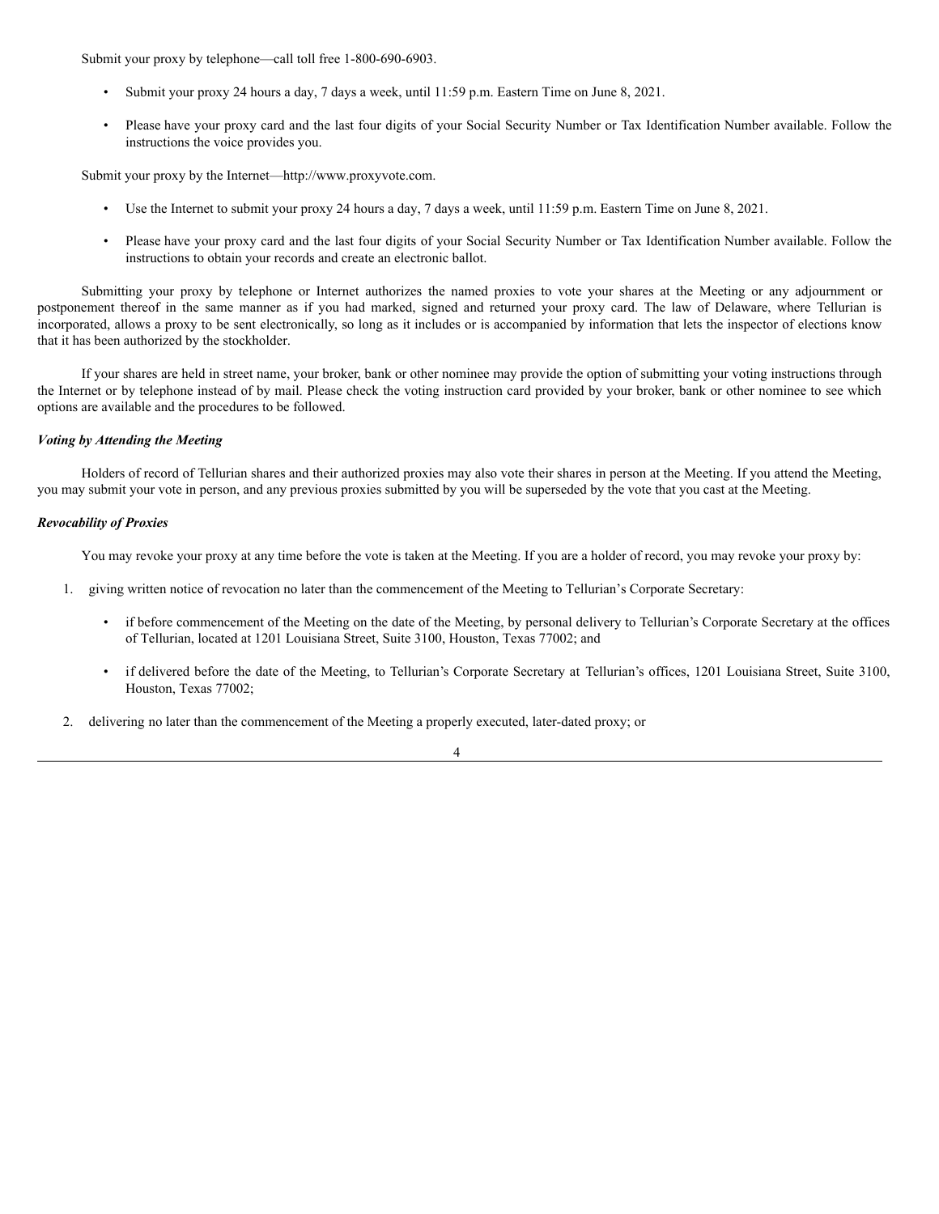Submit your proxy by telephone—call toll free 1-800-690-6903.

- Submit your proxy 24 hours a day, 7 days a week, until 11:59 p.m. Eastern Time on June 8, 2021.
- Please have your proxy card and the last four digits of your Social Security Number or Tax Identification Number available. Follow the instructions the voice provides you.

Submit your proxy by the Internet—http://www.proxyvote.com.

- Use the Internet to submit your proxy 24 hours a day, 7 days a week, until 11:59 p.m. Eastern Time on June 8, 2021.
- Please have your proxy card and the last four digits of your Social Security Number or Tax Identification Number available. Follow the instructions to obtain your records and create an electronic ballot.

Submitting your proxy by telephone or Internet authorizes the named proxies to vote your shares at the Meeting or any adjournment or postponement thereof in the same manner as if you had marked, signed and returned your proxy card. The law of Delaware, where Tellurian is incorporated, allows a proxy to be sent electronically, so long as it includes or is accompanied by information that lets the inspector of elections know that it has been authorized by the stockholder.

If your shares are held in street name, your broker, bank or other nominee may provide the option of submitting your voting instructions through the Internet or by telephone instead of by mail. Please check the voting instruction card provided by your broker, bank or other nominee to see which options are available and the procedures to be followed.

***Voting by Attending the Meeting***

Holders of record of Tellurian shares and their authorized proxies may also vote their shares in person at the Meeting. If you attend the Meeting, you may submit your vote in person, and any previous proxies submitted by you will be superseded by the vote that you cast at the Meeting.

***Revocability of Proxies***

You may revoke your proxy at any time before the vote is taken at the Meeting. If you are a holder of record, you may revoke your proxy by:

1. giving written notice of revocation no later than the commencement of the Meeting to Tellurian's Corporate Secretary:
   - if before commencement of the Meeting on the date of the Meeting, by personal delivery to Tellurian's Corporate Secretary at the offices of Tellurian, located at 1201 Louisiana Street, Suite 3100, Houston, Texas 77002; and
   - if delivered before the date of the Meeting, to Tellurian's Corporate Secretary at Tellurian's offices, 1201 Louisiana Street, Suite 3100, Houston, Texas 77002;
2. delivering no later than the commencement of the Meeting a properly executed, later-dated proxy; or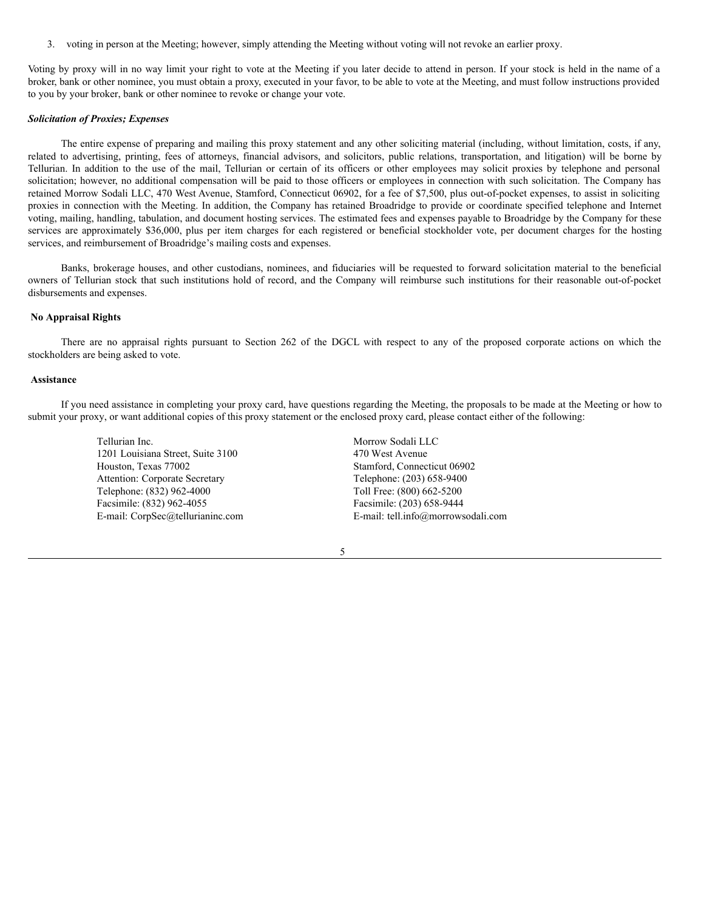3. voting in person at the Meeting; however, simply attending the Meeting without voting will not revoke an earlier proxy.

Voting by proxy will in no way limit your right to vote at the Meeting if you later decide to attend in person. If your stock is held in the name of a broker, bank or other nominee, you must obtain a proxy, executed in your favor, to be able to vote at the Meeting, and must follow instructions provided to you by your broker, bank or other nominee to revoke or change your vote.

***Solicitation of Proxies; Expenses***

The entire expense of preparing and mailing this proxy statement and any other soliciting material (including, without limitation, costs, if any, related to advertising, printing, fees of attorneys, financial advisors, and solicitors, public relations, transportation, and litigation) will be borne by Tellurian. In addition to the use of the mail, Tellurian or certain of its officers or other employees may solicit proxies by telephone and personal solicitation; however, no additional compensation will be paid to those officers or employees in connection with such solicitation. The Company has retained Morrow Sodali LLC, 470 West Avenue, Stamford, Connecticut 06902, for a fee of $7,500, plus out-of-pocket expenses, to assist in soliciting proxies in connection with the Meeting. In addition, the Company has retained Broadridge to provide or coordinate specified telephone and Internet voting, mailing, handling, tabulation, and document hosting services. The estimated fees and expenses payable to Broadridge by the Company for these services are approximately $36,000, plus per item charges for each registered or beneficial stockholder vote, per document charges for the hosting services, and reimbursement of Broadridge's mailing costs and expenses.

Banks, brokerage houses, and other custodians, nominees, and fiduciaries will be requested to forward solicitation material to the beneficial owners of Tellurian stock that such institutions hold of record, and the Company will reimburse such institutions for their reasonable out-of-pocket disbursements and expenses.

**No Appraisal Rights**

There are no appraisal rights pursuant to Section 262 of the DGCL with respect to any of the proposed corporate actions on which the stockholders are being asked to vote.

**Assistance**

If you need assistance in completing your proxy card, have questions regarding the Meeting, the proposals to be made at the Meeting or how to submit your proxy, or want additional copies of this proxy statement or the enclosed proxy card, please contact either of the following:

Tellurian Inc.
1201 Louisiana Street, Suite 3100
Houston, Texas 77002
Attention: Corporate Secretary
Telephone: (832) 962-4000
Facsimile: (832) 962-4055
E-mail: CorpSec@tellurianinc.com

Morrow Sodali LLC
470 West Avenue
Stamford, Connecticut 06902
Telephone: (203) 658-9400
Toll Free: (800) 662-5200
Facsimile: (203) 658-9444
E-mail: tell.info@morrowsodali.com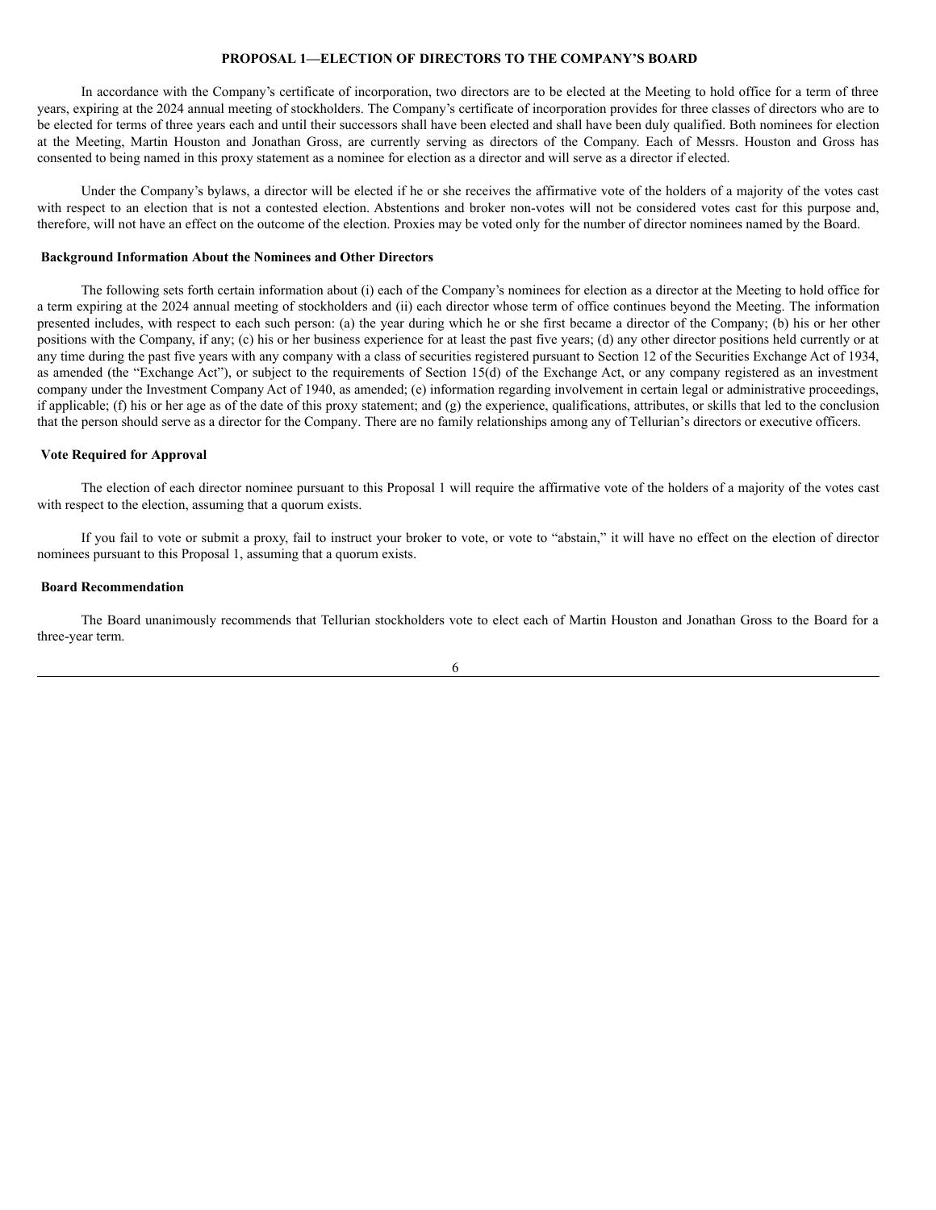## PROPOSAL 1—ELECTION OF DIRECTORS TO THE COMPANY'S BOARD

In accordance with the Company's certificate of incorporation, two directors are to be elected at the Meeting to hold office for a term of three years, expiring at the 2024 annual meeting of stockholders. The Company's certificate of incorporation provides for three classes of directors who are to be elected for terms of three years each and until their successors shall have been elected and shall have been duly qualified. Both nominees for election at the Meeting, Martin Houston and Jonathan Gross, are currently serving as directors of the Company. Each of Messrs. Houston and Gross has consented to being named in this proxy statement as a nominee for election as a director and will serve as a director if elected.

Under the Company's bylaws, a director will be elected if he or she receives the affirmative vote of the holders of a majority of the votes cast with respect to an election that is not a contested election. Abstentions and broker non-votes will not be considered votes cast for this purpose and, therefore, will not have an effect on the outcome of the election. Proxies may be voted only for the number of director nominees named by the Board.

### Background Information About the Nominees and Other Directors

The following sets forth certain information about (i) each of the Company's nominees for election as a director at the Meeting to hold office for a term expiring at the 2024 annual meeting of stockholders and (ii) each director whose term of office continues beyond the Meeting. The information presented includes, with respect to each such person: (a) the year during which he or she first became a director of the Company; (b) his or her other positions with the Company, if any; (c) his or her business experience for at least the past five years; (d) any other director positions held currently or at any time during the past five years with any company with a class of securities registered pursuant to Section 12 of the Securities Exchange Act of 1934, as amended (the "Exchange Act"), or subject to the requirements of Section 15(d) of the Exchange Act, or any company registered as an investment company under the Investment Company Act of 1940, as amended; (e) information regarding involvement in certain legal or administrative proceedings, if applicable; (f) his or her age as of the date of this proxy statement; and (g) the experience, qualifications, attributes, or skills that led to the conclusion that the person should serve as a director for the Company. There are no family relationships among any of Tellurian's directors or executive officers.

### Vote Required for Approval

The election of each director nominee pursuant to this Proposal 1 will require the affirmative vote of the holders of a majority of the votes cast with respect to the election, assuming that a quorum exists.

If you fail to vote or submit a proxy, fail to instruct your broker to vote, or vote to "abstain," it will have no effect on the election of director nominees pursuant to this Proposal 1, assuming that a quorum exists.

### Board Recommendation

The Board unanimously recommends that Tellurian stockholders vote to elect each of Martin Houston and Jonathan Gross to the Board for a three-year term.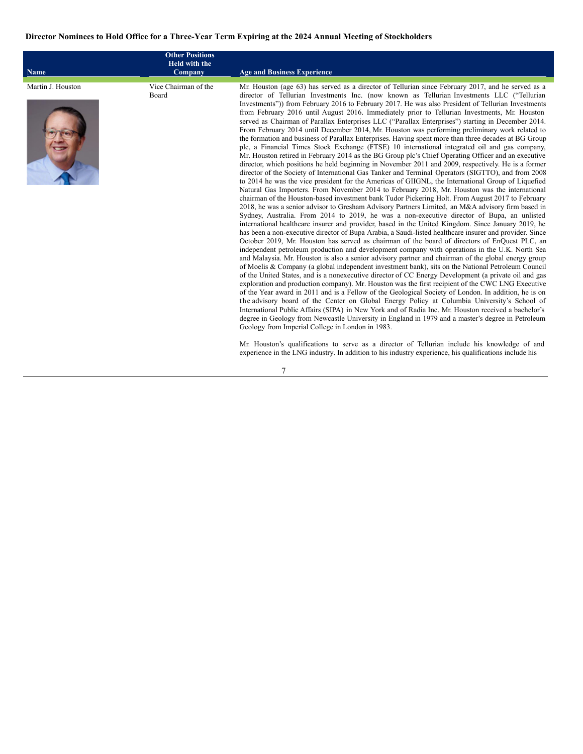**Director Nominees to Hold Office for a Three-Year Term Expiring at the 2024 Annual Meeting of Stockholders**

| Name | Other Positions Held with the Company | Age and Business Experience |
|---|---|---|
| Martin J. Houston | Vice Chairman of the Board | Mr. Houston (age 63) has served as a director of Tellurian since February 2017, and he served as a director of Tellurian Investments Inc. (now known as Tellurian Investments LLC ("Tellurian Investments")) from February 2016 to February 2017. He was also President of Tellurian Investments from February 2016 until August 2016. Immediately prior to Tellurian Investments, Mr. Houston served as Chairman of Parallax Enterprises LLC ("Parallax Enterprises") starting in December 2014. From February 2014 until December 2014, Mr. Houston was performing preliminary work related to the formation and business of Parallax Enterprises. Having spent more than three decades at BG Group plc, a Financial Times Stock Exchange (FTSE) 10 international integrated oil and gas company, Mr. Houston retired in February 2014 as the BG Group plc's Chief Operating Officer and an executive director, which positions he held beginning in November 2011 and 2009, respectively. He is a former director of the Society of International Gas Tanker and Terminal Operators (SIGTTO), and from 2008 to 2014 he was the vice president for the Americas of GIIGNL, the International Group of Liquefied Natural Gas Importers. From November 2014 to February 2018, Mr. Houston was the international chairman of the Houston-based investment bank Tudor Pickering Holt. From August 2017 to February 2018, he was a senior advisor to Gresham Advisory Partners Limited, an M&A advisory firm based in Sydney, Australia. From 2014 to 2019, he was a non-executive director of Bupa, an unlisted international healthcare insurer and provider, based in the United Kingdom. Since January 2019, he has been a non-executive director of Bupa Arabia, a Saudi-listed healthcare insurer and provider. Since October 2019, Mr. Houston has served as chairman of the board of directors of EnQuest PLC, an independent petroleum production and development company with operations in the U.K. North Sea and Malaysia. Mr. Houston is also a senior advisory partner and chairman of the global energy group of Moelis & Company (a global independent investment bank), sits on the National Petroleum Council of the United States, and is a nonexecutive director of CC Energy Development (a private oil and gas exploration and production company). Mr. Houston was the first recipient of the CWC LNG Executive of the Year award in 2011 and is a Fellow of the Geological Society of London. In addition, he is on the advisory board of the Center on Global Energy Policy at Columbia University's School of International Public Affairs (SIPA) in New York and of Radia Inc. Mr. Houston received a bachelor's degree in Geology from Newcastle University in England in 1979 and a master's degree in Petroleum Geology from Imperial College in London in 1983.<br><br>Mr. Houston's qualifications to serve as a director of Tellurian include his knowledge of and experience in the LNG industry. In addition to his industry experience, his qualifications include his |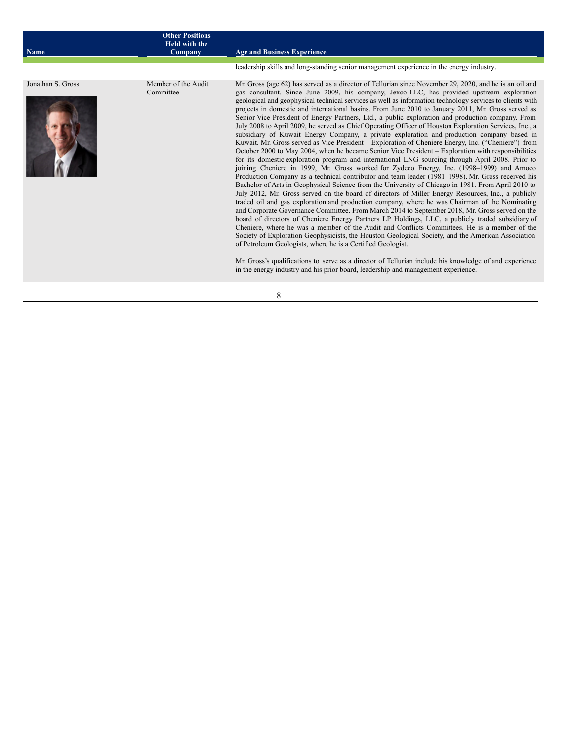| Name | Other Positions Held with the Company | Age and Business Experience |
| --- | --- | --- |
| | | leadership skills and long-standing senior management experience in the energy industry. |
| Jonathan S. Gross | Member of the Audit Committee | Mr. Gross (age 62) has served as a director of Tellurian since November 29, 2020, and he is an oil and gas consultant. Since June 2009, his company, Jexco LLC, has provided upstream exploration geological and geophysical technical services as well as information technology services to clients with projects in domestic and international basins. From June 2010 to January 2011, Mr. Gross served as Senior Vice President of Energy Partners, Ltd., a public exploration and production company. From July 2008 to April 2009, he served as Chief Operating Officer of Houston Exploration Services, Inc., a subsidiary of Kuwait Energy Company, a private exploration and production company based in Kuwait. Mr. Gross served as Vice President – Exploration of Cheniere Energy, Inc. ("Cheniere") from October 2000 to May 2004, when he became Senior Vice President – Exploration with responsibilities for its domestic exploration program and international LNG sourcing through April 2008. Prior to joining Cheniere in 1999, Mr. Gross worked for Zydeco Energy, Inc. (1998–1999) and Amoco Production Company as a technical contributor and team leader (1981–1998). Mr. Gross received his Bachelor of Arts in Geophysical Science from the University of Chicago in 1981. From April 2010 to July 2012, Mr. Gross served on the board of directors of Miller Energy Resources, Inc., a publicly traded oil and gas exploration and production company, where he was Chairman of the Nominating and Corporate Governance Committee. From March 2014 to September 2018, Mr. Gross served on the board of directors of Cheniere Energy Partners LP Holdings, LLC, a publicly traded subsidiary of Cheniere, where he was a member of the Audit and Conflicts Committees. He is a member of the Society of Exploration Geophysicists, the Houston Geological Society, and the American Association of Petroleum Geologists, where he is a Certified Geologist.<br><br>Mr. Gross's qualifications to serve as a director of Tellurian include his knowledge of and experience in the energy industry and his prior board, leadership and management experience. |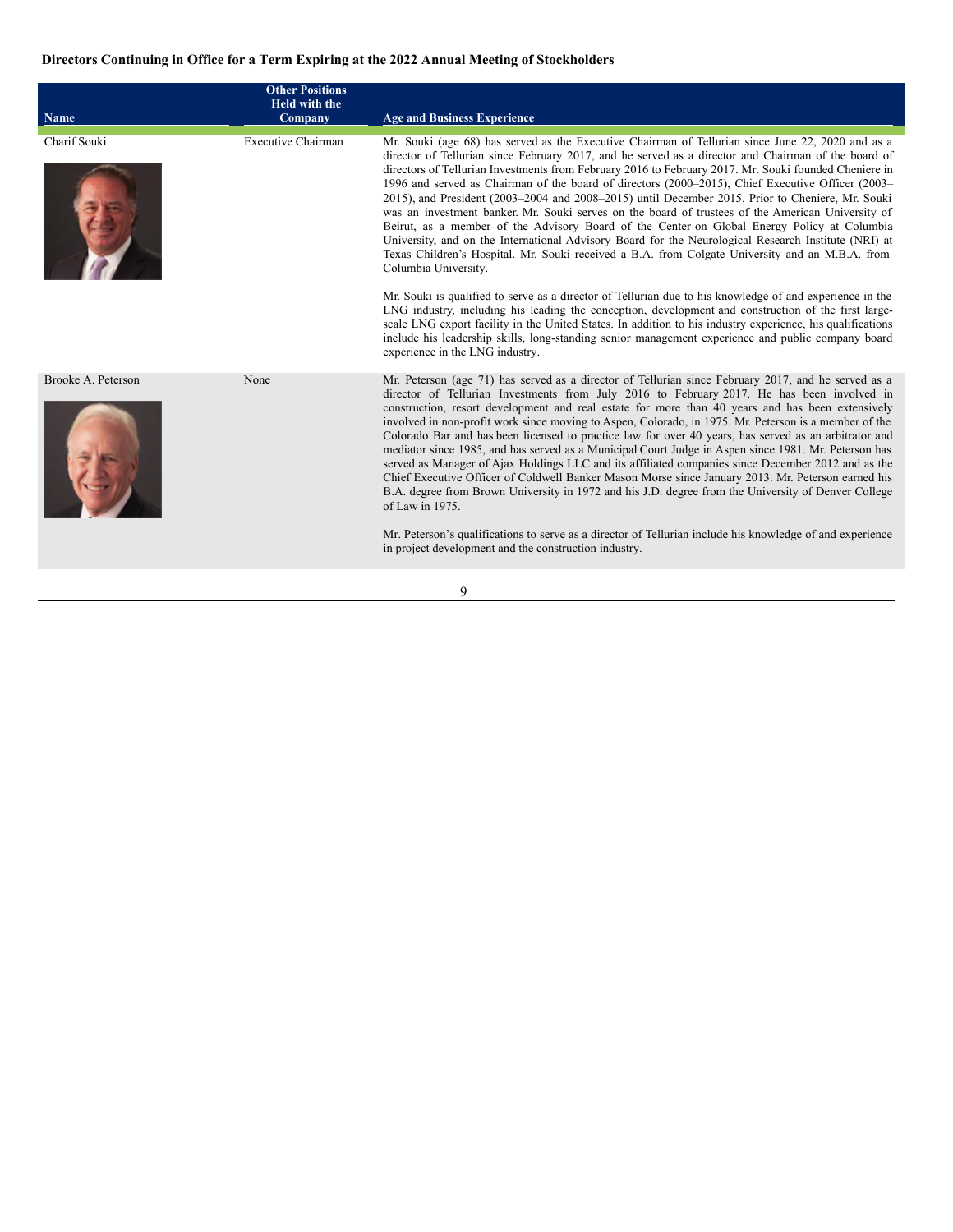**Directors Continuing in Office for a Term Expiring at the 2022 Annual Meeting of Stockholders**

| Name | Other Positions Held with the Company | Age and Business Experience |
| --- | --- | --- |
| Charif Souki | Executive Chairman | Mr. Souki (age 68) has served as the Executive Chairman of Tellurian since June 22, 2020 and as a director of Tellurian since February 2017, and he served as a director and Chairman of the board of directors of Tellurian Investments from February 2016 to February 2017. Mr. Souki founded Cheniere in 1996 and served as Chairman of the board of directors (2000–2015), Chief Executive Officer (2003–2015), and President (2003–2004 and 2008–2015) until December 2015. Prior to Cheniere, Mr. Souki was an investment banker. Mr. Souki serves on the board of trustees of the American University of Beirut, as a member of the Advisory Board of the Center on Global Energy Policy at Columbia University, and on the International Advisory Board for the Neurological Research Institute (NRI) at Texas Children's Hospital. Mr. Souki received a B.A. from Colgate University and an M.B.A. from Columbia University.<br><br>Mr. Souki is qualified to serve as a director of Tellurian due to his knowledge of and experience in the LNG industry, including his leading the conception, development and construction of the first large-scale LNG export facility in the United States. In addition to his industry experience, his qualifications include his leadership skills, long-standing senior management experience and public company board experience in the LNG industry. |
| Brooke A. Peterson | None | Mr. Peterson (age 71) has served as a director of Tellurian since February 2017, and he served as a director of Tellurian Investments from July 2016 to February 2017. He has been involved in construction, resort development and real estate for more than 40 years and has been extensively involved in non-profit work since moving to Aspen, Colorado, in 1975. Mr. Peterson is a member of the Colorado Bar and has been licensed to practice law for over 40 years, has served as an arbitrator and mediator since 1985, and has served as a Municipal Court Judge in Aspen since 1981. Mr. Peterson has served as Manager of Ajax Holdings LLC and its affiliated companies since December 2012 and as the Chief Executive Officer of Coldwell Banker Mason Morse since January 2013. Mr. Peterson earned his B.A. degree from Brown University in 1972 and his J.D. degree from the University of Denver College of Law in 1975.<br><br>Mr. Peterson's qualifications to serve as a director of Tellurian include his knowledge of and experience in project development and the construction industry. |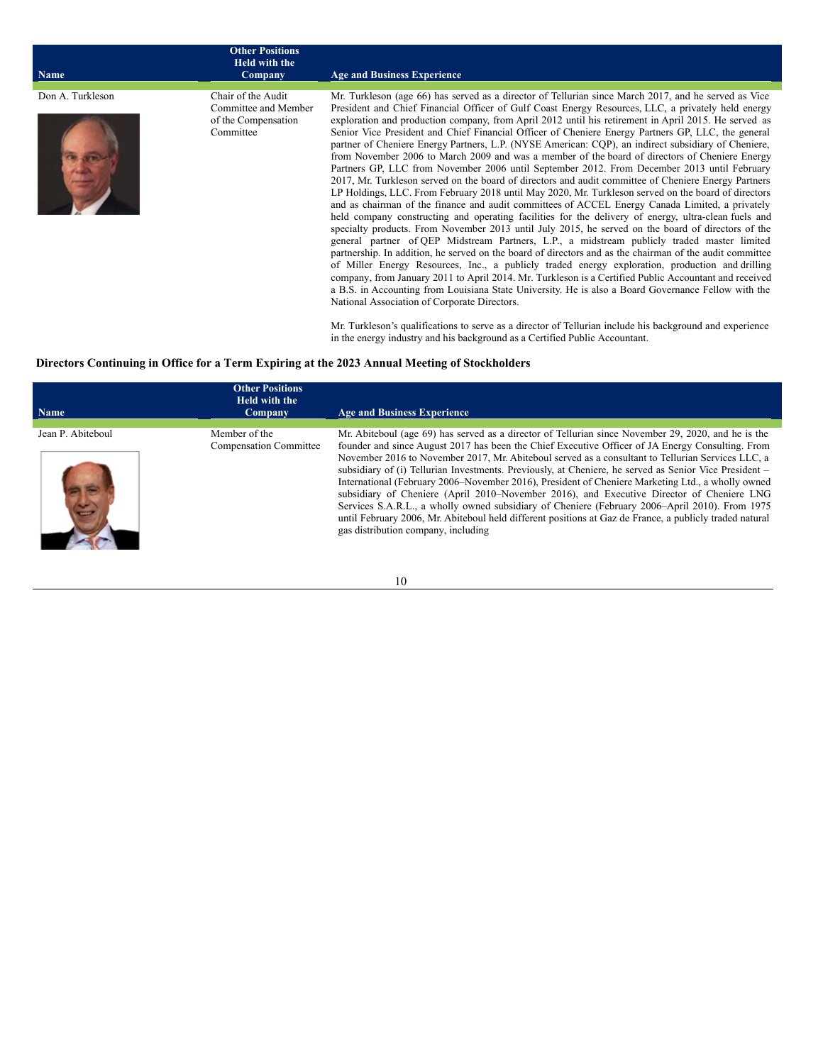| Name | Other Positions Held with the Company | Age and Business Experience |
| --- | --- | --- |
| Don A. Turkleson | Chair of the Audit Committee and Member of the Compensation Committee | Mr. Turkleson (age 66) has served as a director of Tellurian since March 2017, and he served as Vice President and Chief Financial Officer of Gulf Coast Energy Resources, LLC, a privately held energy exploration and production company, from April 2012 until his retirement in April 2015. He served as Senior Vice President and Chief Financial Officer of Cheniere Energy Partners GP, LLC, the general partner of Cheniere Energy Partners, L.P. (NYSE American: CQP), an indirect subsidiary of Cheniere, from November 2006 to March 2009 and was a member of the board of directors of Cheniere Energy Partners GP, LLC from November 2006 until September 2012. From December 2013 until February 2017, Mr. Turkleson served on the board of directors and audit committee of Cheniere Energy Partners LP Holdings, LLC. From February 2018 until May 2020, Mr. Turkleson served on the board of directors and as chairman of the finance and audit committees of ACCEL Energy Canada Limited, a privately held company constructing and operating facilities for the delivery of energy, ultra-clean fuels and specialty products. From November 2013 until July 2015, he served on the board of directors of the general partner of QEP Midstream Partners, L.P., a midstream publicly traded master limited partnership. In addition, he served on the board of directors and as the chairman of the audit committee of Miller Energy Resources, Inc., a publicly traded energy exploration, production and drilling company, from January 2011 to April 2014. Mr. Turkleson is a Certified Public Accountant and received a B.S. in Accounting from Louisiana State University. He is also a Board Governance Fellow with the National Association of Corporate Directors.<br><br>Mr. Turkleson's qualifications to serve as a director of Tellurian include his background and experience in the energy industry and his background as a Certified Public Accountant. |

**Directors Continuing in Office for a Term Expiring at the 2023 Annual Meeting of Stockholders**

| Name | Other Positions Held with the Company | Age and Business Experience |
| --- | --- | --- |
| Jean P. Abiteboul | Member of the Compensation Committee | Mr. Abiteboul (age 69) has served as a director of Tellurian since November 29, 2020, and he is the founder and since August 2017 has been the Chief Executive Officer of JA Energy Consulting. From November 2016 to November 2017, Mr. Abiteboul served as a consultant to Tellurian Services LLC, a subsidiary of (i) Tellurian Investments. Previously, at Cheniere, he served as Senior Vice President – International (February 2006–November 2016), President of Cheniere Marketing Ltd., a wholly owned subsidiary of Cheniere (April 2010–November 2016), and Executive Director of Cheniere LNG Services S.A.R.L., a wholly owned subsidiary of Cheniere (February 2006–April 2010). From 1975 until February 2006, Mr. Abiteboul held different positions at Gaz de France, a publicly traded natural gas distribution company, including |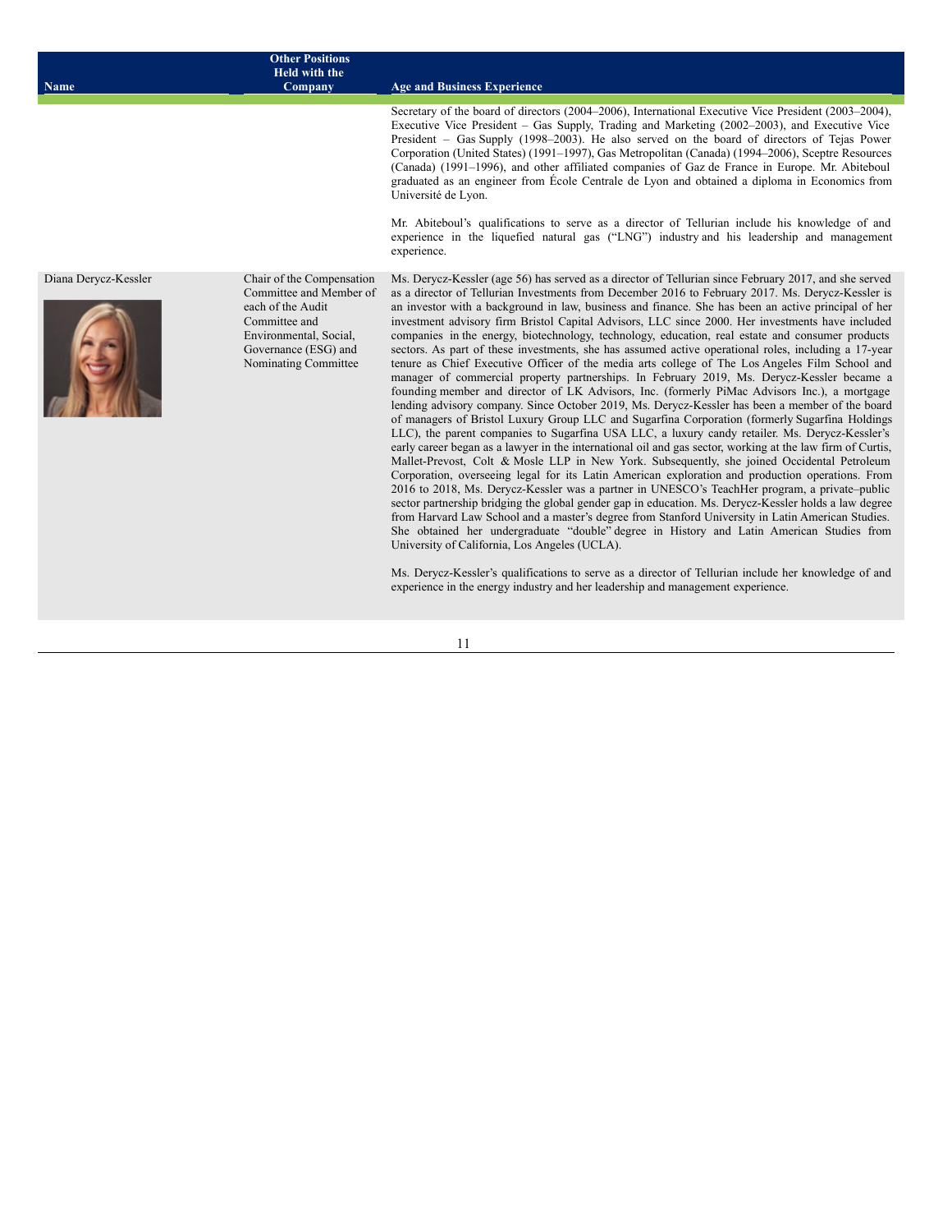| Name | Other Positions Held with the Company | Age and Business Experience |
|---|---|---|
| | | Secretary of the board of directors (2004–2006), International Executive Vice President (2003–2004), Executive Vice President – Gas Supply, Trading and Marketing (2002–2003), and Executive Vice President – Gas Supply (1998–2003). He also served on the board of directors of Tejas Power Corporation (United States) (1991–1997), Gas Metropolitan (Canada) (1994–2006), Sceptre Resources (Canada) (1991–1996), and other affiliated companies of Gaz de France in Europe. Mr. Abiteboul graduated as an engineer from École Centrale de Lyon and obtained a diploma in Economics from Université de Lyon.<br><br>Mr. Abiteboul's qualifications to serve as a director of Tellurian include his knowledge of and experience in the liquefied natural gas ("LNG") industry and his leadership and management experience. |
| Diana Derycz-Kessler | Chair of the Compensation Committee and Member of each of the Audit Committee and Environmental, Social, Governance (ESG) and Nominating Committee | Ms. Derycz-Kessler (age 56) has served as a director of Tellurian since February 2017, and she served as a director of Tellurian Investments from December 2016 to February 2017. Ms. Derycz-Kessler is an investor with a background in law, business and finance. She has been an active principal of her investment advisory firm Bristol Capital Advisors, LLC since 2000. Her investments have included companies in the energy, biotechnology, technology, education, real estate and consumer products sectors. As part of these investments, she has assumed active operational roles, including a 17-year tenure as Chief Executive Officer of the media arts college of The Los Angeles Film School and manager of commercial property partnerships. In February 2019, Ms. Derycz-Kessler became a founding member and director of LK Advisors, Inc. (formerly PiMac Advisors Inc.), a mortgage lending advisory company. Since October 2019, Ms. Derycz-Kessler has been a member of the board of managers of Bristol Luxury Group LLC and Sugarfina Corporation (formerly Sugarfina Holdings LLC), the parent companies to Sugarfina USA LLC, a luxury candy retailer. Ms. Derycz-Kessler's early career began as a lawyer in the international oil and gas sector, working at the law firm of Curtis, Mallet-Prevost, Colt & Mosle LLP in New York. Subsequently, she joined Occidental Petroleum Corporation, overseeing legal for its Latin American exploration and production operations. From 2016 to 2018, Ms. Derycz-Kessler was a partner in UNESCO's TeachHer program, a private–public sector partnership bridging the global gender gap in education. Ms. Derycz-Kessler holds a law degree from Harvard Law School and a master's degree from Stanford University in Latin American Studies. She obtained her undergraduate "double" degree in History and Latin American Studies from University of California, Los Angeles (UCLA).<br><br>Ms. Derycz-Kessler's qualifications to serve as a director of Tellurian include her knowledge of and experience in the energy industry and her leadership and management experience. |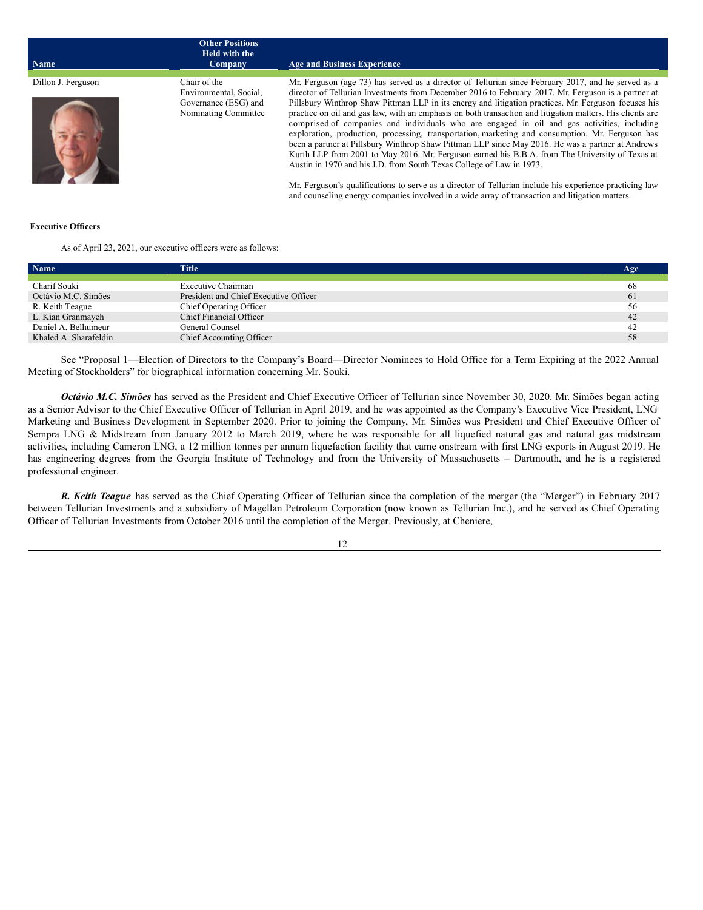| Name | Other Positions Held with the Company | Age and Business Experience |
| --- | --- | --- |
| Dillon J. Ferguson | Chair of the Environmental, Social, Governance (ESG) and Nominating Committee | Mr. Ferguson (age 73) has served as a director of Tellurian since February 2017, and he served as a director of Tellurian Investments from December 2016 to February 2017. Mr. Ferguson is a partner at Pillsbury Winthrop Shaw Pittman LLP in its energy and litigation practices. Mr. Ferguson focuses his practice on oil and gas law, with an emphasis on both transaction and litigation matters. His clients are comprised of companies and individuals who are engaged in oil and gas activities, including exploration, production, processing, transportation, marketing and consumption. Mr. Ferguson has been a partner at Pillsbury Winthrop Shaw Pittman LLP since May 2016. He was a partner at Andrews Kurth LLP from 2001 to May 2016. Mr. Ferguson earned his B.B.A. from The University of Texas at Austin in 1970 and his J.D. from South Texas College of Law in 1973.<br><br>Mr. Ferguson's qualifications to serve as a director of Tellurian include his experience practicing law and counseling energy companies involved in a wide array of transaction and litigation matters. |

**Executive Officers**

As of April 23, 2021, our executive officers were as follows:

| Name | Title | Age |
| --- | --- | --- |
| Charif Souki | Executive Chairman | 68 |
| Octávio M.C. Simões | President and Chief Executive Officer | 61 |
| R. Keith Teague | Chief Operating Officer | 56 |
| L. Kian Granmayeh | Chief Financial Officer | 42 |
| Daniel A. Belhumeur | General Counsel | 42 |
| Khaled A. Sharafeldin | Chief Accounting Officer | 58 |

See "Proposal 1—Election of Directors to the Company's Board—Director Nominees to Hold Office for a Term Expiring at the 2022 Annual Meeting of Stockholders" for biographical information concerning Mr. Souki.

***Octávio M.C. Simões*** has served as the President and Chief Executive Officer of Tellurian since November 30, 2020. Mr. Simões began acting as a Senior Advisor to the Chief Executive Officer of Tellurian in April 2019, and he was appointed as the Company's Executive Vice President, LNG Marketing and Business Development in September 2020. Prior to joining the Company, Mr. Simões was President and Chief Executive Officer of Sempra LNG & Midstream from January 2012 to March 2019, where he was responsible for all liquefied natural gas and natural gas midstream activities, including Cameron LNG, a 12 million tonnes per annum liquefaction facility that came onstream with first LNG exports in August 2019. He has engineering degrees from the Georgia Institute of Technology and from the University of Massachusetts – Dartmouth, and he is a registered professional engineer.

***R. Keith Teague*** has served as the Chief Operating Officer of Tellurian since the completion of the merger (the "Merger") in February 2017 between Tellurian Investments and a subsidiary of Magellan Petroleum Corporation (now known as Tellurian Inc.), and he served as Chief Operating Officer of Tellurian Investments from October 2016 until the completion of the Merger. Previously, at Cheniere,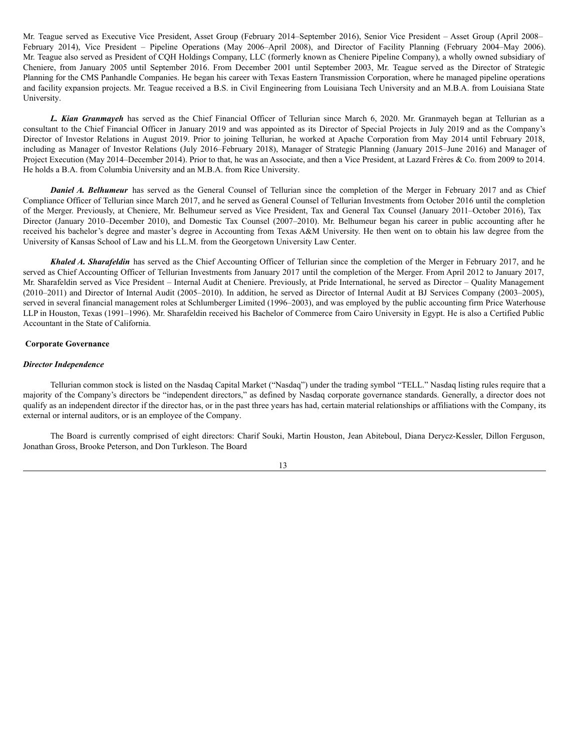Mr. Teague served as Executive Vice President, Asset Group (February 2014–September 2016), Senior Vice President – Asset Group (April 2008–February 2014), Vice President – Pipeline Operations (May 2006–April 2008), and Director of Facility Planning (February 2004–May 2006). Mr. Teague also served as President of CQH Holdings Company, LLC (formerly known as Cheniere Pipeline Company), a wholly owned subsidiary of Cheniere, from January 2005 until September 2016. From December 2001 until September 2003, Mr. Teague served as the Director of Strategic Planning for the CMS Panhandle Companies. He began his career with Texas Eastern Transmission Corporation, where he managed pipeline operations and facility expansion projects. Mr. Teague received a B.S. in Civil Engineering from Louisiana Tech University and an M.B.A. from Louisiana State University.

***L. Kian Granmayeh*** has served as the Chief Financial Officer of Tellurian since March 6, 2020. Mr. Granmayeh began at Tellurian as a consultant to the Chief Financial Officer in January 2019 and was appointed as its Director of Special Projects in July 2019 and as the Company's Director of Investor Relations in August 2019. Prior to joining Tellurian, he worked at Apache Corporation from May 2014 until February 2018, including as Manager of Investor Relations (July 2016–February 2018), Manager of Strategic Planning (January 2015–June 2016) and Manager of Project Execution (May 2014–December 2014). Prior to that, he was an Associate, and then a Vice President, at Lazard Frères & Co. from 2009 to 2014. He holds a B.A. from Columbia University and an M.B.A. from Rice University.

***Daniel A. Belhumeur*** has served as the General Counsel of Tellurian since the completion of the Merger in February 2017 and as Chief Compliance Officer of Tellurian since March 2017, and he served as General Counsel of Tellurian Investments from October 2016 until the completion of the Merger. Previously, at Cheniere, Mr. Belhumeur served as Vice President, Tax and General Tax Counsel (January 2011–October 2016), Tax Director (January 2010–December 2010), and Domestic Tax Counsel (2007–2010). Mr. Belhumeur began his career in public accounting after he received his bachelor's degree and master's degree in Accounting from Texas A&M University. He then went on to obtain his law degree from the University of Kansas School of Law and his LL.M. from the Georgetown University Law Center.

***Khaled A. Sharafeldin*** has served as the Chief Accounting Officer of Tellurian since the completion of the Merger in February 2017, and he served as Chief Accounting Officer of Tellurian Investments from January 2017 until the completion of the Merger. From April 2012 to January 2017, Mr. Sharafeldin served as Vice President – Internal Audit at Cheniere. Previously, at Pride International, he served as Director – Quality Management (2010–2011) and Director of Internal Audit (2005–2010). In addition, he served as Director of Internal Audit at BJ Services Company (2003–2005), served in several financial management roles at Schlumberger Limited (1996–2003), and was employed by the public accounting firm Price Waterhouse LLP in Houston, Texas (1991–1996). Mr. Sharafeldin received his Bachelor of Commerce from Cairo University in Egypt. He is also a Certified Public Accountant in the State of California.

## Corporate Governance

### *Director Independence*

Tellurian common stock is listed on the Nasdaq Capital Market ("Nasdaq") under the trading symbol "TELL." Nasdaq listing rules require that a majority of the Company's directors be "independent directors," as defined by Nasdaq corporate governance standards. Generally, a director does not qualify as an independent director if the director has, or in the past three years has had, certain material relationships or affiliations with the Company, its external or internal auditors, or is an employee of the Company.

The Board is currently comprised of eight directors: Charif Souki, Martin Houston, Jean Abiteboul, Diana Derycz-Kessler, Dillon Ferguson, Jonathan Gross, Brooke Peterson, and Don Turkleson. The Board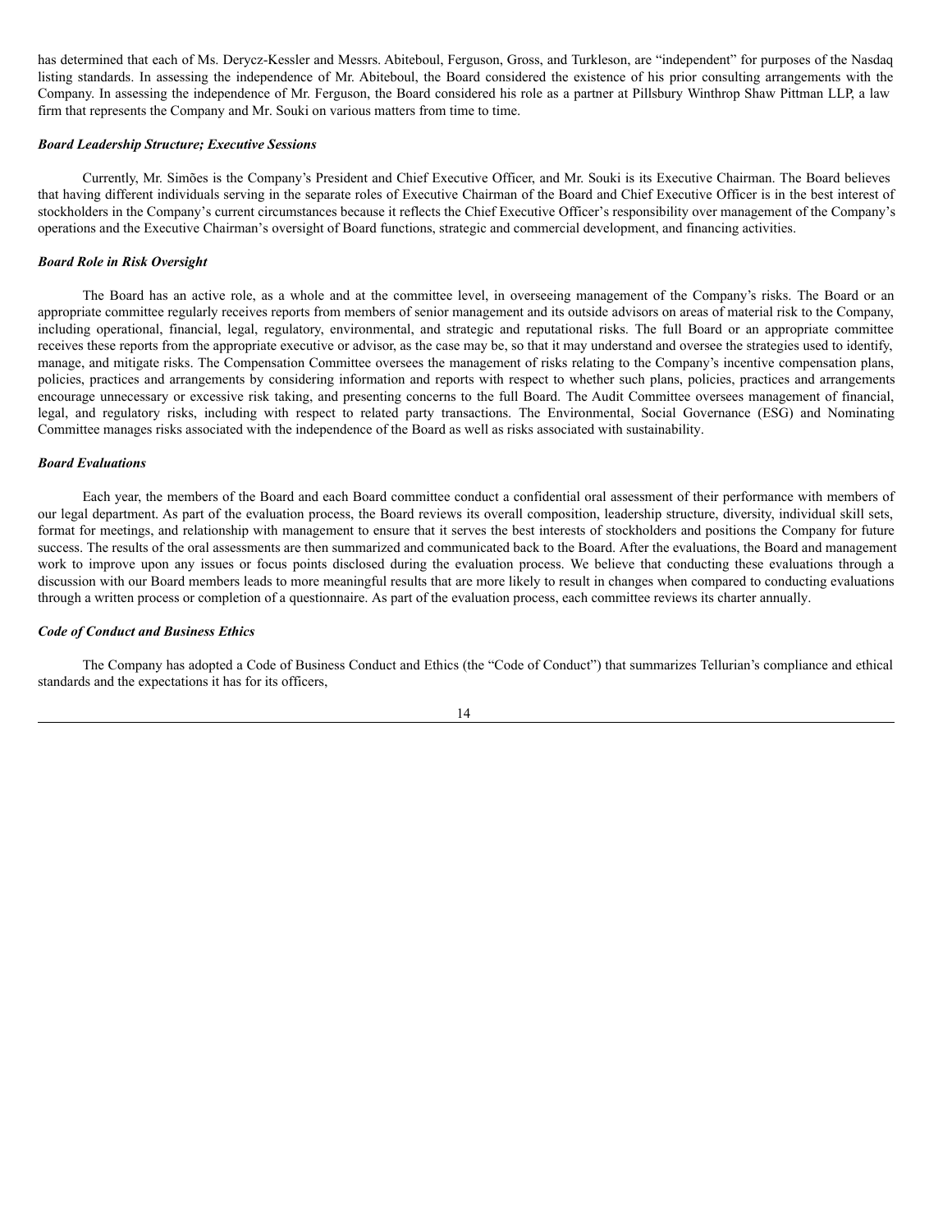has determined that each of Ms. Derycz-Kessler and Messrs. Abiteboul, Ferguson, Gross, and Turkleson, are "independent" for purposes of the Nasdaq listing standards. In assessing the independence of Mr. Abiteboul, the Board considered the existence of his prior consulting arrangements with the Company. In assessing the independence of Mr. Ferguson, the Board considered his role as a partner at Pillsbury Winthrop Shaw Pittman LLP, a law firm that represents the Company and Mr. Souki on various matters from time to time.

***Board Leadership Structure; Executive Sessions***

Currently, Mr. Simões is the Company's President and Chief Executive Officer, and Mr. Souki is its Executive Chairman. The Board believes that having different individuals serving in the separate roles of Executive Chairman of the Board and Chief Executive Officer is in the best interest of stockholders in the Company's current circumstances because it reflects the Chief Executive Officer's responsibility over management of the Company's operations and the Executive Chairman's oversight of Board functions, strategic and commercial development, and financing activities.

***Board Role in Risk Oversight***

The Board has an active role, as a whole and at the committee level, in overseeing management of the Company's risks. The Board or an appropriate committee regularly receives reports from members of senior management and its outside advisors on areas of material risk to the Company, including operational, financial, legal, regulatory, environmental, and strategic and reputational risks. The full Board or an appropriate committee receives these reports from the appropriate executive or advisor, as the case may be, so that it may understand and oversee the strategies used to identify, manage, and mitigate risks. The Compensation Committee oversees the management of risks relating to the Company's incentive compensation plans, policies, practices and arrangements by considering information and reports with respect to whether such plans, policies, practices and arrangements encourage unnecessary or excessive risk taking, and presenting concerns to the full Board. The Audit Committee oversees management of financial, legal, and regulatory risks, including with respect to related party transactions. The Environmental, Social Governance (ESG) and Nominating Committee manages risks associated with the independence of the Board as well as risks associated with sustainability.

***Board Evaluations***

Each year, the members of the Board and each Board committee conduct a confidential oral assessment of their performance with members of our legal department. As part of the evaluation process, the Board reviews its overall composition, leadership structure, diversity, individual skill sets, format for meetings, and relationship with management to ensure that it serves the best interests of stockholders and positions the Company for future success. The results of the oral assessments are then summarized and communicated back to the Board. After the evaluations, the Board and management work to improve upon any issues or focus points disclosed during the evaluation process. We believe that conducting these evaluations through a discussion with our Board members leads to more meaningful results that are more likely to result in changes when compared to conducting evaluations through a written process or completion of a questionnaire. As part of the evaluation process, each committee reviews its charter annually.

***Code of Conduct and Business Ethics***

The Company has adopted a Code of Business Conduct and Ethics (the "Code of Conduct") that summarizes Tellurian's compliance and ethical standards and the expectations it has for its officers,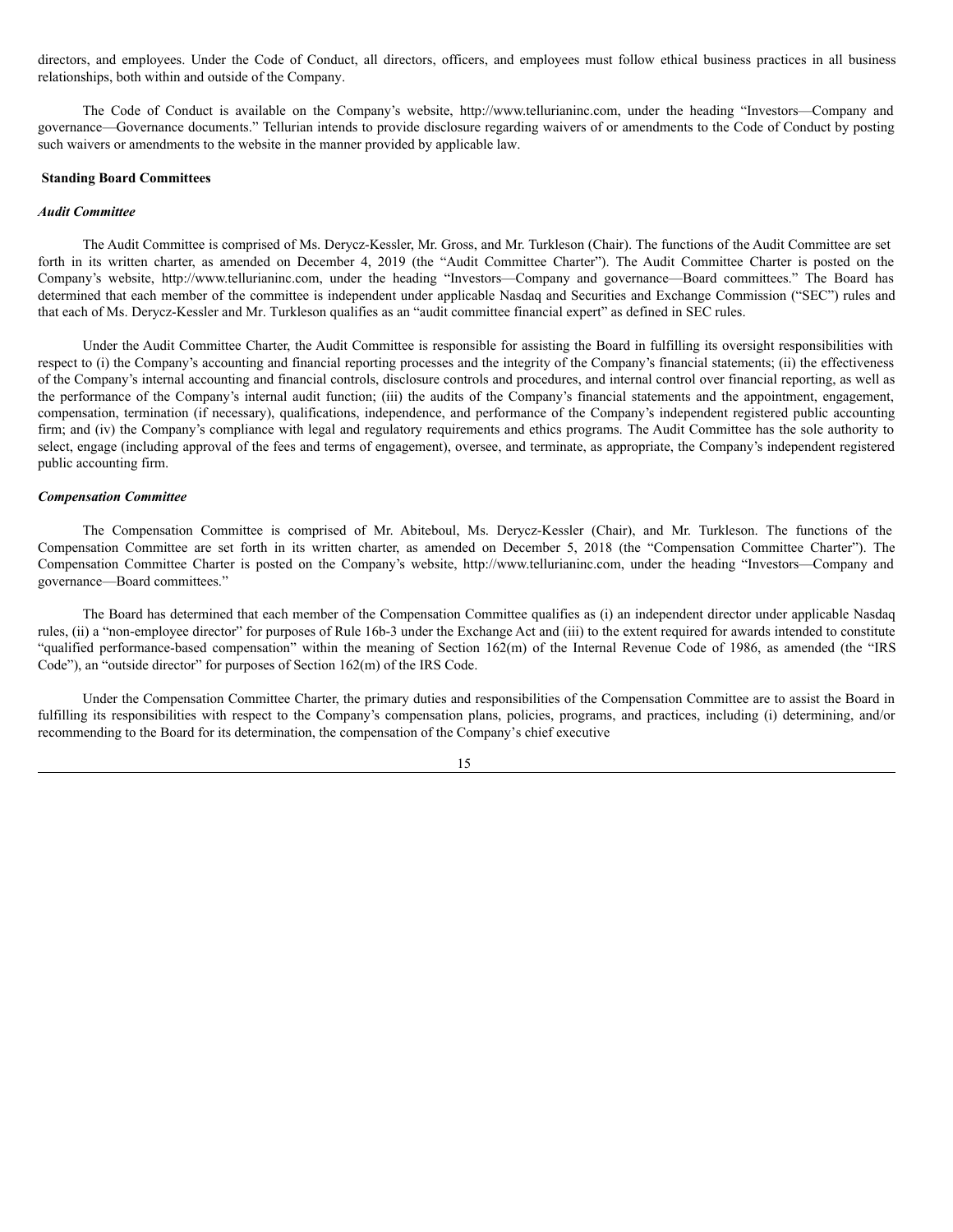directors, and employees. Under the Code of Conduct, all directors, officers, and employees must follow ethical business practices in all business relationships, both within and outside of the Company.

The Code of Conduct is available on the Company's website, http://www.tellurianinc.com, under the heading "Investors—Company and governance—Governance documents." Tellurian intends to provide disclosure regarding waivers of or amendments to the Code of Conduct by posting such waivers or amendments to the website in the manner provided by applicable law.

## Standing Board Committees

### *Audit Committee*

The Audit Committee is comprised of Ms. Derycz-Kessler, Mr. Gross, and Mr. Turkleson (Chair). The functions of the Audit Committee are set forth in its written charter, as amended on December 4, 2019 (the "Audit Committee Charter"). The Audit Committee Charter is posted on the Company's website, http://www.tellurianinc.com, under the heading "Investors—Company and governance—Board committees." The Board has determined that each member of the committee is independent under applicable Nasdaq and Securities and Exchange Commission ("SEC") rules and that each of Ms. Derycz-Kessler and Mr. Turkleson qualifies as an "audit committee financial expert" as defined in SEC rules.

Under the Audit Committee Charter, the Audit Committee is responsible for assisting the Board in fulfilling its oversight responsibilities with respect to (i) the Company's accounting and financial reporting processes and the integrity of the Company's financial statements; (ii) the effectiveness of the Company's internal accounting and financial controls, disclosure controls and procedures, and internal control over financial reporting, as well as the performance of the Company's internal audit function; (iii) the audits of the Company's financial statements and the appointment, engagement, compensation, termination (if necessary), qualifications, independence, and performance of the Company's independent registered public accounting firm; and (iv) the Company's compliance with legal and regulatory requirements and ethics programs. The Audit Committee has the sole authority to select, engage (including approval of the fees and terms of engagement), oversee, and terminate, as appropriate, the Company's independent registered public accounting firm.

### *Compensation Committee*

The Compensation Committee is comprised of Mr. Abiteboul, Ms. Derycz-Kessler (Chair), and Mr. Turkleson. The functions of the Compensation Committee are set forth in its written charter, as amended on December 5, 2018 (the "Compensation Committee Charter"). The Compensation Committee Charter is posted on the Company's website, http://www.tellurianinc.com, under the heading "Investors—Company and governance—Board committees."

The Board has determined that each member of the Compensation Committee qualifies as (i) an independent director under applicable Nasdaq rules, (ii) a "non-employee director" for purposes of Rule 16b-3 under the Exchange Act and (iii) to the extent required for awards intended to constitute "qualified performance-based compensation" within the meaning of Section 162(m) of the Internal Revenue Code of 1986, as amended (the "IRS Code"), an "outside director" for purposes of Section 162(m) of the IRS Code.

Under the Compensation Committee Charter, the primary duties and responsibilities of the Compensation Committee are to assist the Board in fulfilling its responsibilities with respect to the Company's compensation plans, policies, programs, and practices, including (i) determining, and/or recommending to the Board for its determination, the compensation of the Company's chief executive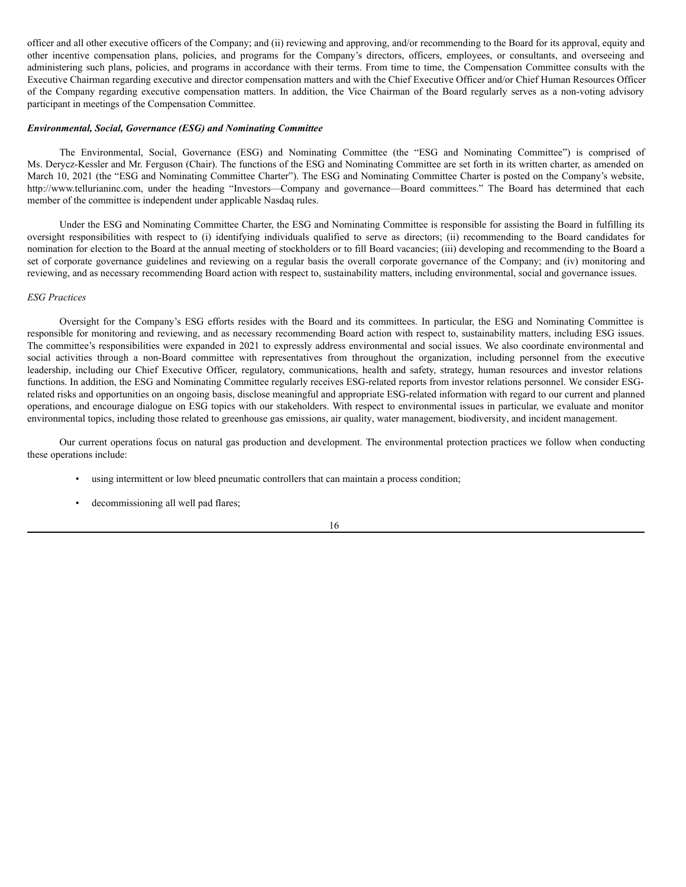officer and all other executive officers of the Company; and (ii) reviewing and approving, and/or recommending to the Board for its approval, equity and other incentive compensation plans, policies, and programs for the Company's directors, officers, employees, or consultants, and overseeing and administering such plans, policies, and programs in accordance with their terms. From time to time, the Compensation Committee consults with the Executive Chairman regarding executive and director compensation matters and with the Chief Executive Officer and/or Chief Human Resources Officer of the Company regarding executive compensation matters. In addition, the Vice Chairman of the Board regularly serves as a non-voting advisory participant in meetings of the Compensation Committee.

***Environmental, Social, Governance (ESG) and Nominating Committee***

The Environmental, Social, Governance (ESG) and Nominating Committee (the "ESG and Nominating Committee") is comprised of Ms. Derycz-Kessler and Mr. Ferguson (Chair). The functions of the ESG and Nominating Committee are set forth in its written charter, as amended on March 10, 2021 (the "ESG and Nominating Committee Charter"). The ESG and Nominating Committee Charter is posted on the Company's website, http://www.tellurianinc.com, under the heading "Investors—Company and governance—Board committees." The Board has determined that each member of the committee is independent under applicable Nasdaq rules.

Under the ESG and Nominating Committee Charter, the ESG and Nominating Committee is responsible for assisting the Board in fulfilling its oversight responsibilities with respect to (i) identifying individuals qualified to serve as directors; (ii) recommending to the Board candidates for nomination for election to the Board at the annual meeting of stockholders or to fill Board vacancies; (iii) developing and recommending to the Board a set of corporate governance guidelines and reviewing on a regular basis the overall corporate governance of the Company; and (iv) monitoring and reviewing, and as necessary recommending Board action with respect to, sustainability matters, including environmental, social and governance issues.

*ESG Practices*

Oversight for the Company's ESG efforts resides with the Board and its committees. In particular, the ESG and Nominating Committee is responsible for monitoring and reviewing, and as necessary recommending Board action with respect to, sustainability matters, including ESG issues. The committee's responsibilities were expanded in 2021 to expressly address environmental and social issues. We also coordinate environmental and social activities through a non-Board committee with representatives from throughout the organization, including personnel from the executive leadership, including our Chief Executive Officer, regulatory, communications, health and safety, strategy, human resources and investor relations functions. In addition, the ESG and Nominating Committee regularly receives ESG-related reports from investor relations personnel. We consider ESG-related risks and opportunities on an ongoing basis, disclose meaningful and appropriate ESG-related information with regard to our current and planned operations, and encourage dialogue on ESG topics with our stakeholders. With respect to environmental issues in particular, we evaluate and monitor environmental topics, including those related to greenhouse gas emissions, air quality, water management, biodiversity, and incident management.

Our current operations focus on natural gas production and development. The environmental protection practices we follow when conducting these operations include:

- using intermittent or low bleed pneumatic controllers that can maintain a process condition;
- decommissioning all well pad flares;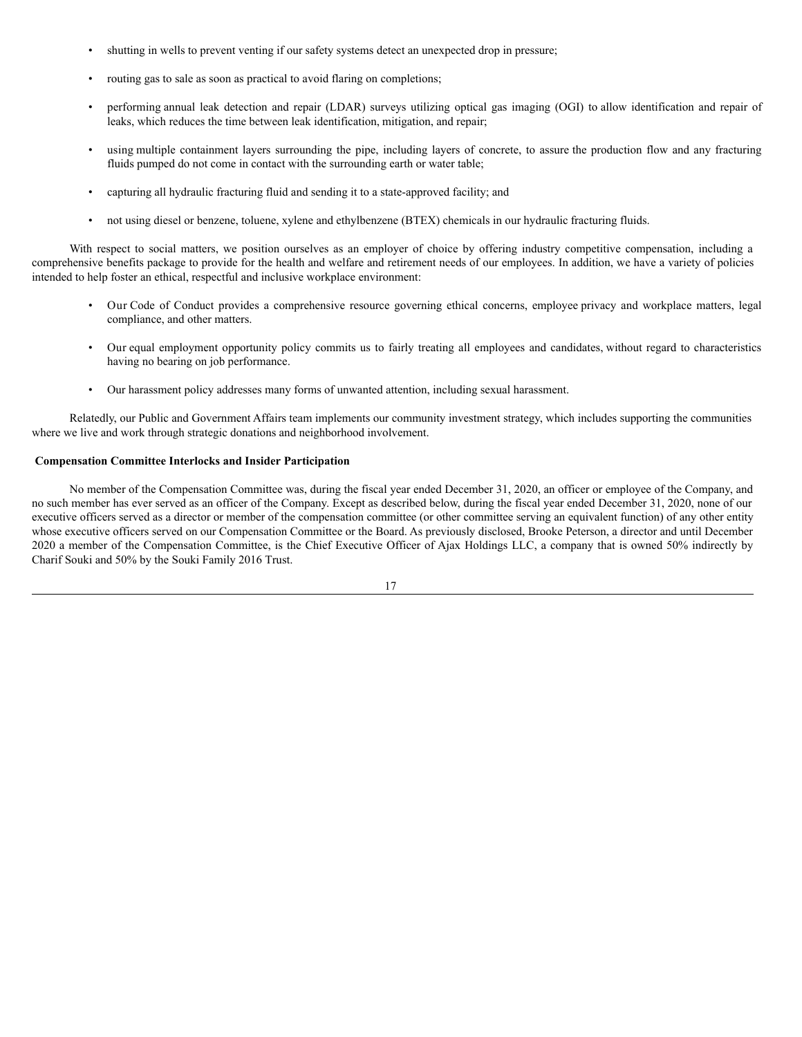- shutting in wells to prevent venting if our safety systems detect an unexpected drop in pressure;
- routing gas to sale as soon as practical to avoid flaring on completions;
- performing annual leak detection and repair (LDAR) surveys utilizing optical gas imaging (OGI) to allow identification and repair of leaks, which reduces the time between leak identification, mitigation, and repair;
- using multiple containment layers surrounding the pipe, including layers of concrete, to assure the production flow and any fracturing fluids pumped do not come in contact with the surrounding earth or water table;
- capturing all hydraulic fracturing fluid and sending it to a state-approved facility; and
- not using diesel or benzene, toluene, xylene and ethylbenzene (BTEX) chemicals in our hydraulic fracturing fluids.

With respect to social matters, we position ourselves as an employer of choice by offering industry competitive compensation, including a comprehensive benefits package to provide for the health and welfare and retirement needs of our employees. In addition, we have a variety of policies intended to help foster an ethical, respectful and inclusive workplace environment:

- Our Code of Conduct provides a comprehensive resource governing ethical concerns, employee privacy and workplace matters, legal compliance, and other matters.
- Our equal employment opportunity policy commits us to fairly treating all employees and candidates, without regard to characteristics having no bearing on job performance.
- Our harassment policy addresses many forms of unwanted attention, including sexual harassment.

Relatedly, our Public and Government Affairs team implements our community investment strategy, which includes supporting the communities where we live and work through strategic donations and neighborhood involvement.

**Compensation Committee Interlocks and Insider Participation**

No member of the Compensation Committee was, during the fiscal year ended December 31, 2020, an officer or employee of the Company, and no such member has ever served as an officer of the Company. Except as described below, during the fiscal year ended December 31, 2020, none of our executive officers served as a director or member of the compensation committee (or other committee serving an equivalent function) of any other entity whose executive officers served on our Compensation Committee or the Board. As previously disclosed, Brooke Peterson, a director and until December 2020 a member of the Compensation Committee, is the Chief Executive Officer of Ajax Holdings LLC, a company that is owned 50% indirectly by Charif Souki and 50% by the Souki Family 2016 Trust.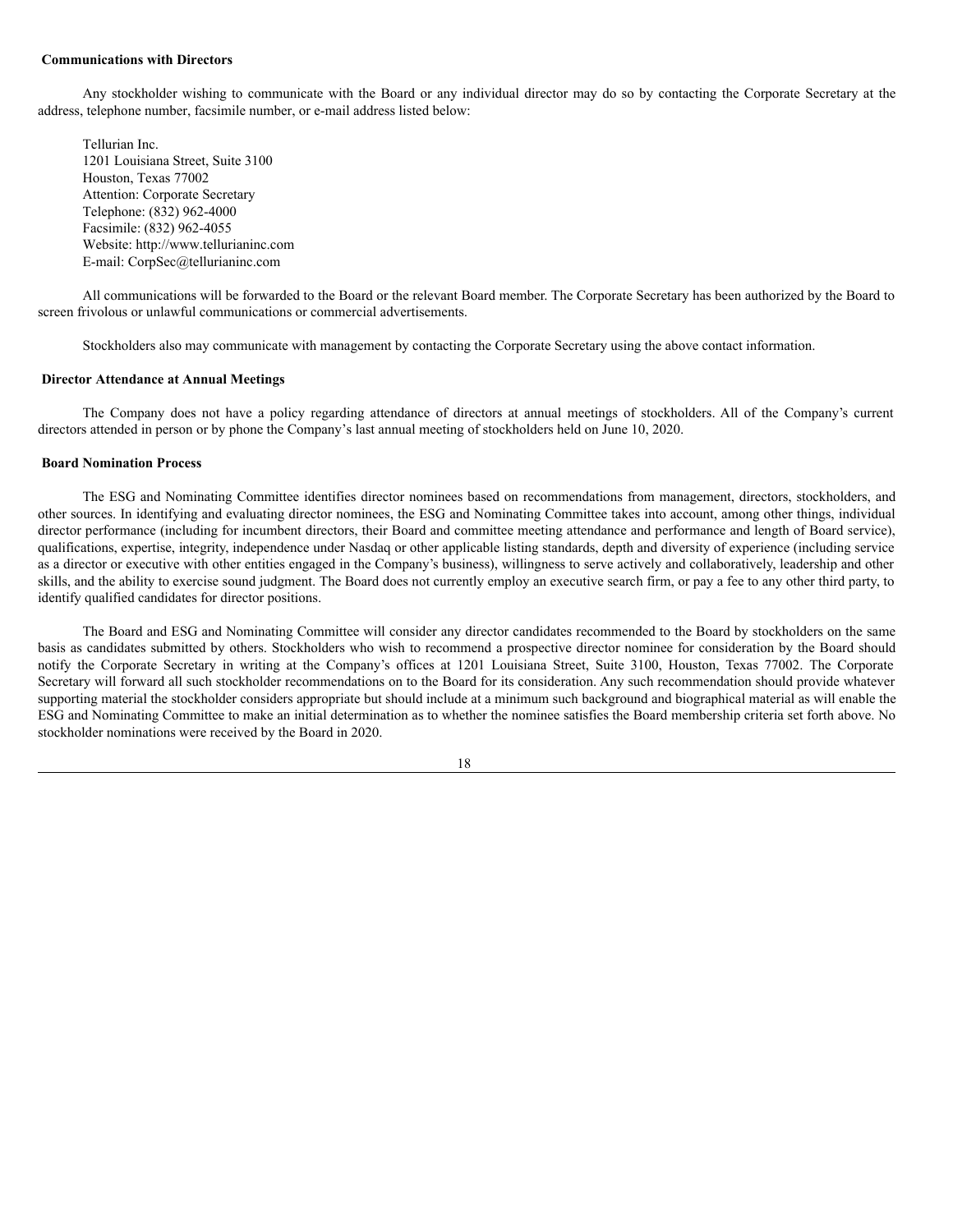**Communications with Directors**

Any stockholder wishing to communicate with the Board or any individual director may do so by contacting the Corporate Secretary at the address, telephone number, facsimile number, or e-mail address listed below:

Tellurian Inc.
1201 Louisiana Street, Suite 3100
Houston, Texas 77002
Attention: Corporate Secretary
Telephone: (832) 962-4000
Facsimile: (832) 962-4055
Website: http://www.tellurianinc.com
E-mail: CorpSec@tellurianinc.com

All communications will be forwarded to the Board or the relevant Board member. The Corporate Secretary has been authorized by the Board to screen frivolous or unlawful communications or commercial advertisements.

Stockholders also may communicate with management by contacting the Corporate Secretary using the above contact information.

**Director Attendance at Annual Meetings**

The Company does not have a policy regarding attendance of directors at annual meetings of stockholders. All of the Company's current directors attended in person or by phone the Company's last annual meeting of stockholders held on June 10, 2020.

**Board Nomination Process**

The ESG and Nominating Committee identifies director nominees based on recommendations from management, directors, stockholders, and other sources. In identifying and evaluating director nominees, the ESG and Nominating Committee takes into account, among other things, individual director performance (including for incumbent directors, their Board and committee meeting attendance and performance and length of Board service), qualifications, expertise, integrity, independence under Nasdaq or other applicable listing standards, depth and diversity of experience (including service as a director or executive with other entities engaged in the Company's business), willingness to serve actively and collaboratively, leadership and other skills, and the ability to exercise sound judgment. The Board does not currently employ an executive search firm, or pay a fee to any other third party, to identify qualified candidates for director positions.

The Board and ESG and Nominating Committee will consider any director candidates recommended to the Board by stockholders on the same basis as candidates submitted by others. Stockholders who wish to recommend a prospective director nominee for consideration by the Board should notify the Corporate Secretary in writing at the Company's offices at 1201 Louisiana Street, Suite 3100, Houston, Texas 77002. The Corporate Secretary will forward all such stockholder recommendations on to the Board for its consideration. Any such recommendation should provide whatever supporting material the stockholder considers appropriate but should include at a minimum such background and biographical material as will enable the ESG and Nominating Committee to make an initial determination as to whether the nominee satisfies the Board membership criteria set forth above. No stockholder nominations were received by the Board in 2020.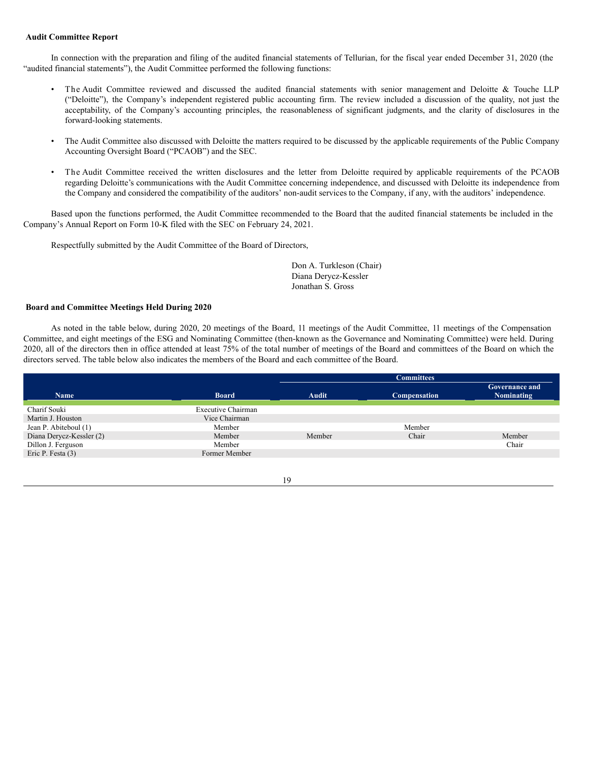**Audit Committee Report**

In connection with the preparation and filing of the audited financial statements of Tellurian, for the fiscal year ended December 31, 2020 (the "audited financial statements"), the Audit Committee performed the following functions:

- The Audit Committee reviewed and discussed the audited financial statements with senior management and Deloitte & Touche LLP ("Deloitte"), the Company's independent registered public accounting firm. The review included a discussion of the quality, not just the acceptability, of the Company's accounting principles, the reasonableness of significant judgments, and the clarity of disclosures in the forward-looking statements.

- The Audit Committee also discussed with Deloitte the matters required to be discussed by the applicable requirements of the Public Company Accounting Oversight Board ("PCAOB") and the SEC.

- The Audit Committee received the written disclosures and the letter from Deloitte required by applicable requirements of the PCAOB regarding Deloitte's communications with the Audit Committee concerning independence, and discussed with Deloitte its independence from the Company and considered the compatibility of the auditors' non-audit services to the Company, if any, with the auditors' independence.

Based upon the functions performed, the Audit Committee recommended to the Board that the audited financial statements be included in the Company's Annual Report on Form 10-K filed with the SEC on February 24, 2021.

Respectfully submitted by the Audit Committee of the Board of Directors,

Don A. Turkleson (Chair)
Diana Derycz-Kessler
Jonathan S. Gross

**Board and Committee Meetings Held During 2020**

As noted in the table below, during 2020, 20 meetings of the Board, 11 meetings of the Audit Committee, 11 meetings of the Compensation Committee, and eight meetings of the ESG and Nominating Committee (then-known as the Governance and Nominating Committee) were held. During 2020, all of the directors then in office attended at least 75% of the total number of meetings of the Board and committees of the Board on which the directors served. The table below also indicates the members of the Board and each committee of the Board.

| | | Committees | | |
|---|---|---|---|---|
| **Name** | **Board** | **Audit** | **Compensation** | **Governance and Nominating** |
| Charif Souki | Executive Chairman | | | |
| Martin J. Houston | Vice Chairman | | | |
| Jean P. Abiteboul (1) | Member | | Member | |
| Diana Derycz-Kessler (2) | Member | Member | Chair | Member |
| Dillon J. Ferguson | Member | | | Chair |
| Eric P. Festa (3) | Former Member | | | |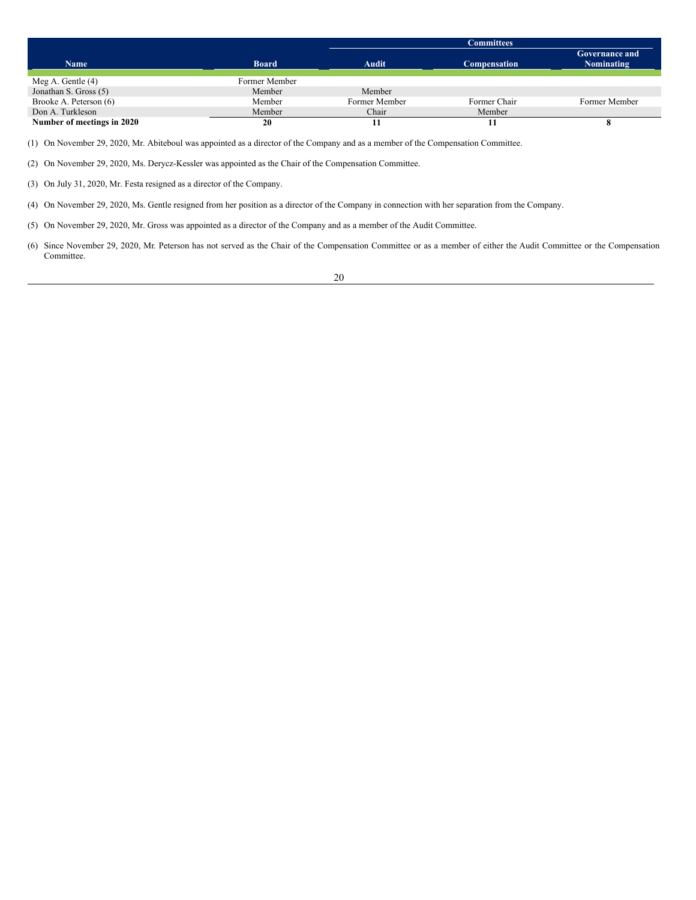| Name | Board | Committees | | |
|---|---|---|---|---|
| | | Audit | Compensation | Governance and Nominating |
| Meg A. Gentle (4) | Former Member | | | |
| Jonathan S. Gross (5) | Member | Member | | |
| Brooke A. Peterson (6) | Member | Former Member | Former Chair | Former Member |
| Don A. Turkleson | Member | Chair | Member | |
| **Number of meetings in 2020** | **20** | **11** | **11** | **8** |

(1) On November 29, 2020, Mr. Abiteboul was appointed as a director of the Company and as a member of the Compensation Committee.

(2) On November 29, 2020, Ms. Derycz-Kessler was appointed as the Chair of the Compensation Committee.

(3) On July 31, 2020, Mr. Festa resigned as a director of the Company.

(4) On November 29, 2020, Ms. Gentle resigned from her position as a director of the Company in connection with her separation from the Company.

(5) On November 29, 2020, Mr. Gross was appointed as a director of the Company and as a member of the Audit Committee.

(6) Since November 29, 2020, Mr. Peterson has not served as the Chair of the Compensation Committee or as a member of either the Audit Committee or the Compensation Committee.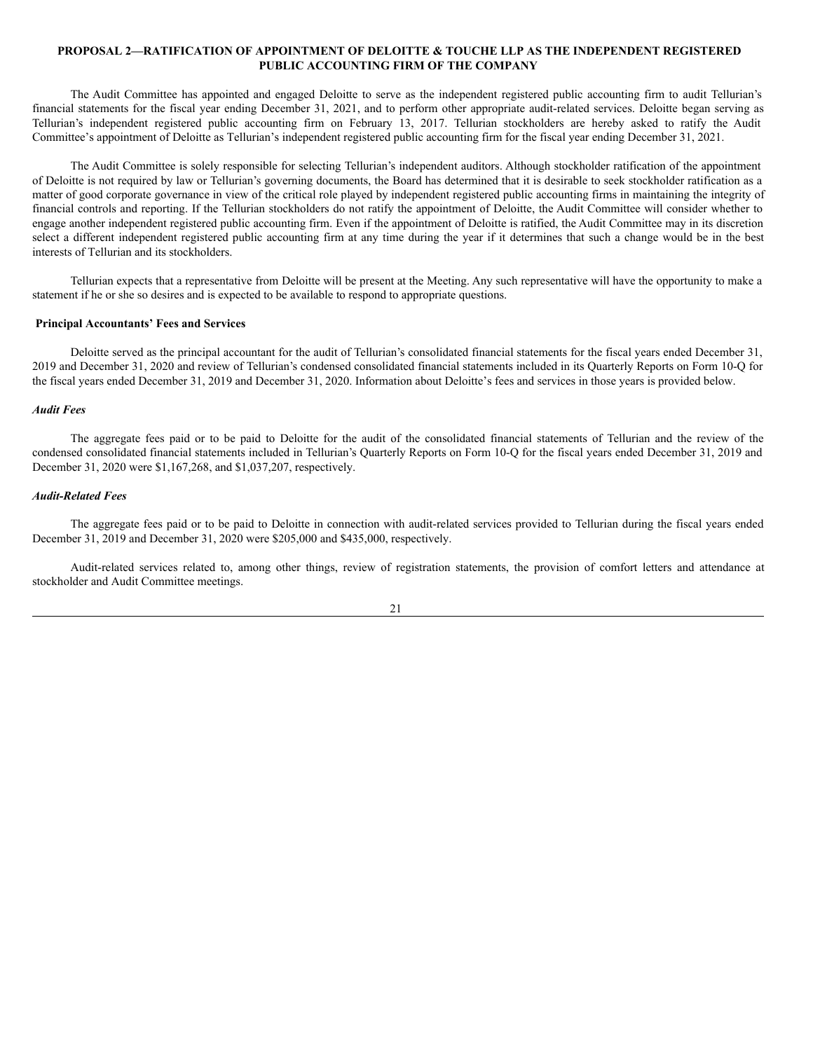## PROPOSAL 2—RATIFICATION OF APPOINTMENT OF DELOITTE & TOUCHE LLP AS THE INDEPENDENT REGISTERED PUBLIC ACCOUNTING FIRM OF THE COMPANY

The Audit Committee has appointed and engaged Deloitte to serve as the independent registered public accounting firm to audit Tellurian's financial statements for the fiscal year ending December 31, 2021, and to perform other appropriate audit-related services. Deloitte began serving as Tellurian's independent registered public accounting firm on February 13, 2017. Tellurian stockholders are hereby asked to ratify the Audit Committee's appointment of Deloitte as Tellurian's independent registered public accounting firm for the fiscal year ending December 31, 2021.

The Audit Committee is solely responsible for selecting Tellurian's independent auditors. Although stockholder ratification of the appointment of Deloitte is not required by law or Tellurian's governing documents, the Board has determined that it is desirable to seek stockholder ratification as a matter of good corporate governance in view of the critical role played by independent registered public accounting firms in maintaining the integrity of financial controls and reporting. If the Tellurian stockholders do not ratify the appointment of Deloitte, the Audit Committee will consider whether to engage another independent registered public accounting firm. Even if the appointment of Deloitte is ratified, the Audit Committee may in its discretion select a different independent registered public accounting firm at any time during the year if it determines that such a change would be in the best interests of Tellurian and its stockholders.

Tellurian expects that a representative from Deloitte will be present at the Meeting. Any such representative will have the opportunity to make a statement if he or she so desires and is expected to be available to respond to appropriate questions.

### Principal Accountants' Fees and Services

Deloitte served as the principal accountant for the audit of Tellurian's consolidated financial statements for the fiscal years ended December 31, 2019 and December 31, 2020 and review of Tellurian's condensed consolidated financial statements included in its Quarterly Reports on Form 10-Q for the fiscal years ended December 31, 2019 and December 31, 2020. Information about Deloitte's fees and services in those years is provided below.

#### *Audit Fees*

The aggregate fees paid or to be paid to Deloitte for the audit of the consolidated financial statements of Tellurian and the review of the condensed consolidated financial statements included in Tellurian's Quarterly Reports on Form 10-Q for the fiscal years ended December 31, 2019 and December 31, 2020 were $1,167,268, and $1,037,207, respectively.

#### *Audit-Related Fees*

The aggregate fees paid or to be paid to Deloitte in connection with audit-related services provided to Tellurian during the fiscal years ended December 31, 2019 and December 31, 2020 were $205,000 and $435,000, respectively.

Audit-related services related to, among other things, review of registration statements, the provision of comfort letters and attendance at stockholder and Audit Committee meetings.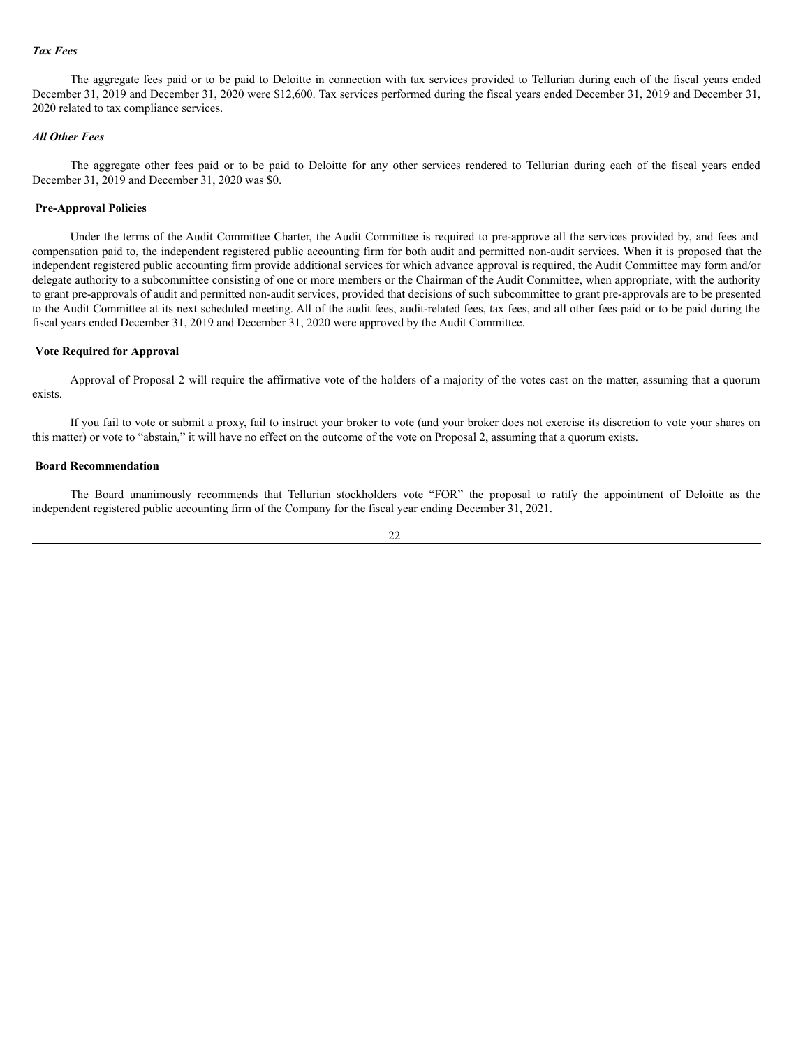*Tax Fees*

The aggregate fees paid or to be paid to Deloitte in connection with tax services provided to Tellurian during each of the fiscal years ended December 31, 2019 and December 31, 2020 were $12,600. Tax services performed during the fiscal years ended December 31, 2019 and December 31, 2020 related to tax compliance services.

*All Other Fees*

The aggregate other fees paid or to be paid to Deloitte for any other services rendered to Tellurian during each of the fiscal years ended December 31, 2019 and December 31, 2020 was $0.

**Pre-Approval Policies**

Under the terms of the Audit Committee Charter, the Audit Committee is required to pre-approve all the services provided by, and fees and compensation paid to, the independent registered public accounting firm for both audit and permitted non-audit services. When it is proposed that the independent registered public accounting firm provide additional services for which advance approval is required, the Audit Committee may form and/or delegate authority to a subcommittee consisting of one or more members or the Chairman of the Audit Committee, when appropriate, with the authority to grant pre-approvals of audit and permitted non-audit services, provided that decisions of such subcommittee to grant pre-approvals are to be presented to the Audit Committee at its next scheduled meeting. All of the audit fees, audit-related fees, tax fees, and all other fees paid or to be paid during the fiscal years ended December 31, 2019 and December 31, 2020 were approved by the Audit Committee.

**Vote Required for Approval**

Approval of Proposal 2 will require the affirmative vote of the holders of a majority of the votes cast on the matter, assuming that a quorum exists.

If you fail to vote or submit a proxy, fail to instruct your broker to vote (and your broker does not exercise its discretion to vote your shares on this matter) or vote to "abstain," it will have no effect on the outcome of the vote on Proposal 2, assuming that a quorum exists.

**Board Recommendation**

The Board unanimously recommends that Tellurian stockholders vote "FOR" the proposal to ratify the appointment of Deloitte as the independent registered public accounting firm of the Company for the fiscal year ending December 31, 2021.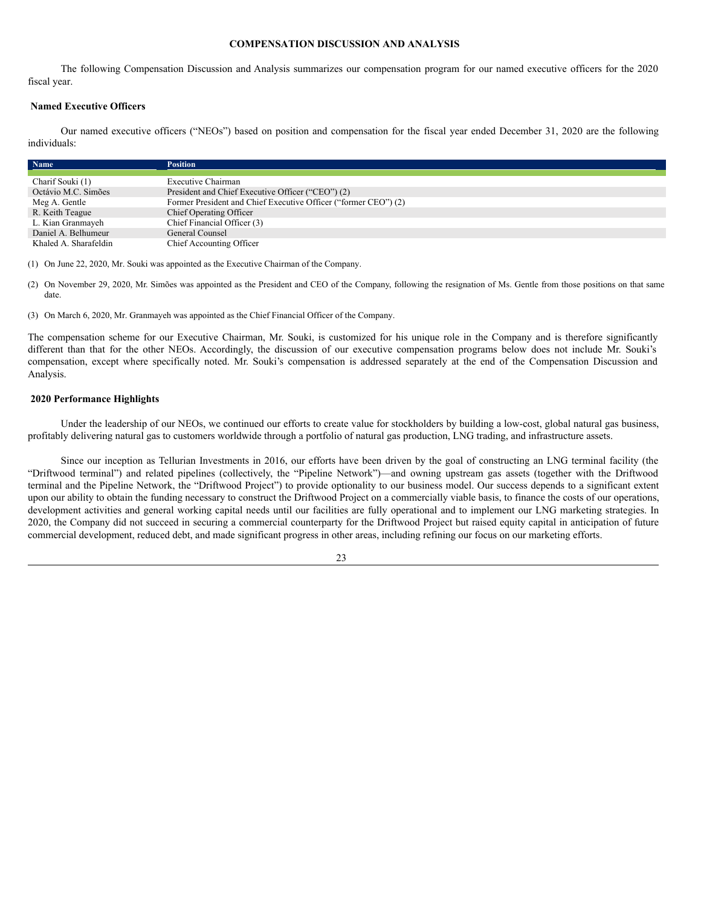# COMPENSATION DISCUSSION AND ANALYSIS

The following Compensation Discussion and Analysis summarizes our compensation program for our named executive officers for the 2020 fiscal year.

## Named Executive Officers

Our named executive officers ("NEOs") based on position and compensation for the fiscal year ended December 31, 2020 are the following individuals:

| Name | Position |
|---|---|
| Charif Souki (1) | Executive Chairman |
| Octávio M.C. Simões | President and Chief Executive Officer ("CEO") (2) |
| Meg A. Gentle | Former President and Chief Executive Officer ("former CEO") (2) |
| R. Keith Teague | Chief Operating Officer |
| L. Kian Granmayeh | Chief Financial Officer (3) |
| Daniel A. Belhumeur | General Counsel |
| Khaled A. Sharafeldin | Chief Accounting Officer |

(1) On June 22, 2020, Mr. Souki was appointed as the Executive Chairman of the Company.

(2) On November 29, 2020, Mr. Simões was appointed as the President and CEO of the Company, following the resignation of Ms. Gentle from those positions on that same date.

(3) On March 6, 2020, Mr. Granmayeh was appointed as the Chief Financial Officer of the Company.

The compensation scheme for our Executive Chairman, Mr. Souki, is customized for his unique role in the Company and is therefore significantly different than that for the other NEOs. Accordingly, the discussion of our executive compensation programs below does not include Mr. Souki's compensation, except where specifically noted. Mr. Souki's compensation is addressed separately at the end of the Compensation Discussion and Analysis.

## 2020 Performance Highlights

Under the leadership of our NEOs, we continued our efforts to create value for stockholders by building a low-cost, global natural gas business, profitably delivering natural gas to customers worldwide through a portfolio of natural gas production, LNG trading, and infrastructure assets.

Since our inception as Tellurian Investments in 2016, our efforts have been driven by the goal of constructing an LNG terminal facility (the "Driftwood terminal") and related pipelines (collectively, the "Pipeline Network")—and owning upstream gas assets (together with the Driftwood terminal and the Pipeline Network, the "Driftwood Project") to provide optionality to our business model. Our success depends to a significant extent upon our ability to obtain the funding necessary to construct the Driftwood Project on a commercially viable basis, to finance the costs of our operations, development activities and general working capital needs until our facilities are fully operational and to implement our LNG marketing strategies. In 2020, the Company did not succeed in securing a commercial counterparty for the Driftwood Project but raised equity capital in anticipation of future commercial development, reduced debt, and made significant progress in other areas, including refining our focus on our marketing efforts.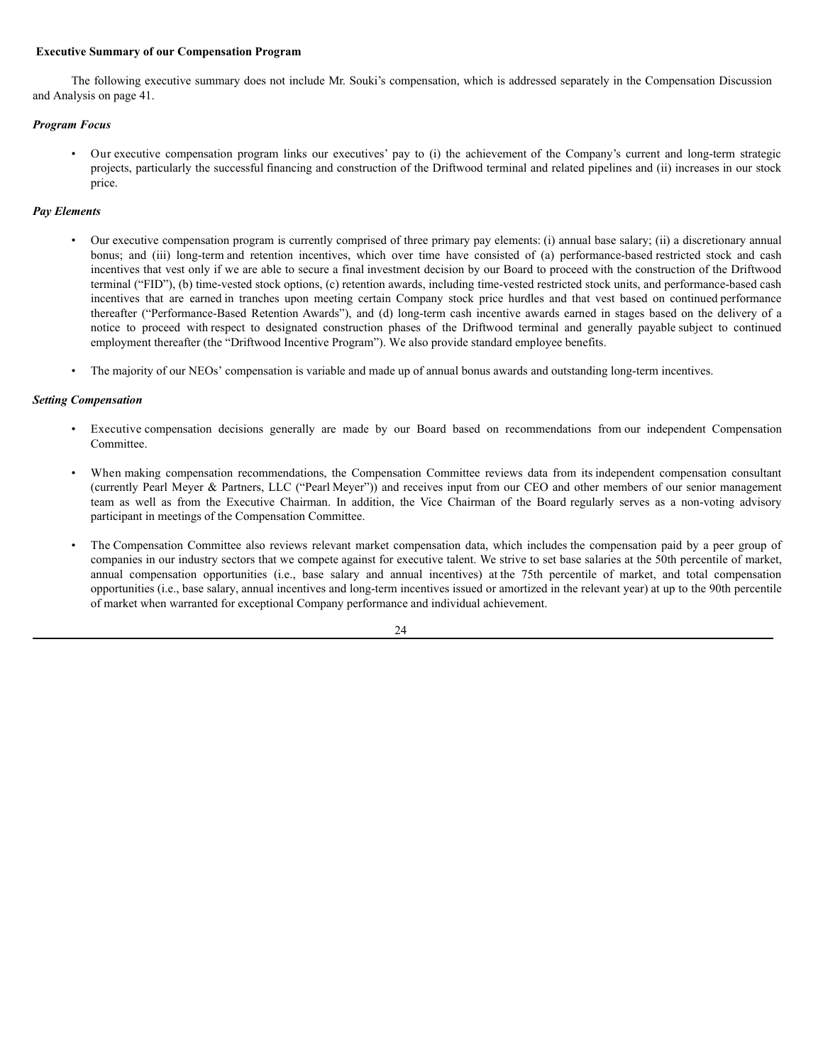**Executive Summary of our Compensation Program**

The following executive summary does not include Mr. Souki's compensation, which is addressed separately in the Compensation Discussion and Analysis on page 41.

***Program Focus***

- Our executive compensation program links our executives' pay to (i) the achievement of the Company's current and long-term strategic projects, particularly the successful financing and construction of the Driftwood terminal and related pipelines and (ii) increases in our stock price.

***Pay Elements***

- Our executive compensation program is currently comprised of three primary pay elements: (i) annual base salary; (ii) a discretionary annual bonus; and (iii) long-term and retention incentives, which over time have consisted of (a) performance-based restricted stock and cash incentives that vest only if we are able to secure a final investment decision by our Board to proceed with the construction of the Driftwood terminal ("FID"), (b) time-vested stock options, (c) retention awards, including time-vested restricted stock units, and performance-based cash incentives that are earned in tranches upon meeting certain Company stock price hurdles and that vest based on continued performance thereafter ("Performance-Based Retention Awards"), and (d) long-term cash incentive awards earned in stages based on the delivery of a notice to proceed with respect to designated construction phases of the Driftwood terminal and generally payable subject to continued employment thereafter (the "Driftwood Incentive Program"). We also provide standard employee benefits.

- The majority of our NEOs' compensation is variable and made up of annual bonus awards and outstanding long-term incentives.

***Setting Compensation***

- Executive compensation decisions generally are made by our Board based on recommendations from our independent Compensation Committee.

- When making compensation recommendations, the Compensation Committee reviews data from its independent compensation consultant (currently Pearl Meyer & Partners, LLC ("Pearl Meyer")) and receives input from our CEO and other members of our senior management team as well as from the Executive Chairman. In addition, the Vice Chairman of the Board regularly serves as a non-voting advisory participant in meetings of the Compensation Committee.

- The Compensation Committee also reviews relevant market compensation data, which includes the compensation paid by a peer group of companies in our industry sectors that we compete against for executive talent. We strive to set base salaries at the 50th percentile of market, annual compensation opportunities (i.e., base salary and annual incentives) at the 75th percentile of market, and total compensation opportunities (i.e., base salary, annual incentives and long-term incentives issued or amortized in the relevant year) at up to the 90th percentile of market when warranted for exceptional Company performance and individual achievement.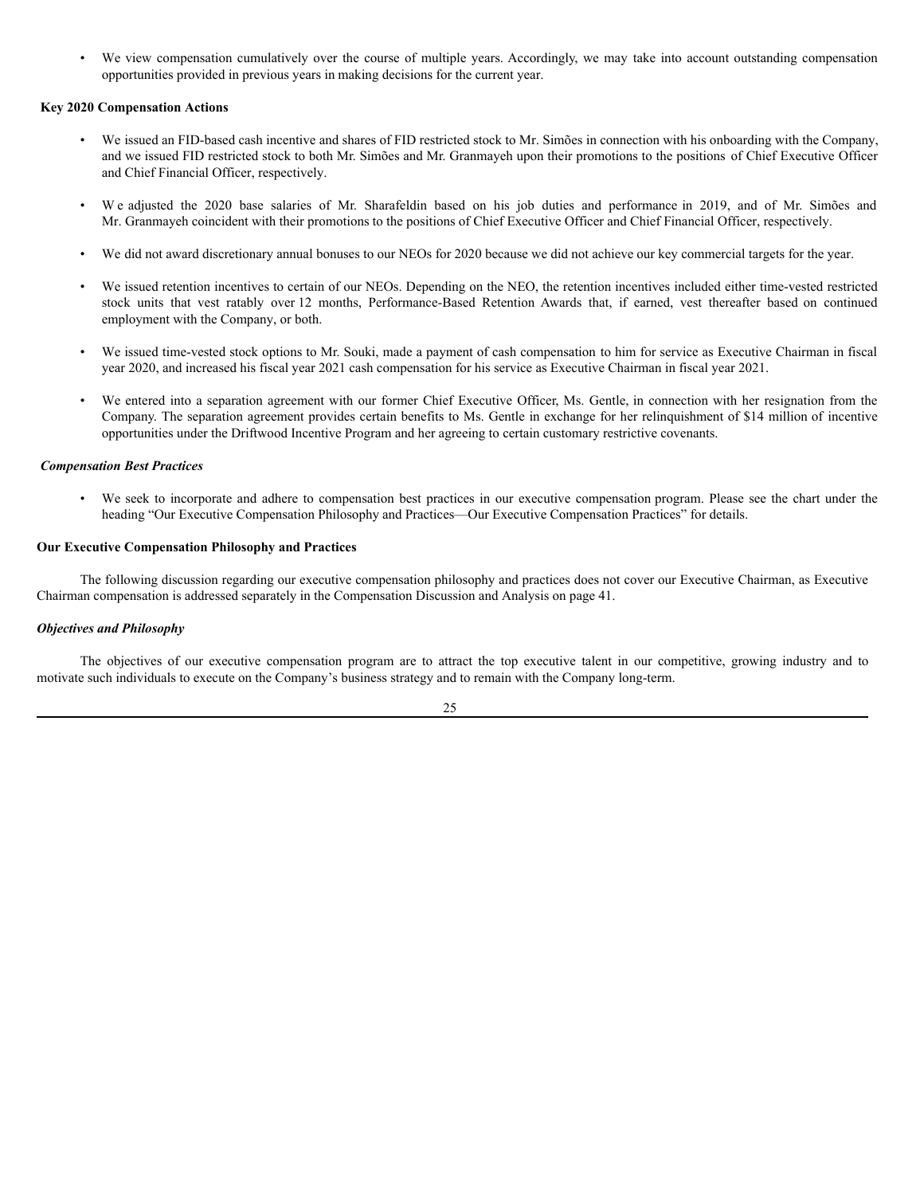- We view compensation cumulatively over the course of multiple years. Accordingly, we may take into account outstanding compensation opportunities provided in previous years in making decisions for the current year.

**Key 2020 Compensation Actions**

- We issued an FID-based cash incentive and shares of FID restricted stock to Mr. Simões in connection with his onboarding with the Company, and we issued FID restricted stock to both Mr. Simões and Mr. Granmayeh upon their promotions to the positions of Chief Executive Officer and Chief Financial Officer, respectively.

- We adjusted the 2020 base salaries of Mr. Sharafeldin based on his job duties and performance in 2019, and of Mr. Simões and Mr. Granmayeh coincident with their promotions to the positions of Chief Executive Officer and Chief Financial Officer, respectively.

- We did not award discretionary annual bonuses to our NEOs for 2020 because we did not achieve our key commercial targets for the year.

- We issued retention incentives to certain of our NEOs. Depending on the NEO, the retention incentives included either time-vested restricted stock units that vest ratably over 12 months, Performance-Based Retention Awards that, if earned, vest thereafter based on continued employment with the Company, or both.

- We issued time-vested stock options to Mr. Souki, made a payment of cash compensation to him for service as Executive Chairman in fiscal year 2020, and increased his fiscal year 2021 cash compensation for his service as Executive Chairman in fiscal year 2021.

- We entered into a separation agreement with our former Chief Executive Officer, Ms. Gentle, in connection with her resignation from the Company. The separation agreement provides certain benefits to Ms. Gentle in exchange for her relinquishment of $14 million of incentive opportunities under the Driftwood Incentive Program and her agreeing to certain customary restrictive covenants.

***Compensation Best Practices***

- We seek to incorporate and adhere to compensation best practices in our executive compensation program. Please see the chart under the heading "Our Executive Compensation Philosophy and Practices—Our Executive Compensation Practices" for details.

**Our Executive Compensation Philosophy and Practices**

The following discussion regarding our executive compensation philosophy and practices does not cover our Executive Chairman, as Executive Chairman compensation is addressed separately in the Compensation Discussion and Analysis on page 41.

***Objectives and Philosophy***

The objectives of our executive compensation program are to attract the top executive talent in our competitive, growing industry and to motivate such individuals to execute on the Company's business strategy and to remain with the Company long-term.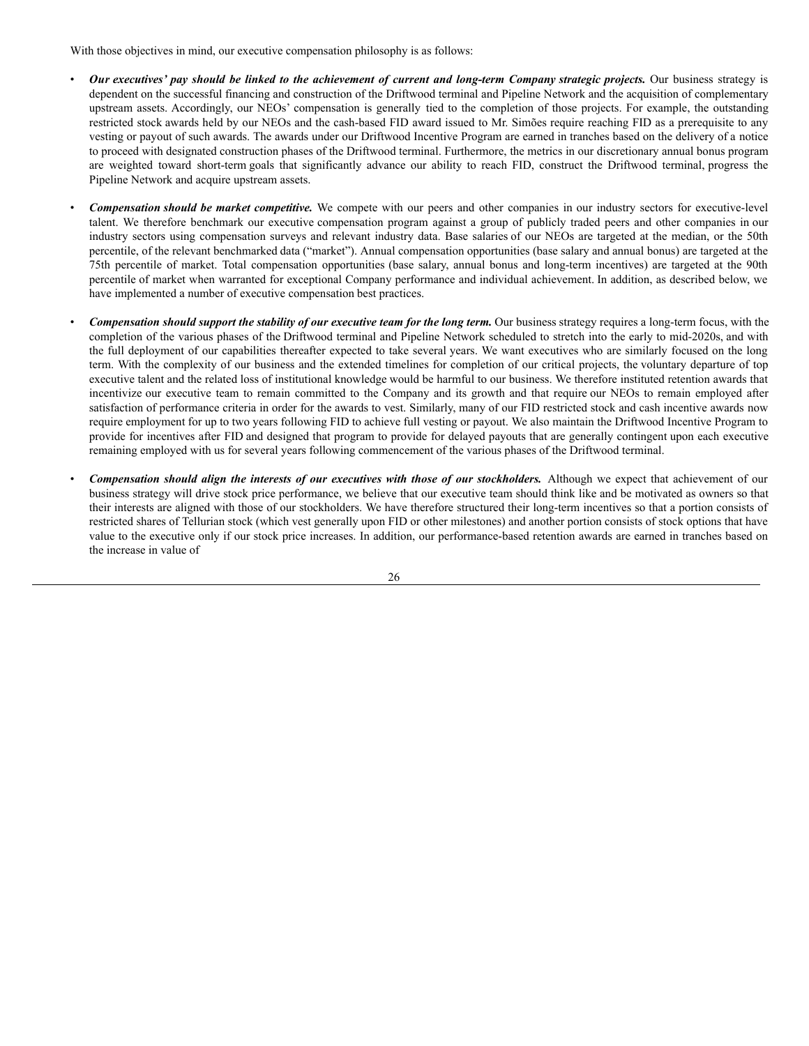With those objectives in mind, our executive compensation philosophy is as follows:

- ***Our executives' pay should be linked to the achievement of current and long-term Company strategic projects.*** Our business strategy is dependent on the successful financing and construction of the Driftwood terminal and Pipeline Network and the acquisition of complementary upstream assets. Accordingly, our NEOs' compensation is generally tied to the completion of those projects. For example, the outstanding restricted stock awards held by our NEOs and the cash-based FID award issued to Mr. Simões require reaching FID as a prerequisite to any vesting or payout of such awards. The awards under our Driftwood Incentive Program are earned in tranches based on the delivery of a notice to proceed with designated construction phases of the Driftwood terminal. Furthermore, the metrics in our discretionary annual bonus program are weighted toward short-term goals that significantly advance our ability to reach FID, construct the Driftwood terminal, progress the Pipeline Network and acquire upstream assets.
- ***Compensation should be market competitive.*** We compete with our peers and other companies in our industry sectors for executive-level talent. We therefore benchmark our executive compensation program against a group of publicly traded peers and other companies in our industry sectors using compensation surveys and relevant industry data. Base salaries of our NEOs are targeted at the median, or the 50th percentile, of the relevant benchmarked data ("market"). Annual compensation opportunities (base salary and annual bonus) are targeted at the 75th percentile of market. Total compensation opportunities (base salary, annual bonus and long-term incentives) are targeted at the 90th percentile of market when warranted for exceptional Company performance and individual achievement. In addition, as described below, we have implemented a number of executive compensation best practices.
- ***Compensation should support the stability of our executive team for the long term.*** Our business strategy requires a long-term focus, with the completion of the various phases of the Driftwood terminal and Pipeline Network scheduled to stretch into the early to mid-2020s, and with the full deployment of our capabilities thereafter expected to take several years. We want executives who are similarly focused on the long term. With the complexity of our business and the extended timelines for completion of our critical projects, the voluntary departure of top executive talent and the related loss of institutional knowledge would be harmful to our business. We therefore instituted retention awards that incentivize our executive team to remain committed to the Company and its growth and that require our NEOs to remain employed after satisfaction of performance criteria in order for the awards to vest. Similarly, many of our FID restricted stock and cash incentive awards now require employment for up to two years following FID to achieve full vesting or payout. We also maintain the Driftwood Incentive Program to provide for incentives after FID and designed that program to provide for delayed payouts that are generally contingent upon each executive remaining employed with us for several years following commencement of the various phases of the Driftwood terminal.
- ***Compensation should align the interests of our executives with those of our stockholders.*** Although we expect that achievement of our business strategy will drive stock price performance, we believe that our executive team should think like and be motivated as owners so that their interests are aligned with those of our stockholders. We have therefore structured their long-term incentives so that a portion consists of restricted shares of Tellurian stock (which vest generally upon FID or other milestones) and another portion consists of stock options that have value to the executive only if our stock price increases. In addition, our performance-based retention awards are earned in tranches based on the increase in value of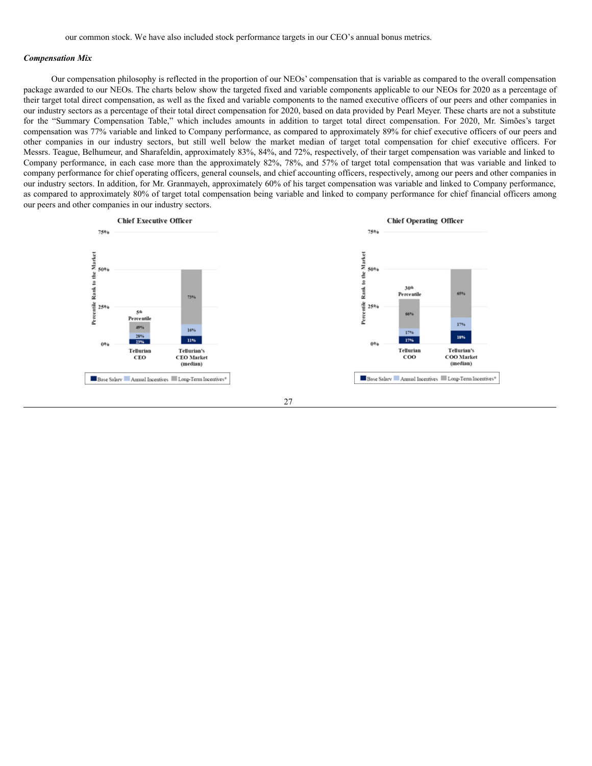our common stock. We have also included stock performance targets in our CEO's annual bonus metrics.

***Compensation Mix***

Our compensation philosophy is reflected in the proportion of our NEOs' compensation that is variable as compared to the overall compensation package awarded to our NEOs. The charts below show the targeted fixed and variable components applicable to our NEOs for 2020 as a percentage of their target total direct compensation, as well as the fixed and variable components to the named executive officers of our peers and other companies in our industry sectors as a percentage of their total direct compensation for 2020, based on data provided by Pearl Meyer. These charts are not a substitute for the "Summary Compensation Table," which includes amounts in addition to target total direct compensation. For 2020, Mr. Simões's target compensation was 77% variable and linked to Company performance, as compared to approximately 89% for chief executive officers of our peers and other companies in our industry sectors, but still well below the market median of target total compensation for chief executive officers. For Messrs. Teague, Belhumeur, and Sharafeldin, approximately 83%, 84%, and 72%, respectively, of their target compensation was variable and linked to Company performance, in each case more than the approximately 82%, 78%, and 57% of target total compensation that was variable and linked to company performance for chief operating officers, general counsels, and chief accounting officers, respectively, among our peers and other companies in our industry sectors. In addition, for Mr. Granmayeh, approximately 60% of his target compensation was variable and linked to Company performance, as compared to approximately 80% of target total compensation being variable and linked to company performance for chief financial officers among our peers and other companies in our industry sectors.

**Chief Executive Officer**

| | Tellurian CEO (5th Percentile) | Tellurian's CEO Market (median) |
|---|---|---|
| Base Salary | 23% | 11% |
| Annual Incentives | 28% | 16% |
| Long-Term Incentives* | 49% | 73% |

**Chief Operating Officer**

| | Tellurian COO (30th Percentile) | Tellurian's COO Market (median) |
|---|---|---|
| Base Salary | 17% | 18% |
| Annual Incentives | 17% | 17% |
| Long-Term Incentives* | 66% | 65% |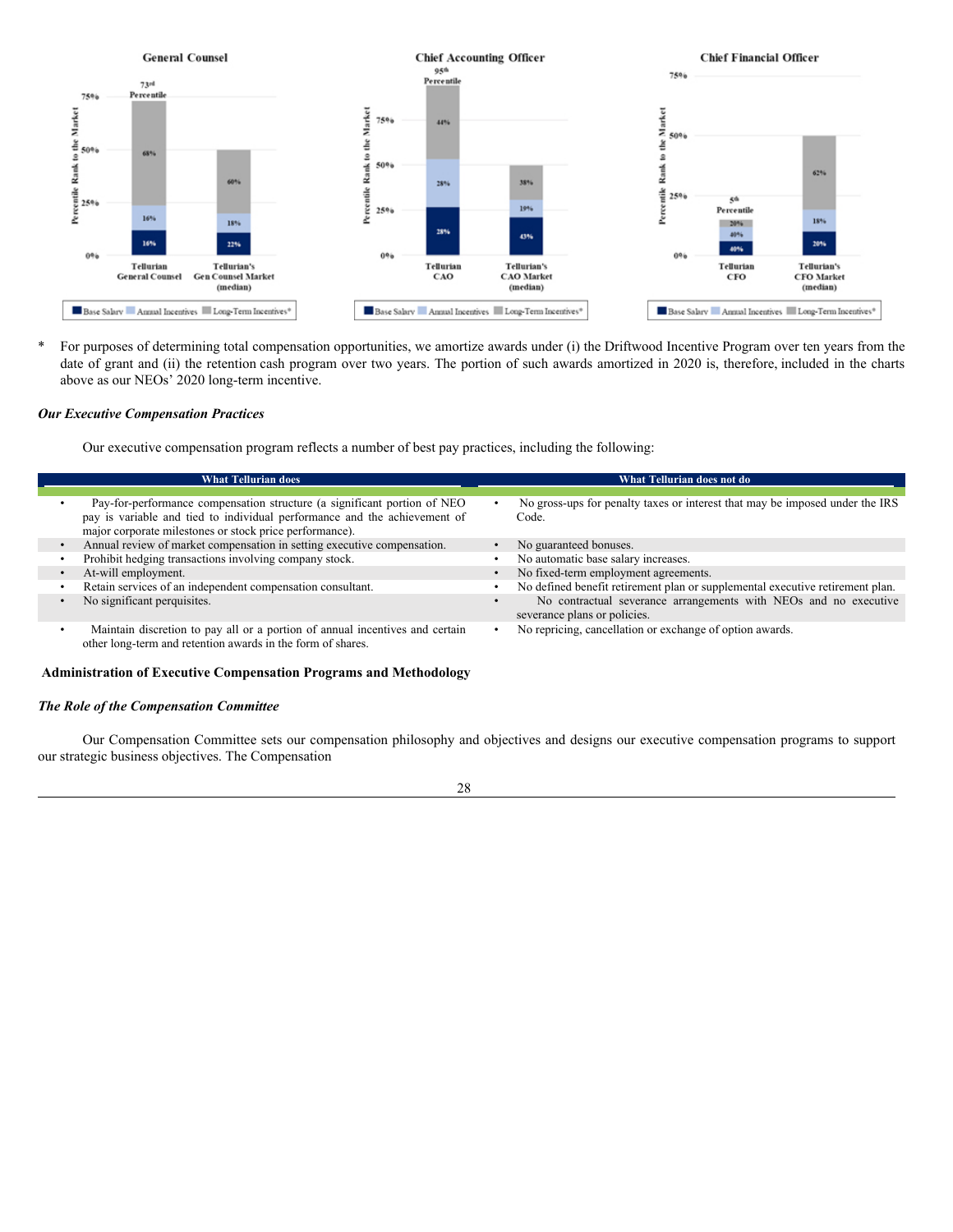**General Counsel**

| | Tellurian General Counsel (73rd Percentile) | Tellurian's Gen Counsel Market (median) |
|---|---|---|
| Base Salary | 16% | 22% |
| Annual Incentives | 16% | 18% |
| Long-Term Incentives* | 68% | 60% |

**Chief Accounting Officer**

| | Tellurian CAO (95th Percentile) | Tellurian's CAO Market (median) |
|---|---|---|
| Base Salary | 28% | 43% |
| Annual Incentives | 28% | 19% |
| Long-Term Incentives* | 44% | 38% |

**Chief Financial Officer**

| | Tellurian CFO (5th Percentile) | Tellurian's CFO Market (median) |
|---|---|---|
| Base Salary | 40% | 20% |
| Annual Incentives | 40% | 18% |
| Long-Term Incentives* | 20% | 62% |

\* For purposes of determining total compensation opportunities, we amortize awards under (i) the Driftwood Incentive Program over ten years from the date of grant and (ii) the retention cash program over two years. The portion of such awards amortized in 2020 is, therefore, included in the charts above as our NEOs' 2020 long-term incentive.

***Our Executive Compensation Practices***

Our executive compensation program reflects a number of best pay practices, including the following:

| What Tellurian does | What Tellurian does not do |
|---|---|
| • Pay-for-performance compensation structure (a significant portion of NEO pay is variable and tied to individual performance and the achievement of major corporate milestones or stock price performance). | • No gross-ups for penalty taxes or interest that may be imposed under the IRS Code. |
| • Annual review of market compensation in setting executive compensation. | • No guaranteed bonuses. |
| • Prohibit hedging transactions involving company stock. | • No automatic base salary increases. |
| • At-will employment. | • No fixed-term employment agreements. |
| • Retain services of an independent compensation consultant. | • No defined benefit retirement plan or supplemental executive retirement plan. |
| • No significant perquisites. | • No contractual severance arrangements with NEOs and no executive severance plans or policies. |
| • Maintain discretion to pay all or a portion of annual incentives and certain other long-term and retention awards in the form of shares. | • No repricing, cancellation or exchange of option awards. |

**Administration of Executive Compensation Programs and Methodology**

***The Role of the Compensation Committee***

Our Compensation Committee sets our compensation philosophy and objectives and designs our executive compensation programs to support our strategic business objectives. The Compensation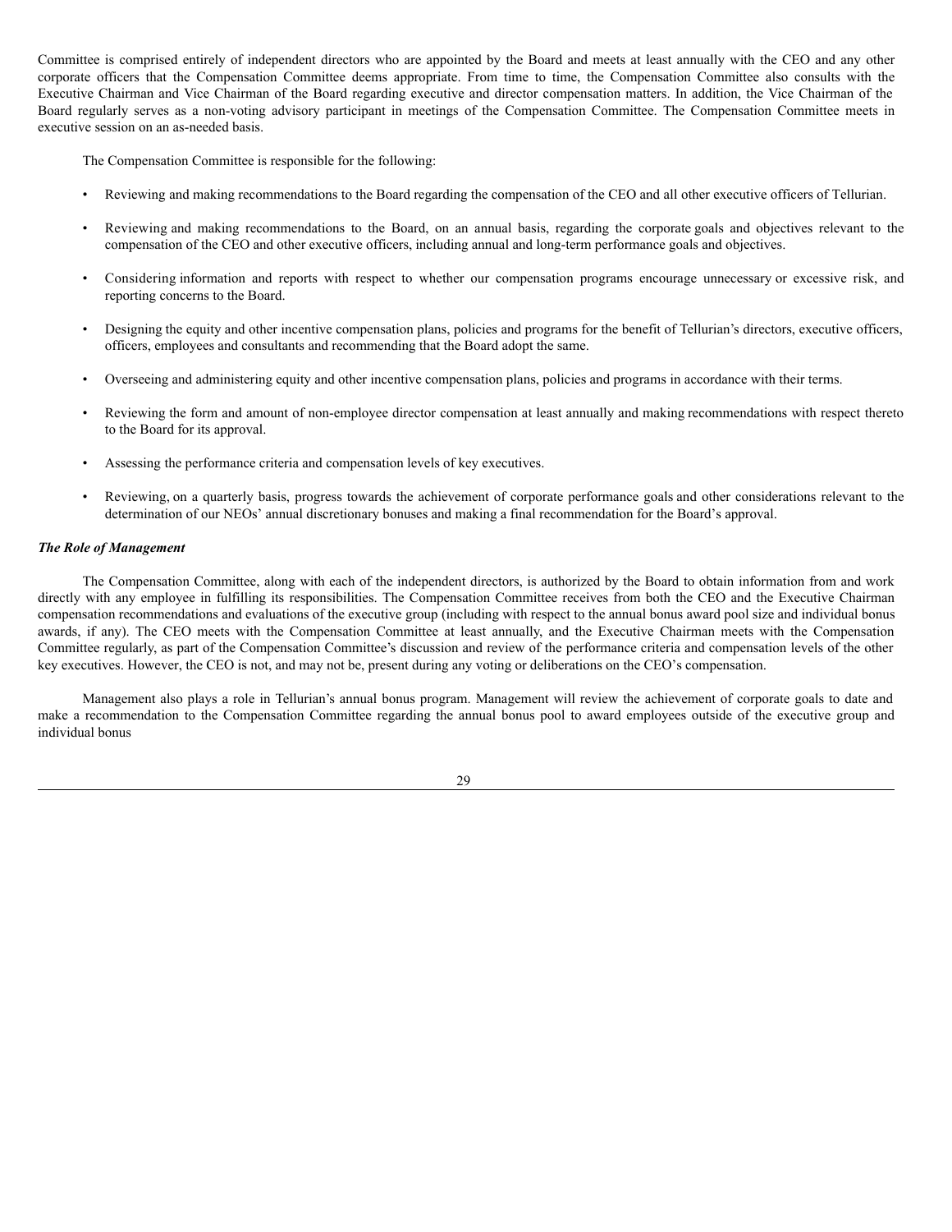Committee is comprised entirely of independent directors who are appointed by the Board and meets at least annually with the CEO and any other corporate officers that the Compensation Committee deems appropriate. From time to time, the Compensation Committee also consults with the Executive Chairman and Vice Chairman of the Board regarding executive and director compensation matters. In addition, the Vice Chairman of the Board regularly serves as a non-voting advisory participant in meetings of the Compensation Committee. The Compensation Committee meets in executive session on an as-needed basis.

The Compensation Committee is responsible for the following:

- Reviewing and making recommendations to the Board regarding the compensation of the CEO and all other executive officers of Tellurian.
- Reviewing and making recommendations to the Board, on an annual basis, regarding the corporate goals and objectives relevant to the compensation of the CEO and other executive officers, including annual and long-term performance goals and objectives.
- Considering information and reports with respect to whether our compensation programs encourage unnecessary or excessive risk, and reporting concerns to the Board.
- Designing the equity and other incentive compensation plans, policies and programs for the benefit of Tellurian's directors, executive officers, officers, employees and consultants and recommending that the Board adopt the same.
- Overseeing and administering equity and other incentive compensation plans, policies and programs in accordance with their terms.
- Reviewing the form and amount of non-employee director compensation at least annually and making recommendations with respect thereto to the Board for its approval.
- Assessing the performance criteria and compensation levels of key executives.
- Reviewing, on a quarterly basis, progress towards the achievement of corporate performance goals and other considerations relevant to the determination of our NEOs' annual discretionary bonuses and making a final recommendation for the Board's approval.

***The Role of Management***

The Compensation Committee, along with each of the independent directors, is authorized by the Board to obtain information from and work directly with any employee in fulfilling its responsibilities. The Compensation Committee receives from both the CEO and the Executive Chairman compensation recommendations and evaluations of the executive group (including with respect to the annual bonus award pool size and individual bonus awards, if any). The CEO meets with the Compensation Committee at least annually, and the Executive Chairman meets with the Compensation Committee regularly, as part of the Compensation Committee's discussion and review of the performance criteria and compensation levels of the other key executives. However, the CEO is not, and may not be, present during any voting or deliberations on the CEO's compensation.

Management also plays a role in Tellurian's annual bonus program. Management will review the achievement of corporate goals to date and make a recommendation to the Compensation Committee regarding the annual bonus pool to award employees outside of the executive group and individual bonus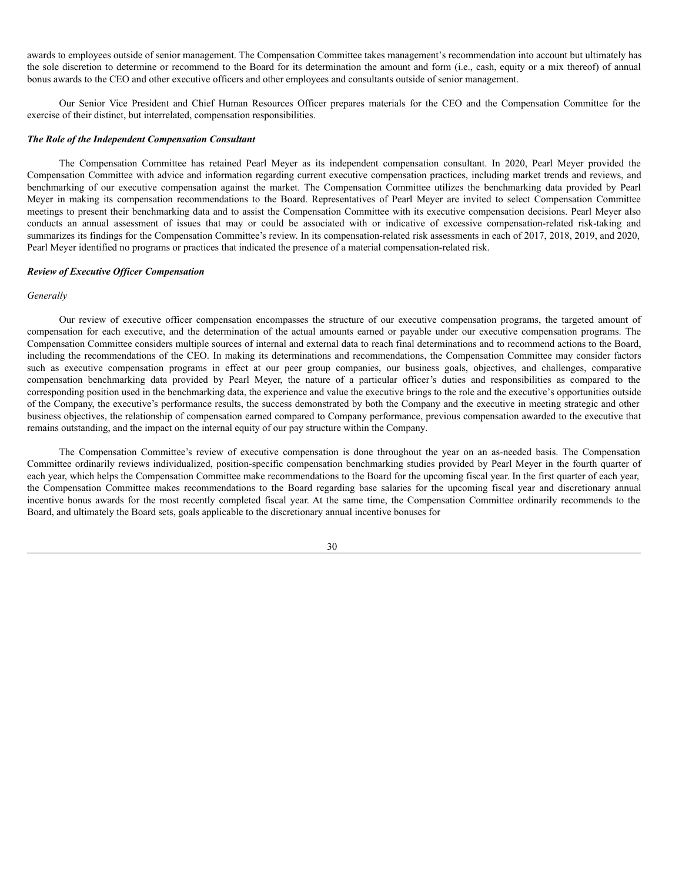awards to employees outside of senior management. The Compensation Committee takes management's recommendation into account but ultimately has the sole discretion to determine or recommend to the Board for its determination the amount and form (i.e., cash, equity or a mix thereof) of annual bonus awards to the CEO and other executive officers and other employees and consultants outside of senior management.

Our Senior Vice President and Chief Human Resources Officer prepares materials for the CEO and the Compensation Committee for the exercise of their distinct, but interrelated, compensation responsibilities.

***The Role of the Independent Compensation Consultant***

The Compensation Committee has retained Pearl Meyer as its independent compensation consultant. In 2020, Pearl Meyer provided the Compensation Committee with advice and information regarding current executive compensation practices, including market trends and reviews, and benchmarking of our executive compensation against the market. The Compensation Committee utilizes the benchmarking data provided by Pearl Meyer in making its compensation recommendations to the Board. Representatives of Pearl Meyer are invited to select Compensation Committee meetings to present their benchmarking data and to assist the Compensation Committee with its executive compensation decisions. Pearl Meyer also conducts an annual assessment of issues that may or could be associated with or indicative of excessive compensation-related risk-taking and summarizes its findings for the Compensation Committee's review. In its compensation-related risk assessments in each of 2017, 2018, 2019, and 2020, Pearl Meyer identified no programs or practices that indicated the presence of a material compensation-related risk.

***Review of Executive Officer Compensation***

*Generally*

Our review of executive officer compensation encompasses the structure of our executive compensation programs, the targeted amount of compensation for each executive, and the determination of the actual amounts earned or payable under our executive compensation programs. The Compensation Committee considers multiple sources of internal and external data to reach final determinations and to recommend actions to the Board, including the recommendations of the CEO. In making its determinations and recommendations, the Compensation Committee may consider factors such as executive compensation programs in effect at our peer group companies, our business goals, objectives, and challenges, comparative compensation benchmarking data provided by Pearl Meyer, the nature of a particular officer's duties and responsibilities as compared to the corresponding position used in the benchmarking data, the experience and value the executive brings to the role and the executive's opportunities outside of the Company, the executive's performance results, the success demonstrated by both the Company and the executive in meeting strategic and other business objectives, the relationship of compensation earned compared to Company performance, previous compensation awarded to the executive that remains outstanding, and the impact on the internal equity of our pay structure within the Company.

The Compensation Committee's review of executive compensation is done throughout the year on an as-needed basis. The Compensation Committee ordinarily reviews individualized, position-specific compensation benchmarking studies provided by Pearl Meyer in the fourth quarter of each year, which helps the Compensation Committee make recommendations to the Board for the upcoming fiscal year. In the first quarter of each year, the Compensation Committee makes recommendations to the Board regarding base salaries for the upcoming fiscal year and discretionary annual incentive bonus awards for the most recently completed fiscal year. At the same time, the Compensation Committee ordinarily recommends to the Board, and ultimately the Board sets, goals applicable to the discretionary annual incentive bonuses for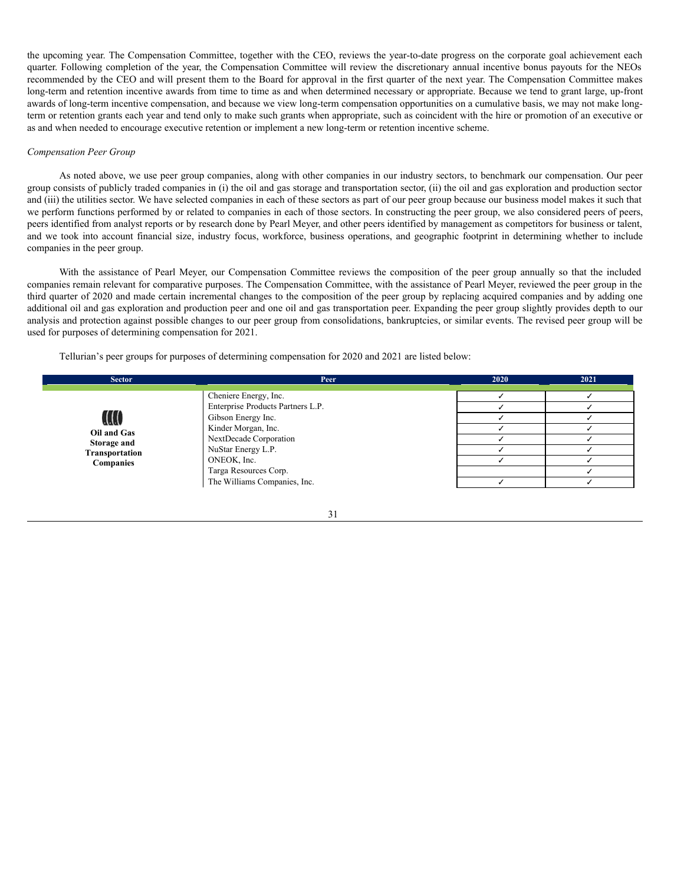the upcoming year. The Compensation Committee, together with the CEO, reviews the year-to-date progress on the corporate goal achievement each quarter. Following completion of the year, the Compensation Committee will review the discretionary annual incentive bonus payouts for the NEOs recommended by the CEO and will present them to the Board for approval in the first quarter of the next year. The Compensation Committee makes long-term and retention incentive awards from time to time as and when determined necessary or appropriate. Because we tend to grant large, up-front awards of long-term incentive compensation, and because we view long-term compensation opportunities on a cumulative basis, we may not make long-term or retention grants each year and tend only to make such grants when appropriate, such as coincident with the hire or promotion of an executive or as and when needed to encourage executive retention or implement a new long-term or retention incentive scheme.

*Compensation Peer Group*

As noted above, we use peer group companies, along with other companies in our industry sectors, to benchmark our compensation. Our peer group consists of publicly traded companies in (i) the oil and gas storage and transportation sector, (ii) the oil and gas exploration and production sector and (iii) the utilities sector. We have selected companies in each of these sectors as part of our peer group because our business model makes it such that we perform functions performed by or related to companies in each of those sectors. In constructing the peer group, we also considered peers of peers, peers identified from analyst reports or by research done by Pearl Meyer, and other peers identified by management as competitors for business or talent, and we took into account financial size, industry focus, workforce, business operations, and geographic footprint in determining whether to include companies in the peer group.

With the assistance of Pearl Meyer, our Compensation Committee reviews the composition of the peer group annually so that the included companies remain relevant for comparative purposes. The Compensation Committee, with the assistance of Pearl Meyer, reviewed the peer group in the third quarter of 2020 and made certain incremental changes to the composition of the peer group by replacing acquired companies and by adding one additional oil and gas exploration and production peer and one oil and gas transportation peer. Expanding the peer group slightly provides depth to our analysis and protection against possible changes to our peer group from consolidations, bankruptcies, or similar events. The revised peer group will be used for purposes of determining compensation for 2021.

Tellurian's peer groups for purposes of determining compensation for 2020 and 2021 are listed below:

| Sector | Peer | 2020 | 2021 |
|---|---|---|---|
| **Oil and Gas Storage and Transportation Companies** | Cheniere Energy, Inc. | ✓ | ✓ |
| | Enterprise Products Partners L.P. | ✓ | ✓ |
| | Gibson Energy Inc. | ✓ | ✓ |
| | Kinder Morgan, Inc. | ✓ | ✓ |
| | NextDecade Corporation | ✓ | ✓ |
| | NuStar Energy L.P. | ✓ | ✓ |
| | ONEOK, Inc. | ✓ | ✓ |
| | Targa Resources Corp. | | ✓ |
| | The Williams Companies, Inc. | ✓ | ✓ |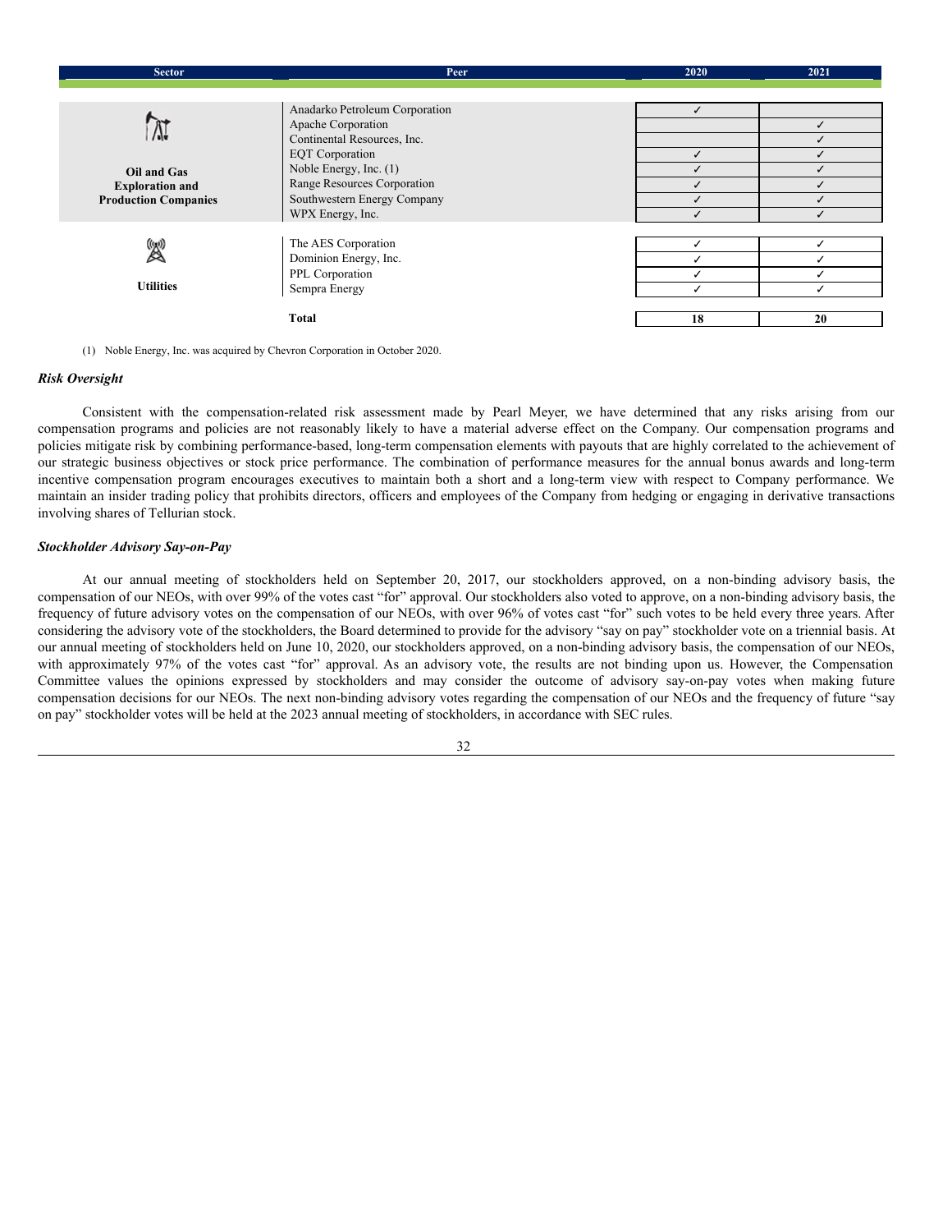| Sector | Peer | 2020 | 2021 |
|---|---|---|---|
| Oil and Gas Exploration and Production Companies | Anadarko Petroleum Corporation | ✓ | |
| | Apache Corporation | | ✓ |
| | Continental Resources, Inc. | | ✓ |
| | EQT Corporation | ✓ | ✓ |
| | Noble Energy, Inc. (1) | ✓ | ✓ |
| | Range Resources Corporation | ✓ | ✓ |
| | Southwestern Energy Company | ✓ | ✓ |
| | WPX Energy, Inc. | ✓ | ✓ |
| Utilities | The AES Corporation | ✓ | ✓ |
| | Dominion Energy, Inc. | ✓ | ✓ |
| | PPL Corporation | ✓ | ✓ |
| | Sempra Energy | ✓ | ✓ |
| | **Total** | **18** | **20** |

(1) Noble Energy, Inc. was acquired by Chevron Corporation in October 2020.

***Risk Oversight***

Consistent with the compensation-related risk assessment made by Pearl Meyer, we have determined that any risks arising from our compensation programs and policies are not reasonably likely to have a material adverse effect on the Company. Our compensation programs and policies mitigate risk by combining performance-based, long-term compensation elements with payouts that are highly correlated to the achievement of our strategic business objectives or stock price performance. The combination of performance measures for the annual bonus awards and long-term incentive compensation program encourages executives to maintain both a short and a long-term view with respect to Company performance. We maintain an insider trading policy that prohibits directors, officers and employees of the Company from hedging or engaging in derivative transactions involving shares of Tellurian stock.

***Stockholder Advisory Say-on-Pay***

At our annual meeting of stockholders held on September 20, 2017, our stockholders approved, on a non-binding advisory basis, the compensation of our NEOs, with over 99% of the votes cast "for" approval. Our stockholders also voted to approve, on a non-binding advisory basis, the frequency of future advisory votes on the compensation of our NEOs, with over 96% of votes cast "for" such votes to be held every three years. After considering the advisory vote of the stockholders, the Board determined to provide for the advisory "say on pay" stockholder vote on a triennial basis. At our annual meeting of stockholders held on June 10, 2020, our stockholders approved, on a non-binding advisory basis, the compensation of our NEOs, with approximately 97% of the votes cast "for" approval. As an advisory vote, the results are not binding upon us. However, the Compensation Committee values the opinions expressed by stockholders and may consider the outcome of advisory say-on-pay votes when making future compensation decisions for our NEOs. The next non-binding advisory votes regarding the compensation of our NEOs and the frequency of future "say on pay" stockholder votes will be held at the 2023 annual meeting of stockholders, in accordance with SEC rules.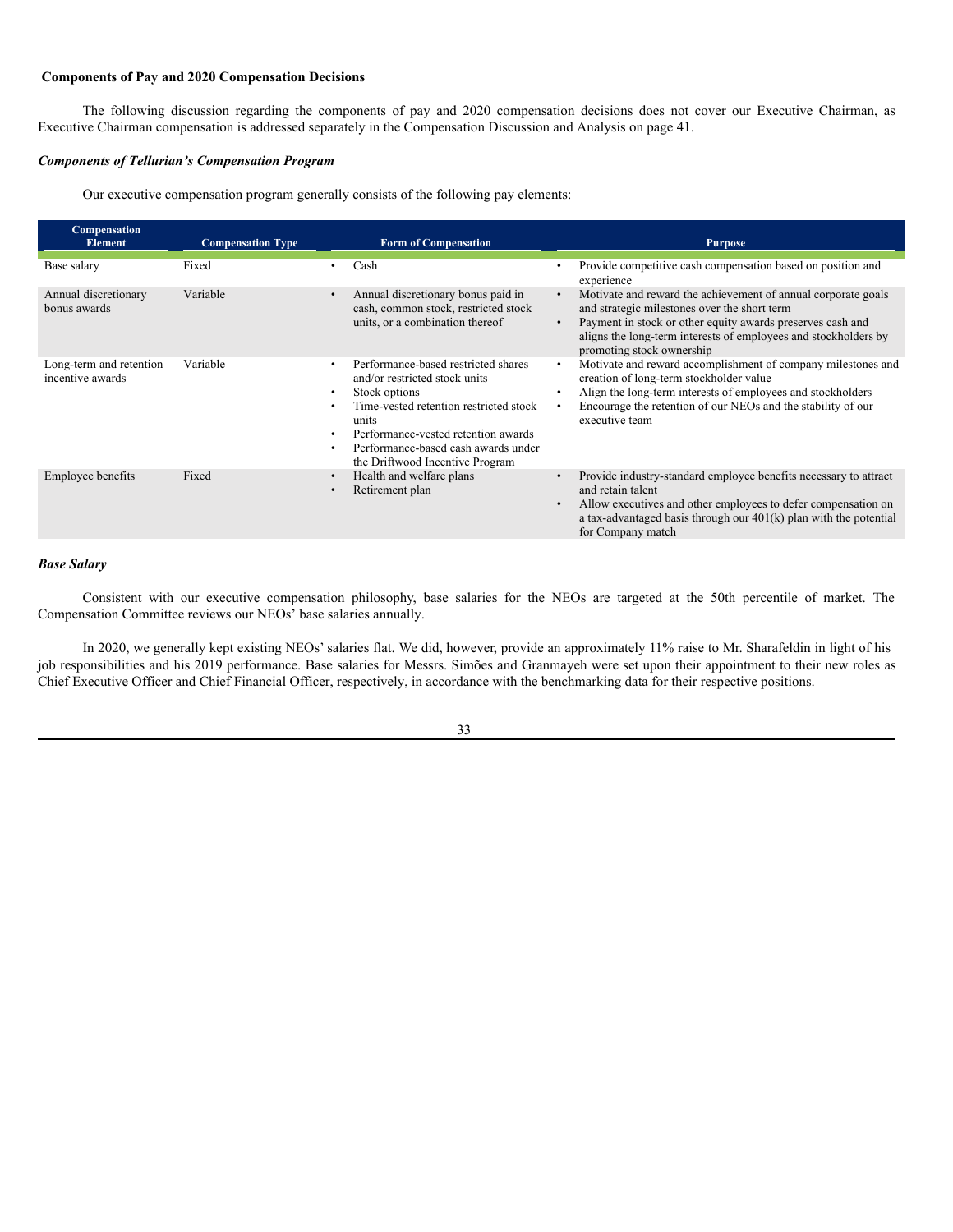**Components of Pay and 2020 Compensation Decisions**

The following discussion regarding the components of pay and 2020 compensation decisions does not cover our Executive Chairman, as Executive Chairman compensation is addressed separately in the Compensation Discussion and Analysis on page 41.

***Components of Tellurian's Compensation Program***

Our executive compensation program generally consists of the following pay elements:

| Compensation Element | Compensation Type | Form of Compensation | Purpose |
|---|---|---|---|
| Base salary | Fixed | • Cash | • Provide competitive cash compensation based on position and experience |
| Annual discretionary bonus awards | Variable | • Annual discretionary bonus paid in cash, common stock, restricted stock units, or a combination thereof | • Motivate and reward the achievement of annual corporate goals and strategic milestones over the short term<br>• Payment in stock or other equity awards preserves cash and aligns the long-term interests of employees and stockholders by promoting stock ownership |
| Long-term and retention incentive awards | Variable | • Performance-based restricted shares and/or restricted stock units<br>• Stock options<br>• Time-vested retention restricted stock units<br>• Performance-vested retention awards<br>• Performance-based cash awards under the Driftwood Incentive Program | • Motivate and reward accomplishment of company milestones and creation of long-term stockholder value<br>• Align the long-term interests of employees and stockholders<br>• Encourage the retention of our NEOs and the stability of our executive team |
| Employee benefits | Fixed | • Health and welfare plans<br>• Retirement plan | • Provide industry-standard employee benefits necessary to attract and retain talent<br>• Allow executives and other employees to defer compensation on a tax-advantaged basis through our 401(k) plan with the potential for Company match |

***Base Salary***

Consistent with our executive compensation philosophy, base salaries for the NEOs are targeted at the 50th percentile of market. The Compensation Committee reviews our NEOs' base salaries annually.

In 2020, we generally kept existing NEOs' salaries flat. We did, however, provide an approximately 11% raise to Mr. Sharafeldin in light of his job responsibilities and his 2019 performance. Base salaries for Messrs. Simões and Granmayeh were set upon their appointment to their new roles as Chief Executive Officer and Chief Financial Officer, respectively, in accordance with the benchmarking data for their respective positions.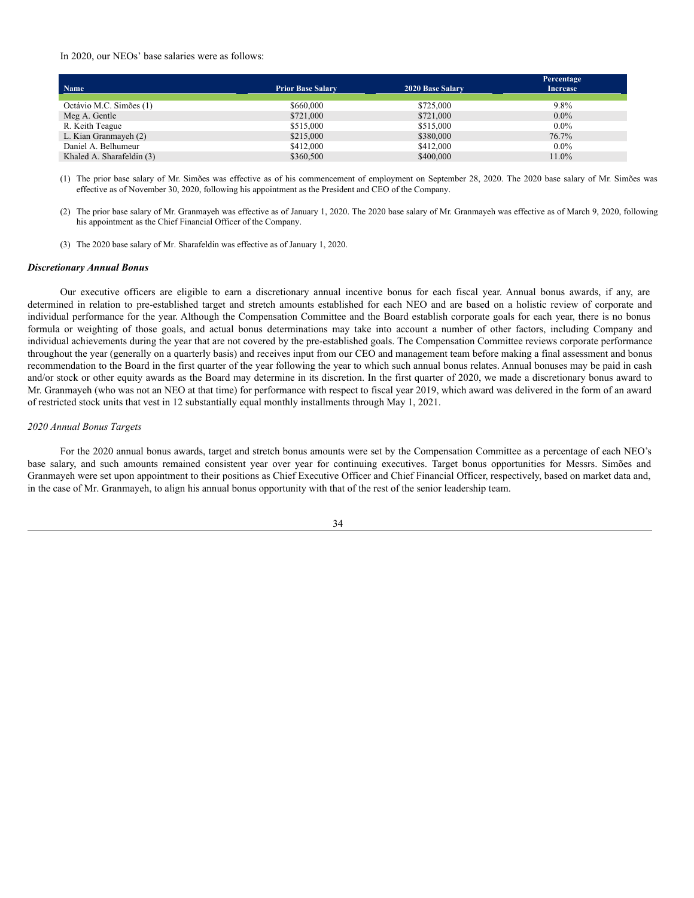In 2020, our NEOs' base salaries were as follows:

| Name | Prior Base Salary | 2020 Base Salary | Percentage Increase |
|---|---|---|---|
| Octávio M.C. Simões (1) | $660,000 | $725,000 | 9.8% |
| Meg A. Gentle | $721,000 | $721,000 | 0.0% |
| R. Keith Teague | $515,000 | $515,000 | 0.0% |
| L. Kian Granmayeh (2) | $215,000 | $380,000 | 76.7% |
| Daniel A. Belhumeur | $412,000 | $412,000 | 0.0% |
| Khaled A. Sharafeldin (3) | $360,500 | $400,000 | 11.0% |

(1) The prior base salary of Mr. Simões was effective as of his commencement of employment on September 28, 2020. The 2020 base salary of Mr. Simões was effective as of November 30, 2020, following his appointment as the President and CEO of the Company.

(2) The prior base salary of Mr. Granmayeh was effective as of January 1, 2020. The 2020 base salary of Mr. Granmayeh was effective as of March 9, 2020, following his appointment as the Chief Financial Officer of the Company.

(3) The 2020 base salary of Mr. Sharafeldin was effective as of January 1, 2020.

***Discretionary Annual Bonus***

Our executive officers are eligible to earn a discretionary annual incentive bonus for each fiscal year. Annual bonus awards, if any, are determined in relation to pre-established target and stretch amounts established for each NEO and are based on a holistic review of corporate and individual performance for the year. Although the Compensation Committee and the Board establish corporate goals for each year, there is no bonus formula or weighting of those goals, and actual bonus determinations may take into account a number of other factors, including Company and individual achievements during the year that are not covered by the pre-established goals. The Compensation Committee reviews corporate performance throughout the year (generally on a quarterly basis) and receives input from our CEO and management team before making a final assessment and bonus recommendation to the Board in the first quarter of the year following the year to which such annual bonus relates. Annual bonuses may be paid in cash and/or stock or other equity awards as the Board may determine in its discretion. In the first quarter of 2020, we made a discretionary bonus award to Mr. Granmayeh (who was not an NEO at that time) for performance with respect to fiscal year 2019, which award was delivered in the form of an award of restricted stock units that vest in 12 substantially equal monthly installments through May 1, 2021.

*2020 Annual Bonus Targets*

For the 2020 annual bonus awards, target and stretch bonus amounts were set by the Compensation Committee as a percentage of each NEO's base salary, and such amounts remained consistent year over year for continuing executives. Target bonus opportunities for Messrs. Simões and Granmayeh were set upon appointment to their positions as Chief Executive Officer and Chief Financial Officer, respectively, based on market data and, in the case of Mr. Granmayeh, to align his annual bonus opportunity with that of the rest of the senior leadership team.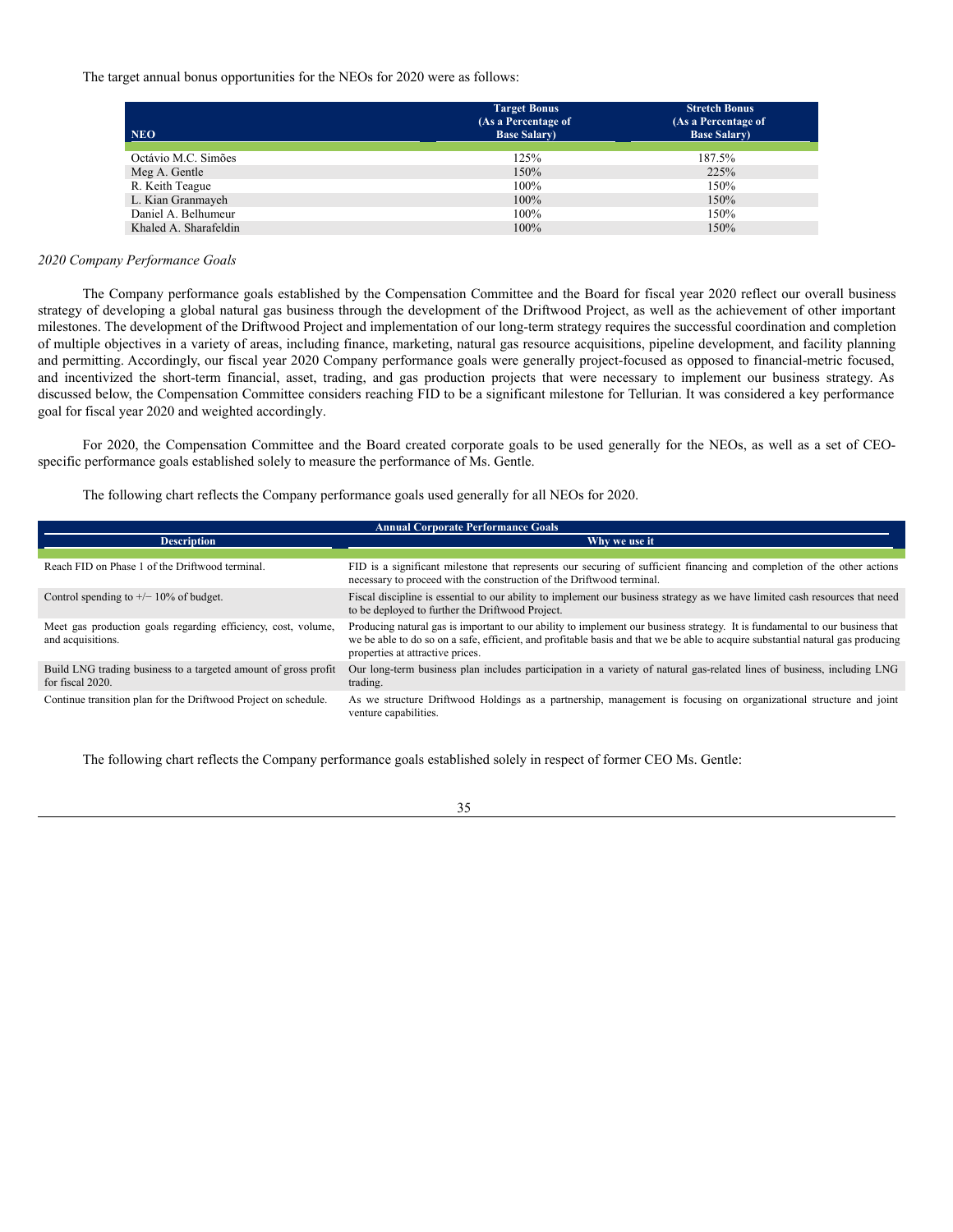The target annual bonus opportunities for the NEOs for 2020 were as follows:

| NEO | Target Bonus (As a Percentage of Base Salary) | Stretch Bonus (As a Percentage of Base Salary) |
|---|---|---|
| Octávio M.C. Simões | 125% | 187.5% |
| Meg A. Gentle | 150% | 225% |
| R. Keith Teague | 100% | 150% |
| L. Kian Granmayeh | 100% | 150% |
| Daniel A. Belhumeur | 100% | 150% |
| Khaled A. Sharafeldin | 100% | 150% |

*2020 Company Performance Goals*

The Company performance goals established by the Compensation Committee and the Board for fiscal year 2020 reflect our overall business strategy of developing a global natural gas business through the development of the Driftwood Project, as well as the achievement of other important milestones. The development of the Driftwood Project and implementation of our long-term strategy requires the successful coordination and completion of multiple objectives in a variety of areas, including finance, marketing, natural gas resource acquisitions, pipeline development, and facility planning and permitting. Accordingly, our fiscal year 2020 Company performance goals were generally project-focused as opposed to financial-metric focused, and incentivized the short-term financial, asset, trading, and gas production projects that were necessary to implement our business strategy. As discussed below, the Compensation Committee considers reaching FID to be a significant milestone for Tellurian. It was considered a key performance goal for fiscal year 2020 and weighted accordingly.

For 2020, the Compensation Committee and the Board created corporate goals to be used generally for the NEOs, as well as a set of CEO-specific performance goals established solely to measure the performance of Ms. Gentle.

The following chart reflects the Company performance goals used generally for all NEOs for 2020.

| Annual Corporate Performance Goals | |
|---|---|
| **Description** | **Why we use it** |
| Reach FID on Phase 1 of the Driftwood terminal. | FID is a significant milestone that represents our securing of sufficient financing and completion of the other actions necessary to proceed with the construction of the Driftwood terminal. |
| Control spending to +/− 10% of budget. | Fiscal discipline is essential to our ability to implement our business strategy as we have limited cash resources that need to be deployed to further the Driftwood Project. |
| Meet gas production goals regarding efficiency, cost, volume, and acquisitions. | Producing natural gas is important to our ability to implement our business strategy. It is fundamental to our business that we be able to do so on a safe, efficient, and profitable basis and that we be able to acquire substantial natural gas producing properties at attractive prices. |
| Build LNG trading business to a targeted amount of gross profit for fiscal 2020. | Our long-term business plan includes participation in a variety of natural gas-related lines of business, including LNG trading. |
| Continue transition plan for the Driftwood Project on schedule. | As we structure Driftwood Holdings as a partnership, management is focusing on organizational structure and joint venture capabilities. |

The following chart reflects the Company performance goals established solely in respect of former CEO Ms. Gentle: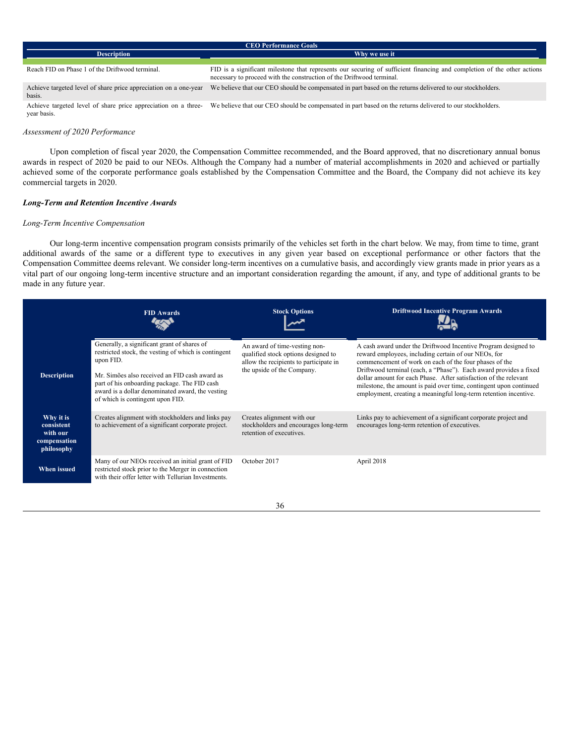| CEO Performance Goals | |
|---|---|
| **Description** | **Why we use it** |
| Reach FID on Phase 1 of the Driftwood terminal. | FID is a significant milestone that represents our securing of sufficient financing and completion of the other actions necessary to proceed with the construction of the Driftwood terminal. |
| Achieve targeted level of share price appreciation on a one-year basis. | We believe that our CEO should be compensated in part based on the returns delivered to our stockholders. |
| Achieve targeted level of share price appreciation on a three-year basis. | We believe that our CEO should be compensated in part based on the returns delivered to our stockholders. |

*Assessment of 2020 Performance*

Upon completion of fiscal year 2020, the Compensation Committee recommended, and the Board approved, that no discretionary annual bonus awards in respect of 2020 be paid to our NEOs. Although the Company had a number of material accomplishments in 2020 and achieved or partially achieved some of the corporate performance goals established by the Compensation Committee and the Board, the Company did not achieve its key commercial targets in 2020.

***Long-Term and Retention Incentive Awards***

*Long-Term Incentive Compensation*

Our long-term incentive compensation program consists primarily of the vehicles set forth in the chart below. We may, from time to time, grant additional awards of the same or a different type to executives in any given year based on exceptional performance or other factors that the Compensation Committee deems relevant. We consider long-term incentives on a cumulative basis, and accordingly view grants made in prior years as a vital part of our ongoing long-term incentive structure and an important consideration regarding the amount, if any, and type of additional grants to be made in any future year.

| | FID Awards | Stock Options | Driftwood Incentive Program Awards |
|---|---|---|---|
| **Description** | Generally, a significant grant of shares of restricted stock, the vesting of which is contingent upon FID.<br><br>Mr. Simões also received an FID cash award as part of his onboarding package. The FID cash award is a dollar denominated award, the vesting of which is contingent upon FID. | An award of time-vesting non-qualified stock options designed to allow the recipients to participate in the upside of the Company. | A cash award under the Driftwood Incentive Program designed to reward employees, including certain of our NEOs, for commencement of work on each of the four phases of the Driftwood terminal (each, a "Phase"). Each award provides a fixed dollar amount for each Phase. After satisfaction of the relevant milestone, the amount is paid over time, contingent upon continued employment, creating a meaningful long-term retention incentive. |
| **Why it is consistent with our compensation philosophy** | Creates alignment with stockholders and links pay to achievement of a significant corporate project. | Creates alignment with our stockholders and encourages long-term retention of executives. | Links pay to achievement of a significant corporate project and encourages long-term retention of executives. |
| **When issued** | Many of our NEOs received an initial grant of FID restricted stock prior to the Merger in connection with their offer letter with Tellurian Investments. | October 2017 | April 2018 |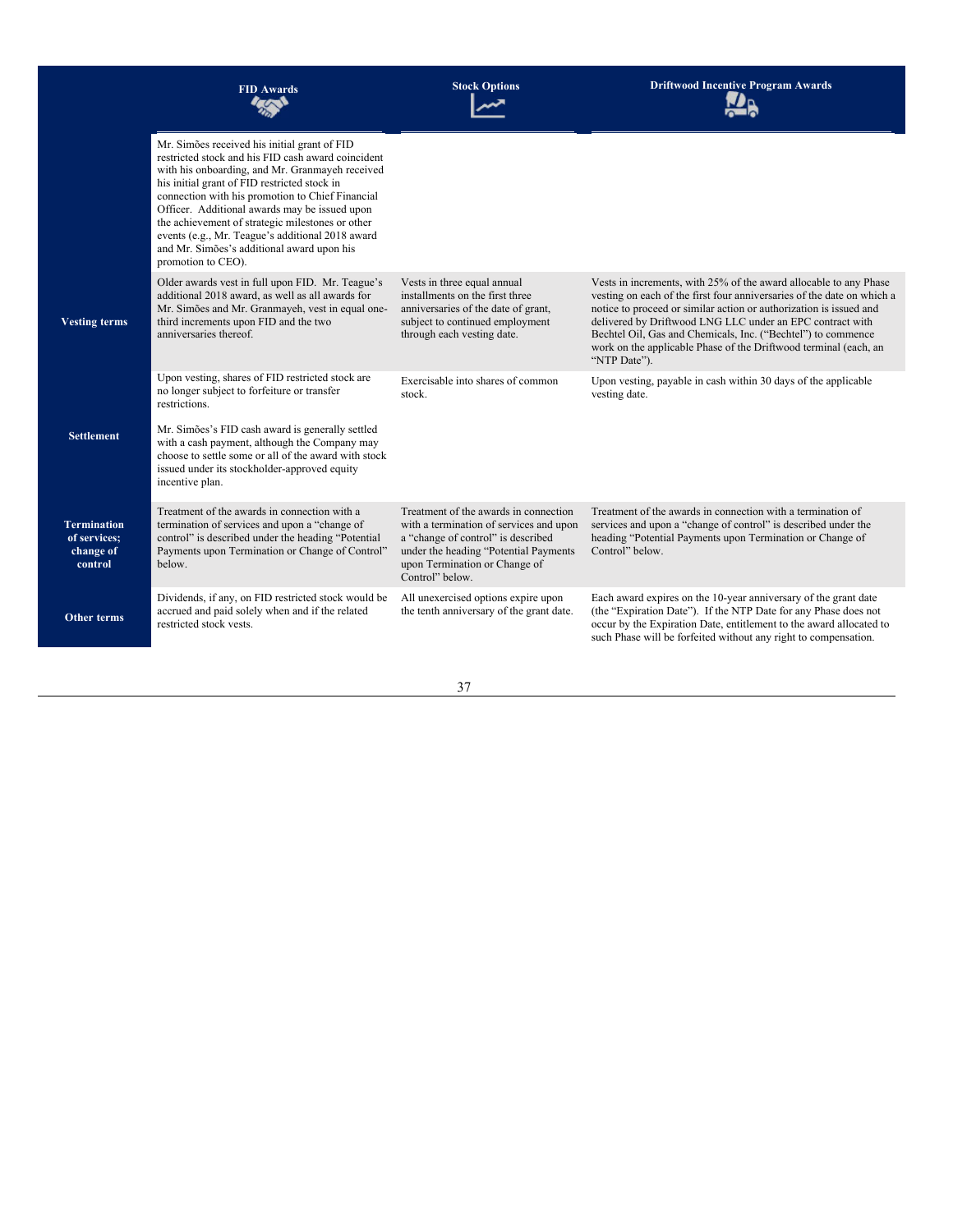| | FID Awards | Stock Options | Driftwood Incentive Program Awards |
|---|---|---|---|
| | Mr. Simões received his initial grant of FID restricted stock and his FID cash award coincident with his onboarding, and Mr. Granmayeh received his initial grant of FID restricted stock in connection with his promotion to Chief Financial Officer. Additional awards may be issued upon the achievement of strategic milestones or other events (e.g., Mr. Teague's additional 2018 award and Mr. Simões's additional award upon his promotion to CEO). | | |
| **Vesting terms** | Older awards vest in full upon FID. Mr. Teague's additional 2018 award, as well as all awards for Mr. Simões and Mr. Granmayeh, vest in equal one-third increments upon FID and the two anniversaries thereof. | Vests in three equal annual installments on the first three anniversaries of the date of grant, subject to continued employment through each vesting date. | Vests in increments, with 25% of the award allocable to any Phase vesting on each of the first four anniversaries of the date on which a notice to proceed or similar action or authorization is issued and delivered by Driftwood LNG LLC under an EPC contract with Bechtel Oil, Gas and Chemicals, Inc. ("Bechtel") to commence work on the applicable Phase of the Driftwood terminal (each, an "NTP Date"). |
| **Settlement** | Upon vesting, shares of FID restricted stock are no longer subject to forfeiture or transfer restrictions.<br><br>Mr. Simões's FID cash award is generally settled with a cash payment, although the Company may choose to settle some or all of the award with stock issued under its stockholder-approved equity incentive plan. | Exercisable into shares of common stock. | Upon vesting, payable in cash within 30 days of the applicable vesting date. |
| **Termination of services; change of control** | Treatment of the awards in connection with a termination of services and upon a "change of control" is described under the heading "Potential Payments upon Termination or Change of Control" below. | Treatment of the awards in connection with a termination of services and upon a "change of control" is described under the heading "Potential Payments upon Termination or Change of Control" below. | Treatment of the awards in connection with a termination of services and upon a "change of control" is described under the heading "Potential Payments upon Termination or Change of Control" below. |
| **Other terms** | Dividends, if any, on FID restricted stock would be accrued and paid solely when and if the related restricted stock vests. | All unexercised options expire upon the tenth anniversary of the grant date. | Each award expires on the 10-year anniversary of the grant date (the "Expiration Date"). If the NTP Date for any Phase does not occur by the Expiration Date, entitlement to the award allocated to such Phase will be forfeited without any right to compensation. |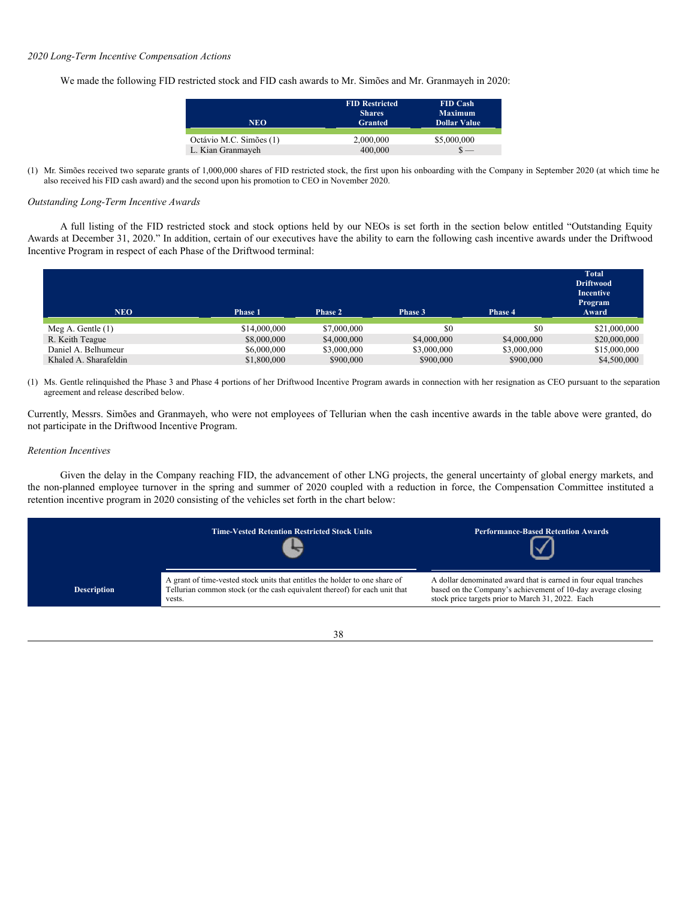*2020 Long-Term Incentive Compensation Actions*

We made the following FID restricted stock and FID cash awards to Mr. Simões and Mr. Granmayeh in 2020:

| NEO | FID Restricted Shares Granted | FID Cash Maximum Dollar Value |
|---|---|---|
| Octávio M.C. Simões (1) | 2,000,000 | $5,000,000 |
| L. Kian Granmayeh | 400,000 | $ — |

(1) Mr. Simões received two separate grants of 1,000,000 shares of FID restricted stock, the first upon his onboarding with the Company in September 2020 (at which time he also received his FID cash award) and the second upon his promotion to CEO in November 2020.

*Outstanding Long-Term Incentive Awards*

A full listing of the FID restricted stock and stock options held by our NEOs is set forth in the section below entitled "Outstanding Equity Awards at December 31, 2020." In addition, certain of our executives have the ability to earn the following cash incentive awards under the Driftwood Incentive Program in respect of each Phase of the Driftwood terminal:

| NEO | Phase 1 | Phase 2 | Phase 3 | Phase 4 | Total Driftwood Incentive Program Award |
|---|---|---|---|---|---|
| Meg A. Gentle (1) | $14,000,000 | $7,000,000 | $0 | $0 | $21,000,000 |
| R. Keith Teague | $8,000,000 | $4,000,000 | $4,000,000 | $4,000,000 | $20,000,000 |
| Daniel A. Belhumeur | $6,000,000 | $3,000,000 | $3,000,000 | $3,000,000 | $15,000,000 |
| Khaled A. Sharafeldin | $1,800,000 | $900,000 | $900,000 | $900,000 | $4,500,000 |

(1) Ms. Gentle relinquished the Phase 3 and Phase 4 portions of her Driftwood Incentive Program awards in connection with her resignation as CEO pursuant to the separation agreement and release described below.

Currently, Messrs. Simões and Granmayeh, who were not employees of Tellurian when the cash incentive awards in the table above were granted, do not participate in the Driftwood Incentive Program.

*Retention Incentives*

Given the delay in the Company reaching FID, the advancement of other LNG projects, the general uncertainty of global energy markets, and the non-planned employee turnover in the spring and summer of 2020 coupled with a reduction in force, the Compensation Committee instituted a retention incentive program in 2020 consisting of the vehicles set forth in the chart below:

| | Time-Vested Retention Restricted Stock Units | Performance-Based Retention Awards |
|---|---|---|
| **Description** | A grant of time-vested stock units that entitles the holder to one share of Tellurian common stock (or the cash equivalent thereof) for each unit that vests. | A dollar denominated award that is earned in four equal tranches based on the Company's achievement of 10-day average closing stock price targets prior to March 31, 2022. Each |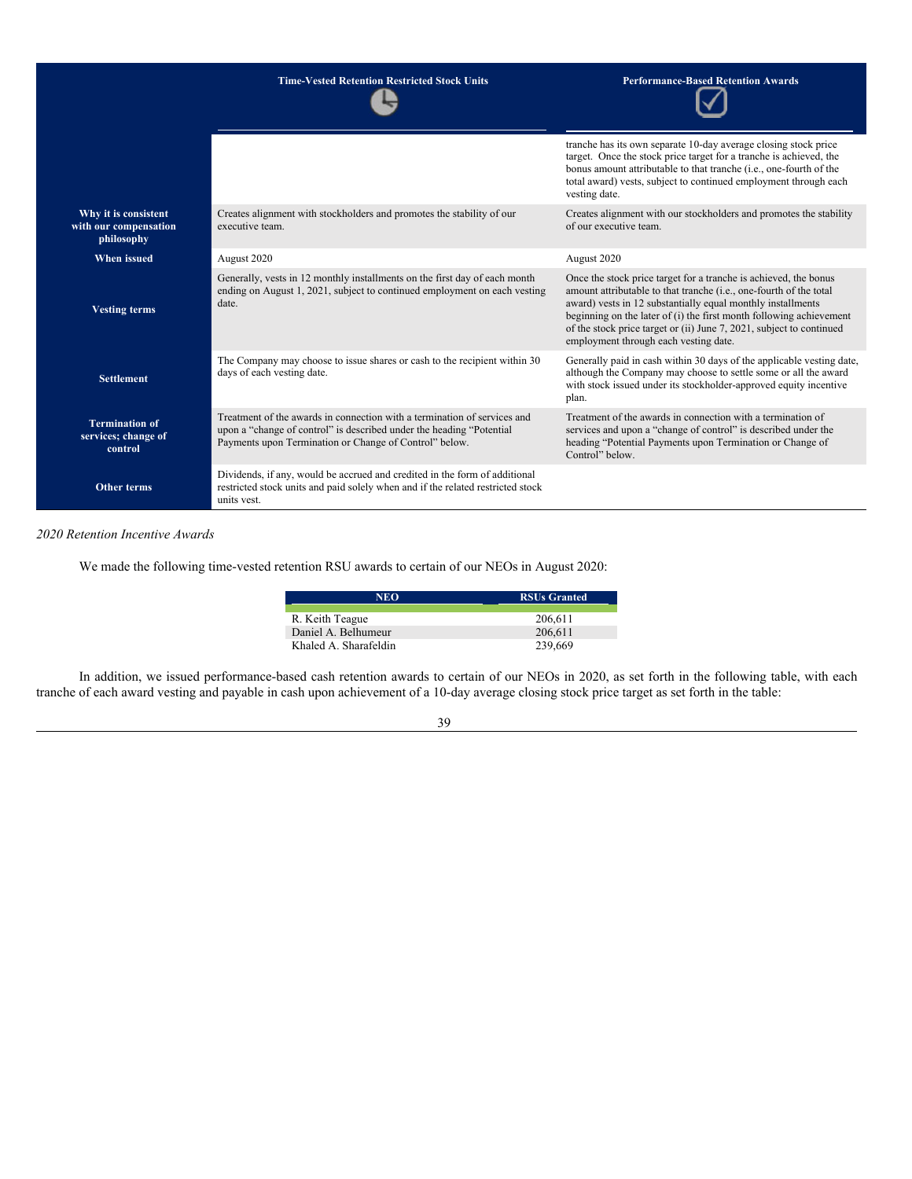| | Time-Vested Retention Restricted Stock Units | Performance-Based Retention Awards |
|---|---|---|
| | | tranche has its own separate 10-day average closing stock price target. Once the stock price target for a tranche is achieved, the bonus amount attributable to that tranche (i.e., one-fourth of the total award) vests, subject to continued employment through each vesting date. |
| **Why it is consistent with our compensation philosophy** | Creates alignment with stockholders and promotes the stability of our executive team. | Creates alignment with our stockholders and promotes the stability of our executive team. |
| **When issued** | August 2020 | August 2020 |
| **Vesting terms** | Generally, vests in 12 monthly installments on the first day of each month ending on August 1, 2021, subject to continued employment on each vesting date. | Once the stock price target for a tranche is achieved, the bonus amount attributable to that tranche (i.e., one-fourth of the total award) vests in 12 substantially equal monthly installments beginning on the later of (i) the first month following achievement of the stock price target or (ii) June 7, 2021, subject to continued employment through each vesting date. |
| **Settlement** | The Company may choose to issue shares or cash to the recipient within 30 days of each vesting date. | Generally paid in cash within 30 days of the applicable vesting date, although the Company may choose to settle some or all the award with stock issued under its stockholder-approved equity incentive plan. |
| **Termination of services; change of control** | Treatment of the awards in connection with a termination of services and upon a "change of control" is described under the heading "Potential Payments upon Termination or Change of Control" below. | Treatment of the awards in connection with a termination of services and upon a "change of control" is described under the heading "Potential Payments upon Termination or Change of Control" below. |
| **Other terms** | Dividends, if any, would be accrued and credited in the form of additional restricted stock units and paid solely when and if the related restricted stock units vest. | |

*2020 Retention Incentive Awards*

We made the following time-vested retention RSU awards to certain of our NEOs in August 2020:

| NEO | RSUs Granted |
|---|---|
| R. Keith Teague | 206,611 |
| Daniel A. Belhumeur | 206,611 |
| Khaled A. Sharafeldin | 239,669 |

In addition, we issued performance-based cash retention awards to certain of our NEOs in 2020, as set forth in the following table, with each tranche of each award vesting and payable in cash upon achievement of a 10-day average closing stock price target as set forth in the table: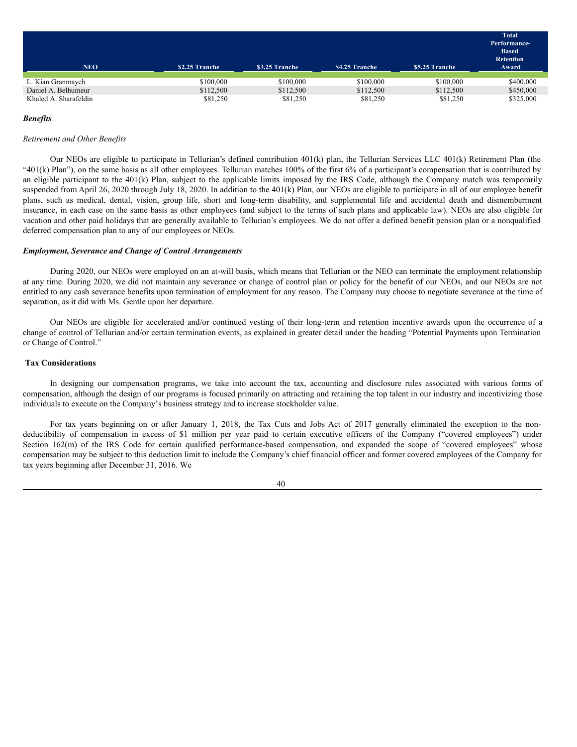| NEO | $2.25 Tranche | $3.25 Tranche | $4.25 Tranche | $5.25 Tranche | Total Performance-Based Retention Award |
|---|---|---|---|---|---|
| L. Kian Granmayeh | $100,000 | $100,000 | $100,000 | $100,000 | $400,000 |
| Daniel A. Belhumeur | $112,500 | $112,500 | $112,500 | $112,500 | $450,000 |
| Khaled A. Sharafeldin | $81,250 | $81,250 | $81,250 | $81,250 | $325,000 |

***Benefits***

*Retirement and Other Benefits*

Our NEOs are eligible to participate in Tellurian's defined contribution 401(k) plan, the Tellurian Services LLC 401(k) Retirement Plan (the "401(k) Plan"), on the same basis as all other employees. Tellurian matches 100% of the first 6% of a participant's compensation that is contributed by an eligible participant to the 401(k) Plan, subject to the applicable limits imposed by the IRS Code, although the Company match was temporarily suspended from April 26, 2020 through July 18, 2020. In addition to the 401(k) Plan, our NEOs are eligible to participate in all of our employee benefit plans, such as medical, dental, vision, group life, short and long-term disability, and supplemental life and accidental death and dismemberment insurance, in each case on the same basis as other employees (and subject to the terms of such plans and applicable law). NEOs are also eligible for vacation and other paid holidays that are generally available to Tellurian's employees. We do not offer a defined benefit pension plan or a nonqualified deferred compensation plan to any of our employees or NEOs.

***Employment, Severance and Change of Control Arrangements***

During 2020, our NEOs were employed on an at-will basis, which means that Tellurian or the NEO can terminate the employment relationship at any time. During 2020, we did not maintain any severance or change of control plan or policy for the benefit of our NEOs, and our NEOs are not entitled to any cash severance benefits upon termination of employment for any reason. The Company may choose to negotiate severance at the time of separation, as it did with Ms. Gentle upon her departure.

Our NEOs are eligible for accelerated and/or continued vesting of their long-term and retention incentive awards upon the occurrence of a change of control of Tellurian and/or certain termination events, as explained in greater detail under the heading "Potential Payments upon Termination or Change of Control."

**Tax Considerations**

In designing our compensation programs, we take into account the tax, accounting and disclosure rules associated with various forms of compensation, although the design of our programs is focused primarily on attracting and retaining the top talent in our industry and incentivizing those individuals to execute on the Company's business strategy and to increase stockholder value.

For tax years beginning on or after January 1, 2018, the Tax Cuts and Jobs Act of 2017 generally eliminated the exception to the non-deductibility of compensation in excess of $1 million per year paid to certain executive officers of the Company ("covered employees") under Section 162(m) of the IRS Code for certain qualified performance-based compensation, and expanded the scope of "covered employees" whose compensation may be subject to this deduction limit to include the Company's chief financial officer and former covered employees of the Company for tax years beginning after December 31, 2016. We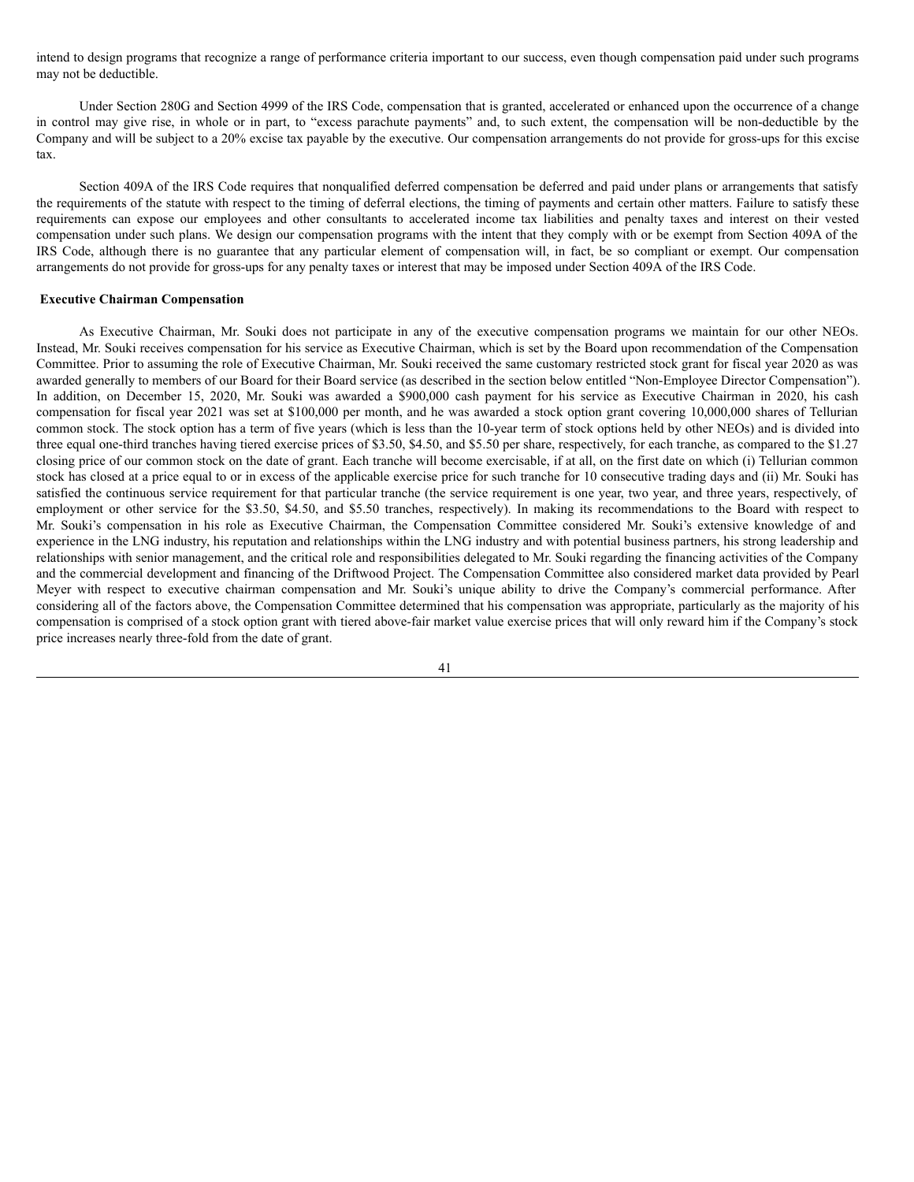intend to design programs that recognize a range of performance criteria important to our success, even though compensation paid under such programs may not be deductible.

Under Section 280G and Section 4999 of the IRS Code, compensation that is granted, accelerated or enhanced upon the occurrence of a change in control may give rise, in whole or in part, to "excess parachute payments" and, to such extent, the compensation will be non-deductible by the Company and will be subject to a 20% excise tax payable by the executive. Our compensation arrangements do not provide for gross-ups for this excise tax.

Section 409A of the IRS Code requires that nonqualified deferred compensation be deferred and paid under plans or arrangements that satisfy the requirements of the statute with respect to the timing of deferral elections, the timing of payments and certain other matters. Failure to satisfy these requirements can expose our employees and other consultants to accelerated income tax liabilities and penalty taxes and interest on their vested compensation under such plans. We design our compensation programs with the intent that they comply with or be exempt from Section 409A of the IRS Code, although there is no guarantee that any particular element of compensation will, in fact, be so compliant or exempt. Our compensation arrangements do not provide for gross-ups for any penalty taxes or interest that may be imposed under Section 409A of the IRS Code.

**Executive Chairman Compensation**

As Executive Chairman, Mr. Souki does not participate in any of the executive compensation programs we maintain for our other NEOs. Instead, Mr. Souki receives compensation for his service as Executive Chairman, which is set by the Board upon recommendation of the Compensation Committee. Prior to assuming the role of Executive Chairman, Mr. Souki received the same customary restricted stock grant for fiscal year 2020 as was awarded generally to members of our Board for their Board service (as described in the section below entitled "Non-Employee Director Compensation"). In addition, on December 15, 2020, Mr. Souki was awarded a $900,000 cash payment for his service as Executive Chairman in 2020, his cash compensation for fiscal year 2021 was set at $100,000 per month, and he was awarded a stock option grant covering 10,000,000 shares of Tellurian common stock. The stock option has a term of five years (which is less than the 10-year term of stock options held by other NEOs) and is divided into three equal one-third tranches having tiered exercise prices of $3.50, $4.50, and $5.50 per share, respectively, for each tranche, as compared to the $1.27 closing price of our common stock on the date of grant. Each tranche will become exercisable, if at all, on the first date on which (i) Tellurian common stock has closed at a price equal to or in excess of the applicable exercise price for such tranche for 10 consecutive trading days and (ii) Mr. Souki has satisfied the continuous service requirement for that particular tranche (the service requirement is one year, two year, and three years, respectively, of employment or other service for the $3.50, $4.50, and $5.50 tranches, respectively). In making its recommendations to the Board with respect to Mr. Souki's compensation in his role as Executive Chairman, the Compensation Committee considered Mr. Souki's extensive knowledge of and experience in the LNG industry, his reputation and relationships within the LNG industry and with potential business partners, his strong leadership and relationships with senior management, and the critical role and responsibilities delegated to Mr. Souki regarding the financing activities of the Company and the commercial development and financing of the Driftwood Project. The Compensation Committee also considered market data provided by Pearl Meyer with respect to executive chairman compensation and Mr. Souki's unique ability to drive the Company's commercial performance. After considering all of the factors above, the Compensation Committee determined that his compensation was appropriate, particularly as the majority of his compensation is comprised of a stock option grant with tiered above-fair market value exercise prices that will only reward him if the Company's stock price increases nearly three-fold from the date of grant.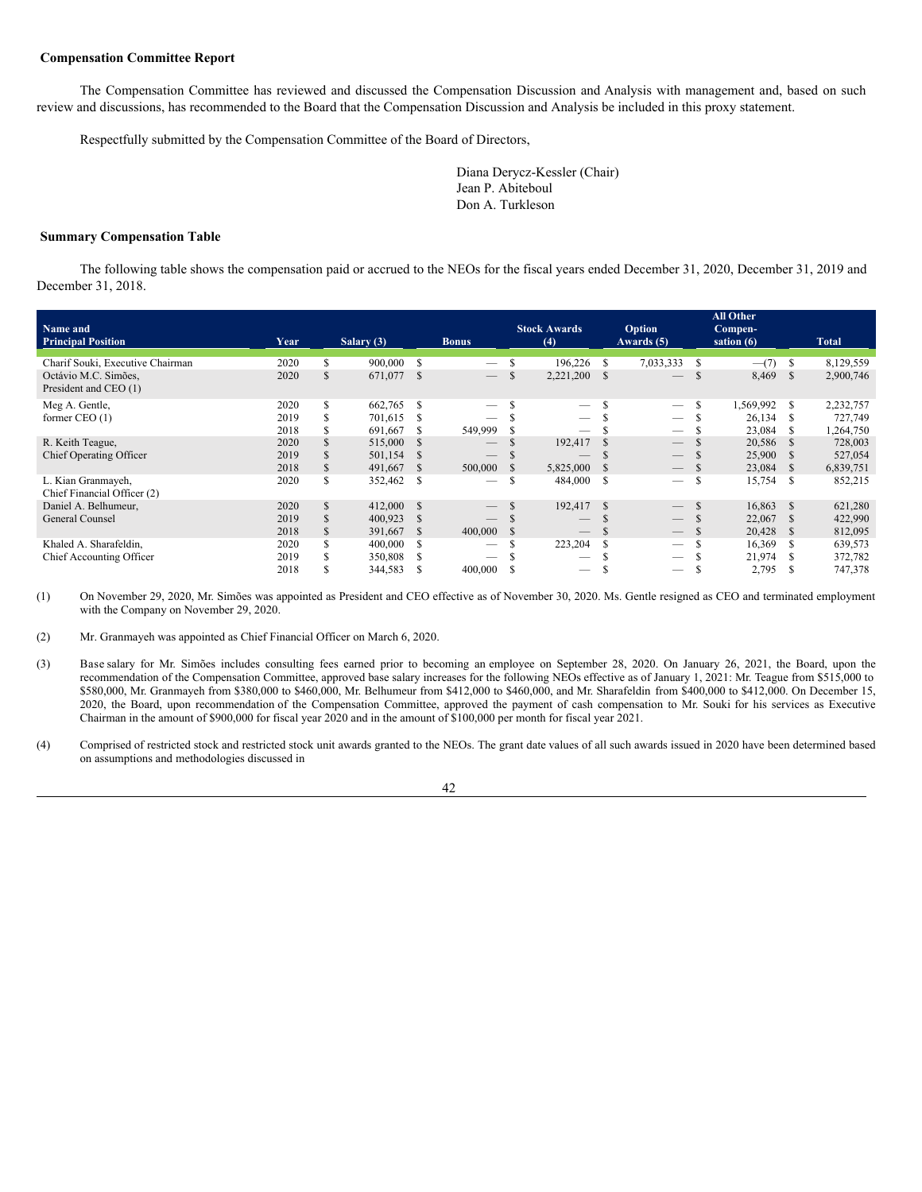**Compensation Committee Report**

The Compensation Committee has reviewed and discussed the Compensation Discussion and Analysis with management and, based on such review and discussions, has recommended to the Board that the Compensation Discussion and Analysis be included in this proxy statement.

Respectfully submitted by the Compensation Committee of the Board of Directors,

Diana Derycz-Kessler (Chair)
Jean P. Abiteboul
Don A. Turkleson

**Summary Compensation Table**

The following table shows the compensation paid or accrued to the NEOs for the fiscal years ended December 31, 2020, December 31, 2019 and December 31, 2018.

| Name and Principal Position | Year | Salary (3) | Bonus | Stock Awards (4) | Option Awards (5) | All Other Compen-sation (6) | Total |
|---|---|---|---|---|---|---|---|
| Charif Souki, Executive Chairman | 2020 | $ 900,000 | $ — | $ 196,226 | $ 7,033,333 | $ —(7) | $ 8,129,559 |
| Octávio M.C. Simões, President and CEO (1) | 2020 | $ 671,077 | $ — | $ 2,221,200 | $ — | $ 8,469 | $ 2,900,746 |
| Meg A. Gentle, former CEO (1) | 2020 | $ 662,765 | $ — | $ — | $ — | $ 1,569,992 | $ 2,232,757 |
| | 2019 | $ 701,615 | $ — | $ — | $ — | $ 26,134 | $ 727,749 |
| | 2018 | $ 691,667 | $ 549,999 | $ — | $ — | $ 23,084 | $ 1,264,750 |
| R. Keith Teague, Chief Operating Officer | 2020 | $ 515,000 | $ — | $ 192,417 | $ — | $ 20,586 | $ 728,003 |
| | 2019 | $ 501,154 | $ — | $ — | $ — | $ 25,900 | $ 527,054 |
| | 2018 | $ 491,667 | $ 500,000 | $ 5,825,000 | $ — | $ 23,084 | $ 6,839,751 |
| L. Kian Granmayeh, Chief Financial Officer (2) | 2020 | $ 352,462 | $ — | $ 484,000 | $ — | $ 15,754 | $ 852,215 |
| Daniel A. Belhumeur, General Counsel | 2020 | $ 412,000 | $ — | $ 192,417 | $ — | $ 16,863 | $ 621,280 |
| | 2019 | $ 400,923 | $ — | $ — | $ — | $ 22,067 | $ 422,990 |
| | 2018 | $ 391,667 | $ 400,000 | $ — | $ — | $ 20,428 | $ 812,095 |
| Khaled A. Sharafeldin, Chief Accounting Officer | 2020 | $ 400,000 | $ — | $ 223,204 | $ — | $ 16,369 | $ 639,573 |
| | 2019 | $ 350,808 | $ — | $ — | $ — | $ 21,974 | $ 372,782 |
| | 2018 | $ 344,583 | $ 400,000 | $ — | $ — | $ 2,795 | $ 747,378 |

(1) On November 29, 2020, Mr. Simões was appointed as President and CEO effective as of November 30, 2020. Ms. Gentle resigned as CEO and terminated employment with the Company on November 29, 2020.

(2) Mr. Granmayeh was appointed as Chief Financial Officer on March 6, 2020.

(3) Base salary for Mr. Simões includes consulting fees earned prior to becoming an employee on September 28, 2020. On January 26, 2021, the Board, upon the recommendation of the Compensation Committee, approved base salary increases for the following NEOs effective as of January 1, 2021: Mr. Teague from $515,000 to $580,000, Mr. Granmayeh from $380,000 to $460,000, Mr. Belhumeur from $412,000 to $460,000, and Mr. Sharafeldin from $400,000 to $412,000. On December 15, 2020, the Board, upon recommendation of the Compensation Committee, approved the payment of cash compensation to Mr. Souki for his services as Executive Chairman in the amount of $900,000 for fiscal year 2020 and in the amount of $100,000 per month for fiscal year 2021.

(4) Comprised of restricted stock and restricted stock unit awards granted to the NEOs. The grant date values of all such awards issued in 2020 have been determined based on assumptions and methodologies discussed in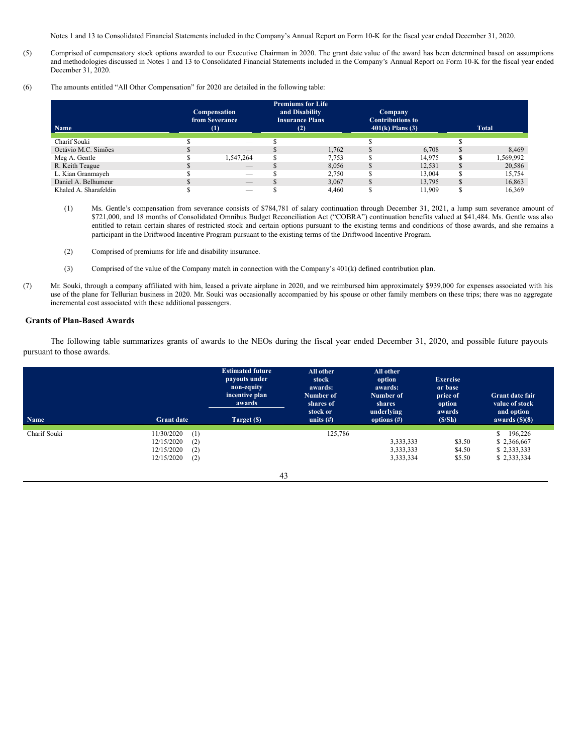Notes 1 and 13 to Consolidated Financial Statements included in the Company's Annual Report on Form 10-K for the fiscal year ended December 31, 2020.

(5) Comprised of compensatory stock options awarded to our Executive Chairman in 2020. The grant date value of the award has been determined based on assumptions and methodologies discussed in Notes 1 and 13 to Consolidated Financial Statements included in the Company's Annual Report on Form 10-K for the fiscal year ended December 31, 2020.

(6) The amounts entitled "All Other Compensation" for 2020 are detailed in the following table:

| Name | Compensation from Severance (1) | Premiums for Life and Disability Insurance Plans (2) | Company Contributions to 401(k) Plans (3) | Total |
|---|---|---|---|---|
| Charif Souki | $ — | $ — | $ — | $ — |
| Octávio M.C. Simões | $ — | $ 1,762 | $ 6,708 | $ 8,469 |
| Meg A. Gentle | $ 1,547,264 | $ 7,753 | $ 14,975 | **$** 1,569,992 |
| R. Keith Teague | $ — | $ 8,056 | $ 12,531 | $ 20,586 |
| L. Kian Granmayeh | $ — | $ 2,750 | $ 13,004 | $ 15,754 |
| Daniel A. Belhumeur | $ — | $ 3,067 | $ 13,795 | $ 16,863 |
| Khaled A. Sharafeldin | $ — | $ 4,460 | $ 11,909 | $ 16,369 |

(1) Ms. Gentle's compensation from severance consists of $784,781 of salary continuation through December 31, 2021, a lump sum severance amount of $721,000, and 18 months of Consolidated Omnibus Budget Reconciliation Act ("COBRA") continuation benefits valued at $41,484. Ms. Gentle was also entitled to retain certain shares of restricted stock and certain options pursuant to the existing terms and conditions of those awards, and she remains a participant in the Driftwood Incentive Program pursuant to the existing terms of the Driftwood Incentive Program.

(2) Comprised of premiums for life and disability insurance.

(3) Comprised of the value of the Company match in connection with the Company's 401(k) defined contribution plan.

(7) Mr. Souki, through a company affiliated with him, leased a private airplane in 2020, and we reimbursed him approximately $939,000 for expenses associated with his use of the plane for Tellurian business in 2020. Mr. Souki was occasionally accompanied by his spouse or other family members on these trips; there was no aggregate incremental cost associated with these additional passengers.

## Grants of Plan-Based Awards

The following table summarizes grants of awards to the NEOs during the fiscal year ended December 31, 2020, and possible future payouts pursuant to those awards.

| Name | Grant date | Estimated future payouts under non-equity incentive plan awards | All other stock awards: Number of shares of stock or units (#) | All other option awards: Number of shares underlying options (#) | Exercise or base price of option awards ($/Sh) | Grant date fair value of stock and option awards ($)(8) |
|---|---|---|---|---|---|---|
| | | Target ($) | | | | |
| Charif Souki | 11/30/2020 (1) | | 125,786 | | | $ 196,226 |
| | 12/15/2020 (2) | | | 3,333,333 | $3.50 | $ 2,366,667 |
| | 12/15/2020 (2) | | | 3,333,333 | $4.50 | $ 2,333,333 |
| | 12/15/2020 (2) | | | 3,333,334 | $5.50 | $ 2,333,334 |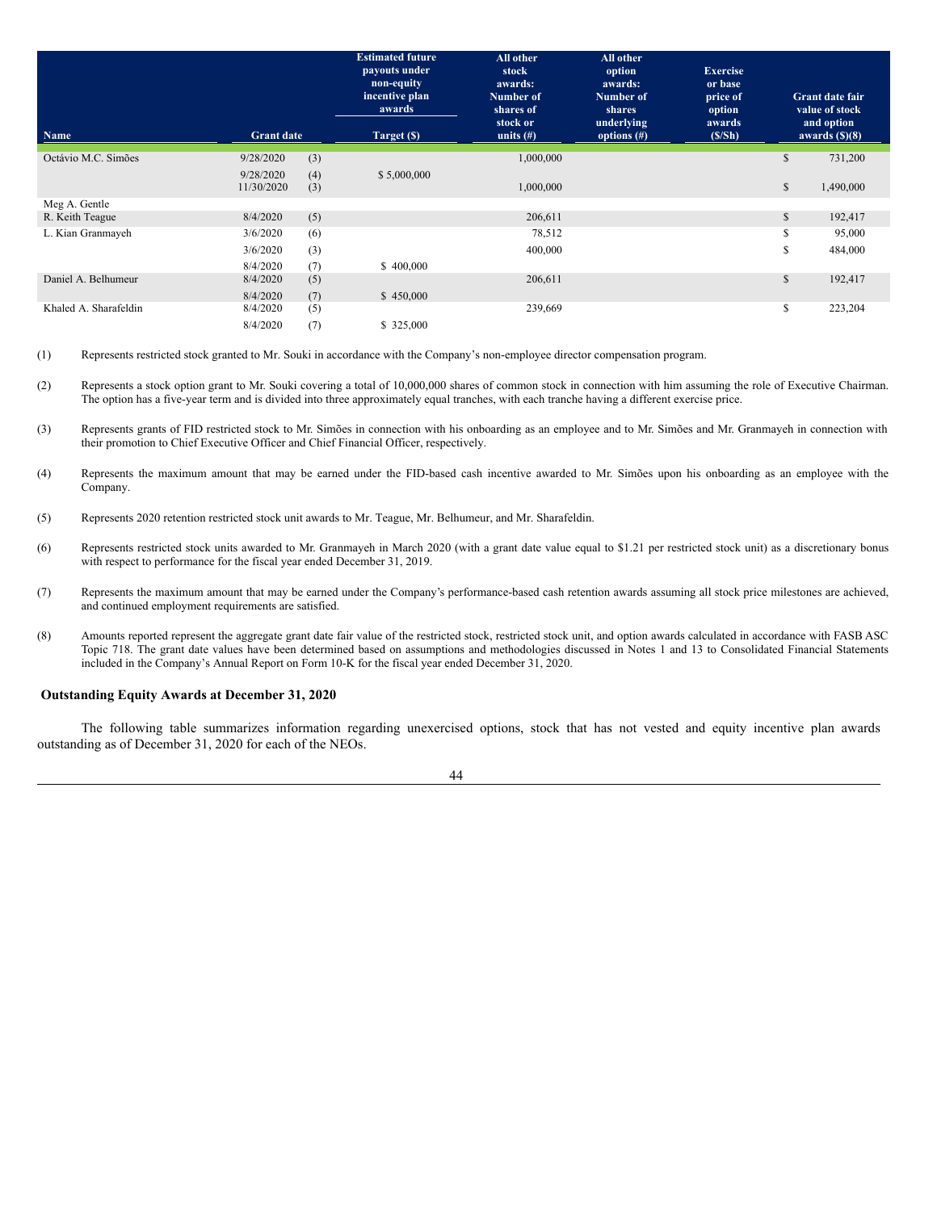| Name | Grant date | | Estimated future payouts under non-equity incentive plan awards Target ($) | All other stock awards: Number of shares of stock or units (#) | All other option awards: Number of shares underlying options (#) | Exercise or base price of option awards ($/Sh) | Grant date fair value of stock and option awards ($)(8) |
|---|---|---|---|---|---|---|---|
| Octávio M.C. Simões | 9/28/2020 | (3) | | 1,000,000 | | | $ 731,200 |
| | 9/28/2020 | (4) | $ 5,000,000 | | | | |
| | 11/30/2020 | (3) | | 1,000,000 | | | $ 1,490,000 |
| Meg A. Gentle | | | | | | | |
| R. Keith Teague | 8/4/2020 | (5) | | 206,611 | | | $ 192,417 |
| L. Kian Granmayeh | 3/6/2020 | (6) | | 78,512 | | | $ 95,000 |
| | 3/6/2020 | (3) | | 400,000 | | | $ 484,000 |
| | 8/4/2020 | (7) | $ 400,000 | | | | |
| Daniel A. Belhumeur | 8/4/2020 | (5) | | 206,611 | | | $ 192,417 |
| | 8/4/2020 | (7) | $ 450,000 | | | | |
| Khaled A. Sharafeldin | 8/4/2020 | (5) | | 239,669 | | | $ 223,204 |
| | 8/4/2020 | (7) | $ 325,000 | | | | |

(1) Represents restricted stock granted to Mr. Souki in accordance with the Company's non-employee director compensation program.

(2) Represents a stock option grant to Mr. Souki covering a total of 10,000,000 shares of common stock in connection with him assuming the role of Executive Chairman. The option has a five-year term and is divided into three approximately equal tranches, with each tranche having a different exercise price.

(3) Represents grants of FID restricted stock to Mr. Simões in connection with his onboarding as an employee and to Mr. Simões and Mr. Granmayeh in connection with their promotion to Chief Executive Officer and Chief Financial Officer, respectively.

(4) Represents the maximum amount that may be earned under the FID-based cash incentive awarded to Mr. Simões upon his onboarding as an employee with the Company.

(5) Represents 2020 retention restricted stock unit awards to Mr. Teague, Mr. Belhumeur, and Mr. Sharafeldin.

(6) Represents restricted stock units awarded to Mr. Granmayeh in March 2020 (with a grant date value equal to $1.21 per restricted stock unit) as a discretionary bonus with respect to performance for the fiscal year ended December 31, 2019.

(7) Represents the maximum amount that may be earned under the Company's performance-based cash retention awards assuming all stock price milestones are achieved, and continued employment requirements are satisfied.

(8) Amounts reported represent the aggregate grant date fair value of the restricted stock, restricted stock unit, and option awards calculated in accordance with FASB ASC Topic 718. The grant date values have been determined based on assumptions and methodologies discussed in Notes 1 and 13 to Consolidated Financial Statements included in the Company's Annual Report on Form 10-K for the fiscal year ended December 31, 2020.

**Outstanding Equity Awards at December 31, 2020**

The following table summarizes information regarding unexercised options, stock that has not vested and equity incentive plan awards outstanding as of December 31, 2020 for each of the NEOs.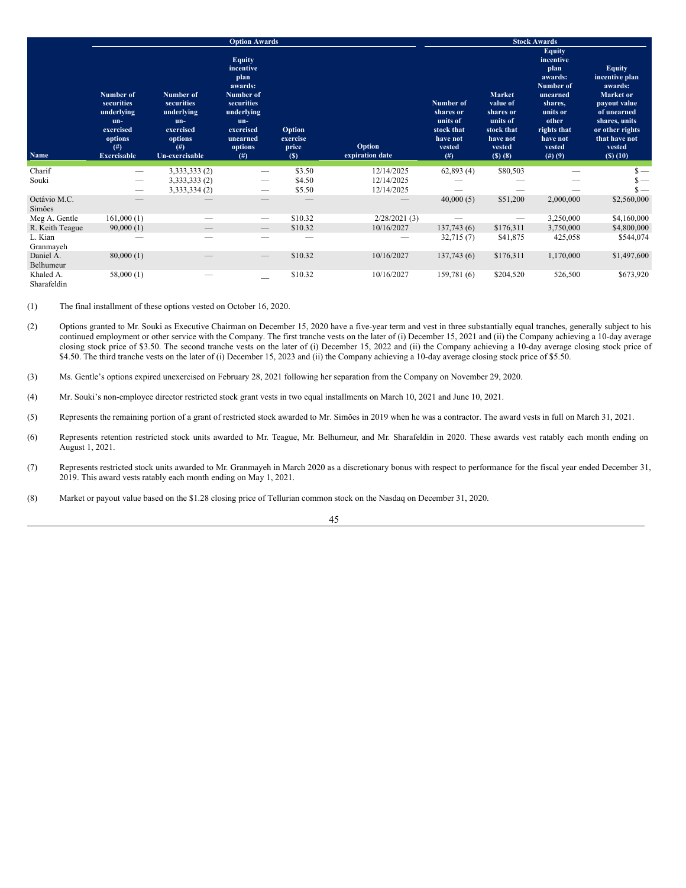| Name | Option Awards | | | | | Stock Awards | | | |
|---|---|---|---|---|---|---|---|---|---|
| | Number of securities underlying un-exercised options (#) Exercisable | Number of securities underlying un-exercised options (#) Un-exercisable | Equity incentive plan awards: Number of securities underlying un-exercised unearned options (#) | Option exercise price ($) | Option expiration date | Number of shares or units of stock that have not vested (#) | Market value of shares or units of stock that have not vested ($) (8) | Equity incentive plan awards: Number of unearned shares, units or other rights that have not vested (#) (9) | Equity incentive plan awards: Market or payout value of unearned shares, units or other rights that have not vested ($) (10) |
| Charif | — | 3,333,333 (2) | — | $3.50 | 12/14/2025 | 62,893 (4) | $80,503 | — | $ — |
| Souki | — | 3,333,333 (2) | — | $4.50 | 12/14/2025 | — | — | — | $ — |
| | — | 3,333,334 (2) | — | $5.50 | 12/14/2025 | — | — | — | $ — |
| Octávio M.C. Simões | — | — | — | — | — | 40,000 (5) | $51,200 | 2,000,000 | $2,560,000 |
| Meg A. Gentle | 161,000 (1) | — | — | $10.32 | 2/28/2021 (3) | — | — | 3,250,000 | $4,160,000 |
| R. Keith Teague | 90,000 (1) | — | — | $10.32 | 10/16/2027 | 137,743 (6) | $176,311 | 3,750,000 | $4,800,000 |
| L. Kian Granmayeh | — | — | — | — | — | 32,715 (7) | $41,875 | 425,058 | $544,074 |
| Daniel A. Belhumeur | 80,000 (1) | — | — | $10.32 | 10/16/2027 | 137,743 (6) | $176,311 | 1,170,000 | $1,497,600 |
| Khaled A. Sharafeldin | 58,000 (1) | — | — | $10.32 | 10/16/2027 | 159,781 (6) | $204,520 | 526,500 | $673,920 |

(1) The final installment of these options vested on October 16, 2020.

(2) Options granted to Mr. Souki as Executive Chairman on December 15, 2020 have a five-year term and vest in three substantially equal tranches, generally subject to his continued employment or other service with the Company. The first tranche vests on the later of (i) December 15, 2021 and (ii) the Company achieving a 10-day average closing stock price of $3.50. The second tranche vests on the later of (i) December 15, 2022 and (ii) the Company achieving a 10-day average closing stock price of $4.50. The third tranche vests on the later of (i) December 15, 2023 and (ii) the Company achieving a 10-day average closing stock price of $5.50.

(3) Ms. Gentle's options expired unexercised on February 28, 2021 following her separation from the Company on November 29, 2020.

(4) Mr. Souki's non-employee director restricted stock grant vests in two equal installments on March 10, 2021 and June 10, 2021.

(5) Represents the remaining portion of a grant of restricted stock awarded to Mr. Simões in 2019 when he was a contractor. The award vests in full on March 31, 2021.

(6) Represents retention restricted stock units awarded to Mr. Teague, Mr. Belhumeur, and Mr. Sharafeldin in 2020. These awards vest ratably each month ending on August 1, 2021.

(7) Represents restricted stock units awarded to Mr. Granmayeh in March 2020 as a discretionary bonus with respect to performance for the fiscal year ended December 31, 2019. This award vests ratably each month ending on May 1, 2021.

(8) Market or payout value based on the $1.28 closing price of Tellurian common stock on the Nasdaq on December 31, 2020.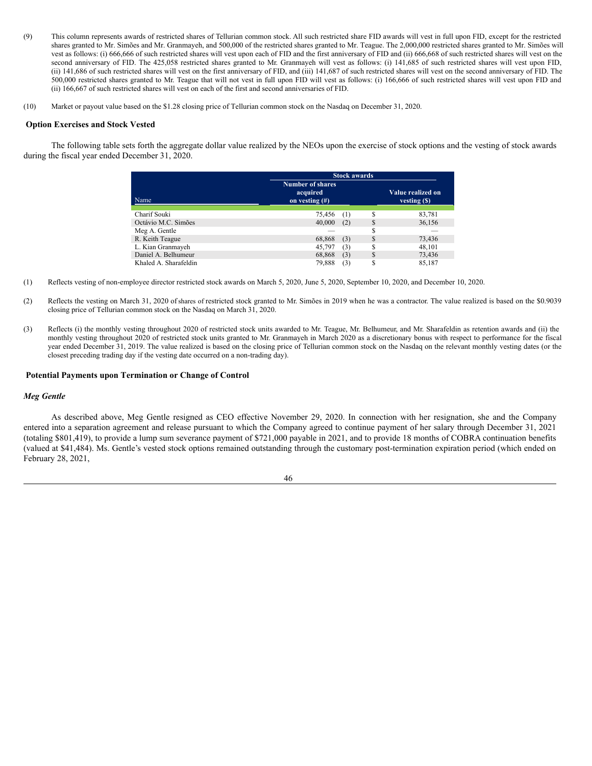(9) This column represents awards of restricted shares of Tellurian common stock. All such restricted share FID awards will vest in full upon FID, except for the restricted shares granted to Mr. Simões and Mr. Granmayeh, and 500,000 of the restricted shares granted to Mr. Teague. The 2,000,000 restricted shares granted to Mr. Simões will vest as follows: (i) 666,666 of such restricted shares will vest upon each of FID and the first anniversary of FID and (ii) 666,668 of such restricted shares will vest on the second anniversary of FID. The 425,058 restricted shares granted to Mr. Granmayeh will vest as follows: (i) 141,685 of such restricted shares will vest upon FID, (ii) 141,686 of such restricted shares will vest on the first anniversary of FID, and (iii) 141,687 of such restricted shares will vest on the second anniversary of FID. The 500,000 restricted shares granted to Mr. Teague that will not vest in full upon FID will vest as follows: (i) 166,666 of such restricted shares will vest upon FID and (ii) 166,667 of such restricted shares will vest on each of the first and second anniversaries of FID.

(10) Market or payout value based on the $1.28 closing price of Tellurian common stock on the Nasdaq on December 31, 2020.

## Option Exercises and Stock Vested

The following table sets forth the aggregate dollar value realized by the NEOs upon the exercise of stock options and the vesting of stock awards during the fiscal year ended December 31, 2020.

| | Stock awards | |
|---|---|---|
| Name | Number of shares acquired on vesting (#) | Value realized on vesting ($) |
| Charif Souki | 75,456 (1) | $ 83,781 |
| Octávio M.C. Simões | 40,000 (2) | $ 36,156 |
| Meg A. Gentle | — | $ — |
| R. Keith Teague | 68,868 (3) | $ 73,436 |
| L. Kian Granmayeh | 45,797 (3) | $ 48,101 |
| Daniel A. Belhumeur | 68,868 (3) | $ 73,436 |
| Khaled A. Sharafeldin | 79,888 (3) | $ 85,187 |

(1) Reflects vesting of non-employee director restricted stock awards on March 5, 2020, June 5, 2020, September 10, 2020, and December 10, 2020.

(2) Reflects the vesting on March 31, 2020 of shares of restricted stock granted to Mr. Simões in 2019 when he was a contractor. The value realized is based on the $0.9039 closing price of Tellurian common stock on the Nasdaq on March 31, 2020.

(3) Reflects (i) the monthly vesting throughout 2020 of restricted stock units awarded to Mr. Teague, Mr. Belhumeur, and Mr. Sharafeldin as retention awards and (ii) the monthly vesting throughout 2020 of restricted stock units granted to Mr. Granmayeh in March 2020 as a discretionary bonus with respect to performance for the fiscal year ended December 31, 2019. The value realized is based on the closing price of Tellurian common stock on the Nasdaq on the relevant monthly vesting dates (or the closest preceding trading day if the vesting date occurred on a non-trading day).

## Potential Payments upon Termination or Change of Control

### *Meg Gentle*

As described above, Meg Gentle resigned as CEO effective November 29, 2020. In connection with her resignation, she and the Company entered into a separation agreement and release pursuant to which the Company agreed to continue payment of her salary through December 31, 2021 (totaling $801,419), to provide a lump sum severance payment of $721,000 payable in 2021, and to provide 18 months of COBRA continuation benefits (valued at $41,484). Ms. Gentle's vested stock options remained outstanding through the customary post-termination expiration period (which ended on February 28, 2021,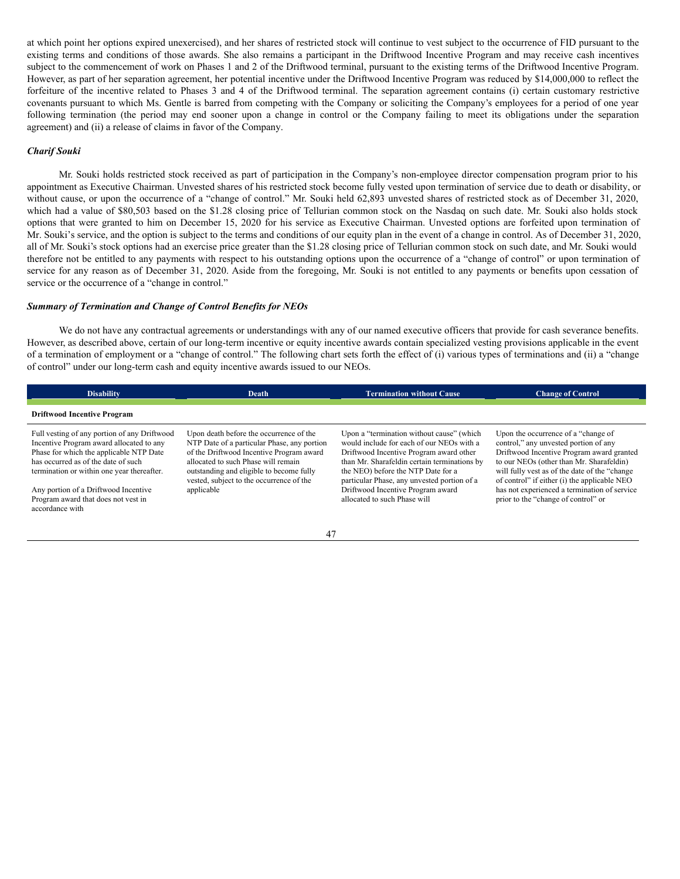at which point her options expired unexercised), and her shares of restricted stock will continue to vest subject to the occurrence of FID pursuant to the existing terms and conditions of those awards. She also remains a participant in the Driftwood Incentive Program and may receive cash incentives subject to the commencement of work on Phases 1 and 2 of the Driftwood terminal, pursuant to the existing terms of the Driftwood Incentive Program. However, as part of her separation agreement, her potential incentive under the Driftwood Incentive Program was reduced by $14,000,000 to reflect the forfeiture of the incentive related to Phases 3 and 4 of the Driftwood terminal. The separation agreement contains (i) certain customary restrictive covenants pursuant to which Ms. Gentle is barred from competing with the Company or soliciting the Company's employees for a period of one year following termination (the period may end sooner upon a change in control or the Company failing to meet its obligations under the separation agreement) and (ii) a release of claims in favor of the Company.

***Charif Souki***

Mr. Souki holds restricted stock received as part of participation in the Company's non-employee director compensation program prior to his appointment as Executive Chairman. Unvested shares of his restricted stock become fully vested upon termination of service due to death or disability, or without cause, or upon the occurrence of a "change of control." Mr. Souki held 62,893 unvested shares of restricted stock as of December 31, 2020, which had a value of $80,503 based on the $1.28 closing price of Tellurian common stock on the Nasdaq on such date. Mr. Souki also holds stock options that were granted to him on December 15, 2020 for his service as Executive Chairman. Unvested options are forfeited upon termination of Mr. Souki's service, and the option is subject to the terms and conditions of our equity plan in the event of a change in control. As of December 31, 2020, all of Mr. Souki's stock options had an exercise price greater than the $1.28 closing price of Tellurian common stock on such date, and Mr. Souki would therefore not be entitled to any payments with respect to his outstanding options upon the occurrence of a "change of control" or upon termination of service for any reason as of December 31, 2020. Aside from the foregoing, Mr. Souki is not entitled to any payments or benefits upon cessation of service or the occurrence of a "change in control."

***Summary of Termination and Change of Control Benefits for NEOs***

We do not have any contractual agreements or understandings with any of our named executive officers that provide for cash severance benefits. However, as described above, certain of our long-term incentive or equity incentive awards contain specialized vesting provisions applicable in the event of a termination of employment or a "change of control." The following chart sets forth the effect of (i) various types of terminations and (ii) a "change of control" under our long-term cash and equity incentive awards issued to our NEOs.

| Disability | Death | Termination without Cause | Change of Control |
|---|---|---|---|
| **Driftwood Incentive Program** | | | |
| Full vesting of any portion of any Driftwood Incentive Program award allocated to any Phase for which the applicable NTP Date has occurred as of the date of such termination or within one year thereafter.<br><br>Any portion of a Driftwood Incentive Program award that does not vest in accordance with | Upon death before the occurrence of the NTP Date of a particular Phase, any portion of the Driftwood Incentive Program award allocated to such Phase will remain outstanding and eligible to become fully vested, subject to the occurrence of the applicable | Upon a "termination without cause" (which would include for each of our NEOs with a Driftwood Incentive Program award other than Mr. Sharafeldin certain terminations by the NEO) before the NTP Date for a particular Phase, any unvested portion of a Driftwood Incentive Program award allocated to such Phase will | Upon the occurrence of a "change of control," any unvested portion of any Driftwood Incentive Program award granted to our NEOs (other than Mr. Sharafeldin) will fully vest as of the date of the "change of control" if either (i) the applicable NEO has not experienced a termination of service prior to the "change of control" or |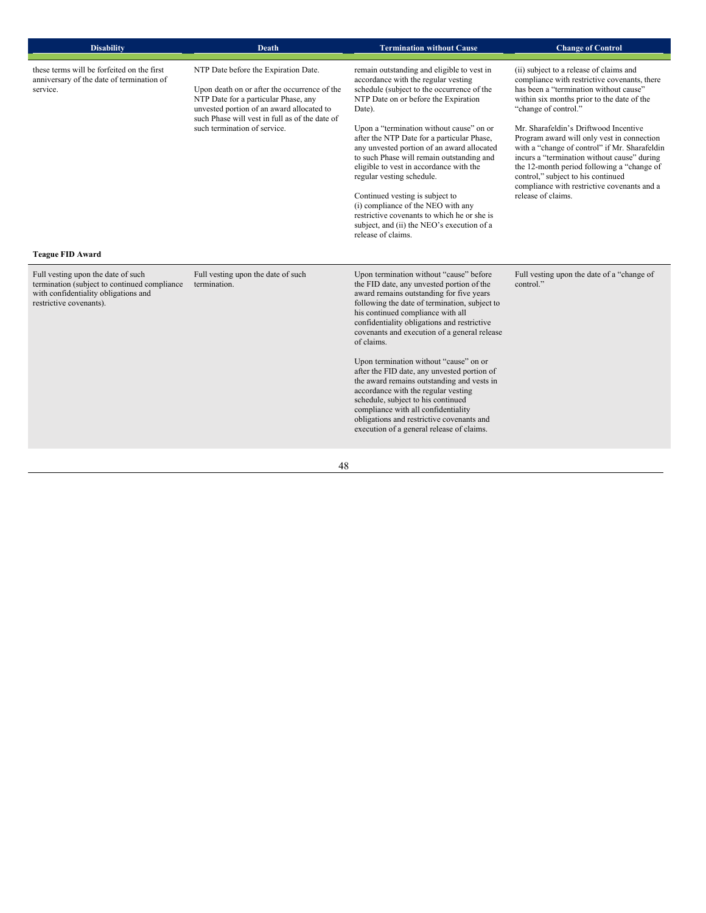| Disability | Death | Termination without Cause | Change of Control |
|---|---|---|---|
| these terms will be forfeited on the first anniversary of the date of termination of service. | NTP Date before the Expiration Date.<br><br>Upon death on or after the occurrence of the NTP Date for a particular Phase, any unvested portion of an award allocated to such Phase will vest in full as of the date of such termination of service. | remain outstanding and eligible to vest in accordance with the regular vesting schedule (subject to the occurrence of the NTP Date on or before the Expiration Date).<br><br>Upon a "termination without cause" on or after the NTP Date for a particular Phase, any unvested portion of an award allocated to such Phase will remain outstanding and eligible to vest in accordance with the regular vesting schedule.<br><br>Continued vesting is subject to (i) compliance of the NEO with any restrictive covenants to which he or she is subject, and (ii) the NEO's execution of a release of claims. | (ii) subject to a release of claims and compliance with restrictive covenants, there has been a "termination without cause" within six months prior to the date of the "change of control."<br><br>Mr. Sharafeldin's Driftwood Incentive Program award will only vest in connection with a "change of control" if Mr. Sharafeldin incurs a "termination without cause" during the 12-month period following a "change of control," subject to his continued compliance with restrictive covenants and a release of claims. |
| **Teague FID Award** | | | |
| Full vesting upon the date of such termination (subject to continued compliance with confidentiality obligations and restrictive covenants). | Full vesting upon the date of such termination. | Upon termination without "cause" before the FID date, any unvested portion of the award remains outstanding for five years following the date of termination, subject to his continued compliance with all confidentiality obligations and restrictive covenants and execution of a general release of claims.<br><br>Upon termination without "cause" on or after the FID date, any unvested portion of the award remains outstanding and vests in accordance with the regular vesting schedule, subject to his continued compliance with all confidentiality obligations and restrictive covenants and execution of a general release of claims. | Full vesting upon the date of a "change of control." |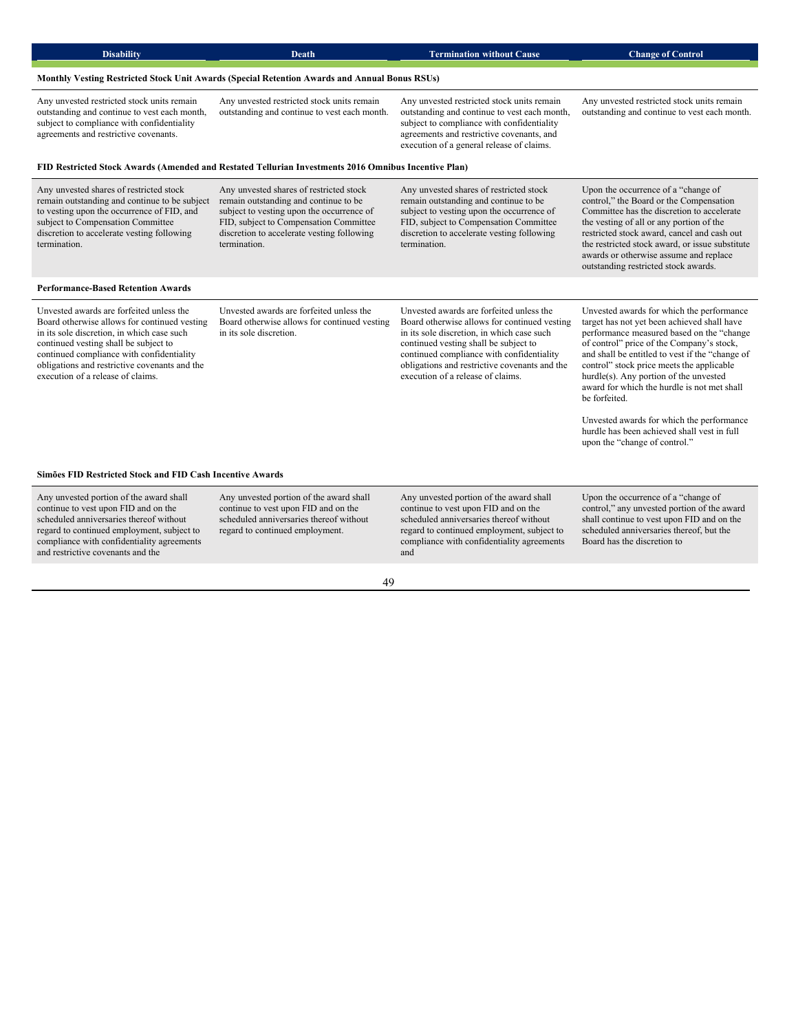| Disability | Death | Termination without Cause | Change of Control |
|---|---|---|---|
| **Monthly Vesting Restricted Stock Unit Awards (Special Retention Awards and Annual Bonus RSUs)** | | | |
| Any unvested restricted stock units remain outstanding and continue to vest each month, subject to compliance with confidentiality agreements and restrictive covenants. | Any unvested restricted stock units remain outstanding and continue to vest each month. | Any unvested restricted stock units remain outstanding and continue to vest each month, subject to compliance with confidentiality agreements and restrictive covenants, and execution of a general release of claims. | Any unvested restricted stock units remain outstanding and continue to vest each month. |
| **FID Restricted Stock Awards (Amended and Restated Tellurian Investments 2016 Omnibus Incentive Plan)** | | | |
| Any unvested shares of restricted stock remain outstanding and continue to be subject to vesting upon the occurrence of FID, and subject to Compensation Committee discretion to accelerate vesting following termination. | Any unvested shares of restricted stock remain outstanding and continue to be subject to vesting upon the occurrence of FID, subject to Compensation Committee discretion to accelerate vesting following termination. | Any unvested shares of restricted stock remain outstanding and continue to be subject to vesting upon the occurrence of FID, subject to Compensation Committee discretion to accelerate vesting following termination. | Upon the occurrence of a "change of control," the Board or the Compensation Committee has the discretion to accelerate the vesting of all or any portion of the restricted stock award, cancel and cash out the restricted stock award, or issue substitute awards or otherwise assume and replace outstanding restricted stock awards. |
| **Performance-Based Retention Awards** | | | |
| Unvested awards are forfeited unless the Board otherwise allows for continued vesting in its sole discretion, in which case such continued vesting shall be subject to continued compliance with confidentiality obligations and restrictive covenants and the execution of a release of claims. | Unvested awards are forfeited unless the Board otherwise allows for continued vesting in its sole discretion. | Unvested awards are forfeited unless the Board otherwise allows for continued vesting in its sole discretion, in which case such continued vesting shall be subject to continued compliance with confidentiality obligations and restrictive covenants and the execution of a release of claims. | Unvested awards for which the performance target has not yet been achieved shall have performance measured based on the "change of control" price of the Company's stock, and shall be entitled to vest if the "change of control" stock price meets the applicable hurdle(s). Any portion of the unvested award for which the hurdle is not met shall be forfeited.<br><br>Unvested awards for which the performance hurdle has been achieved shall vest in full upon the "change of control." |
| **Simões FID Restricted Stock and FID Cash Incentive Awards** | | | |
| Any unvested portion of the award shall continue to vest upon FID and on the scheduled anniversaries thereof without regard to continued employment, subject to compliance with confidentiality agreements and restrictive covenants and the | Any unvested portion of the award shall continue to vest upon FID and on the scheduled anniversaries thereof without regard to continued employment. | Any unvested portion of the award shall continue to vest upon FID and on the scheduled anniversaries thereof without regard to continued employment, subject to compliance with confidentiality agreements and | Upon the occurrence of a "change of control," any unvested portion of the award shall continue to vest upon FID and on the scheduled anniversaries thereof, but the Board has the discretion to |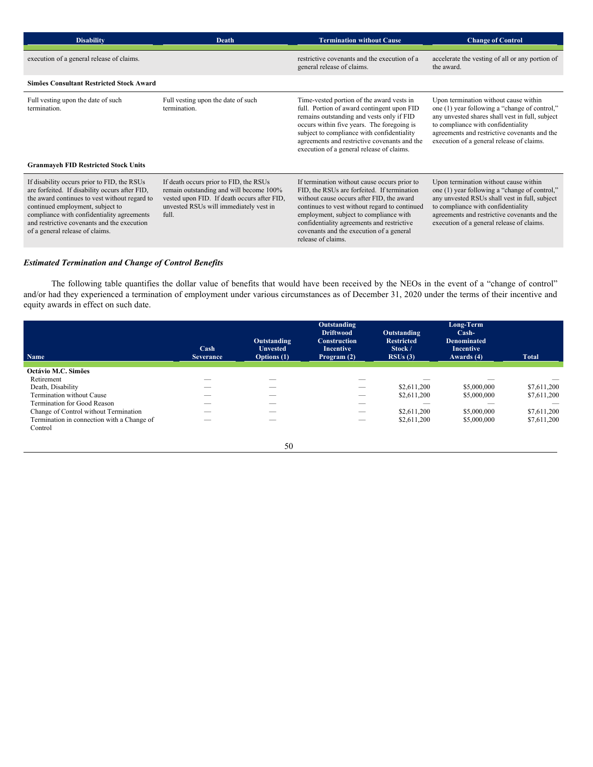| Disability | Death | Termination without Cause | Change of Control |
|---|---|---|---|
| execution of a general release of claims. | | restrictive covenants and the execution of a general release of claims. | accelerate the vesting of all or any portion of the award. |
| **Simões Consultant Restricted Stock Award** | | | |
| Full vesting upon the date of such termination. | Full vesting upon the date of such termination. | Time-vested portion of the award vests in full. Portion of award contingent upon FID remains outstanding and vests only if FID occurs within five years. The foregoing is subject to compliance with confidentiality agreements and restrictive covenants and the execution of a general release of claims. | Upon termination without cause within one (1) year following a "change of control," any unvested shares shall vest in full, subject to compliance with confidentiality agreements and restrictive covenants and the execution of a general release of claims. |
| **Granmayeh FID Restricted Stock Units** | | | |
| If disability occurs prior to FID, the RSUs are forfeited. If disability occurs after FID, the award continues to vest without regard to continued employment, subject to compliance with confidentiality agreements and restrictive covenants and the execution of a general release of claims. | If death occurs prior to FID, the RSUs remain outstanding and will become 100% vested upon FID. If death occurs after FID, unvested RSUs will immediately vest in full. | If termination without cause occurs prior to FID, the RSUs are forfeited. If termination without cause occurs after FID, the award continues to vest without regard to continued employment, subject to compliance with confidentiality agreements and restrictive covenants and the execution of a general release of claims. | Upon termination without cause within one (1) year following a "change of control," any unvested RSUs shall vest in full, subject to compliance with confidentiality agreements and restrictive covenants and the execution of a general release of claims. |

### *Estimated Termination and Change of Control Benefits*

The following table quantifies the dollar value of benefits that would have been received by the NEOs in the event of a "change of control" and/or had they experienced a termination of employment under various circumstances as of December 31, 2020 under the terms of their incentive and equity awards in effect on such date.

| Name | Cash Severance | Outstanding Unvested Options (1) | Outstanding Driftwood Construction Incentive Program (2) | Outstanding Restricted Stock / RSUs (3) | Long-Term Cash-Denominated Incentive Awards (4) | Total |
|---|---|---|---|---|---|---|
| **Octávio M.C. Simões** | | | | | | |
| Retirement | — | — | — | — | — | — |
| Death, Disability | — | — | — | $2,611,200 | $5,000,000 | $7,611,200 |
| Termination without Cause | — | — | — | $2,611,200 | $5,000,000 | $7,611,200 |
| Termination for Good Reason | — | — | — | — | — | — |
| Change of Control without Termination | — | — | — | $2,611,200 | $5,000,000 | $7,611,200 |
| Termination in connection with a Change of Control | — | — | — | $2,611,200 | $5,000,000 | $7,611,200 |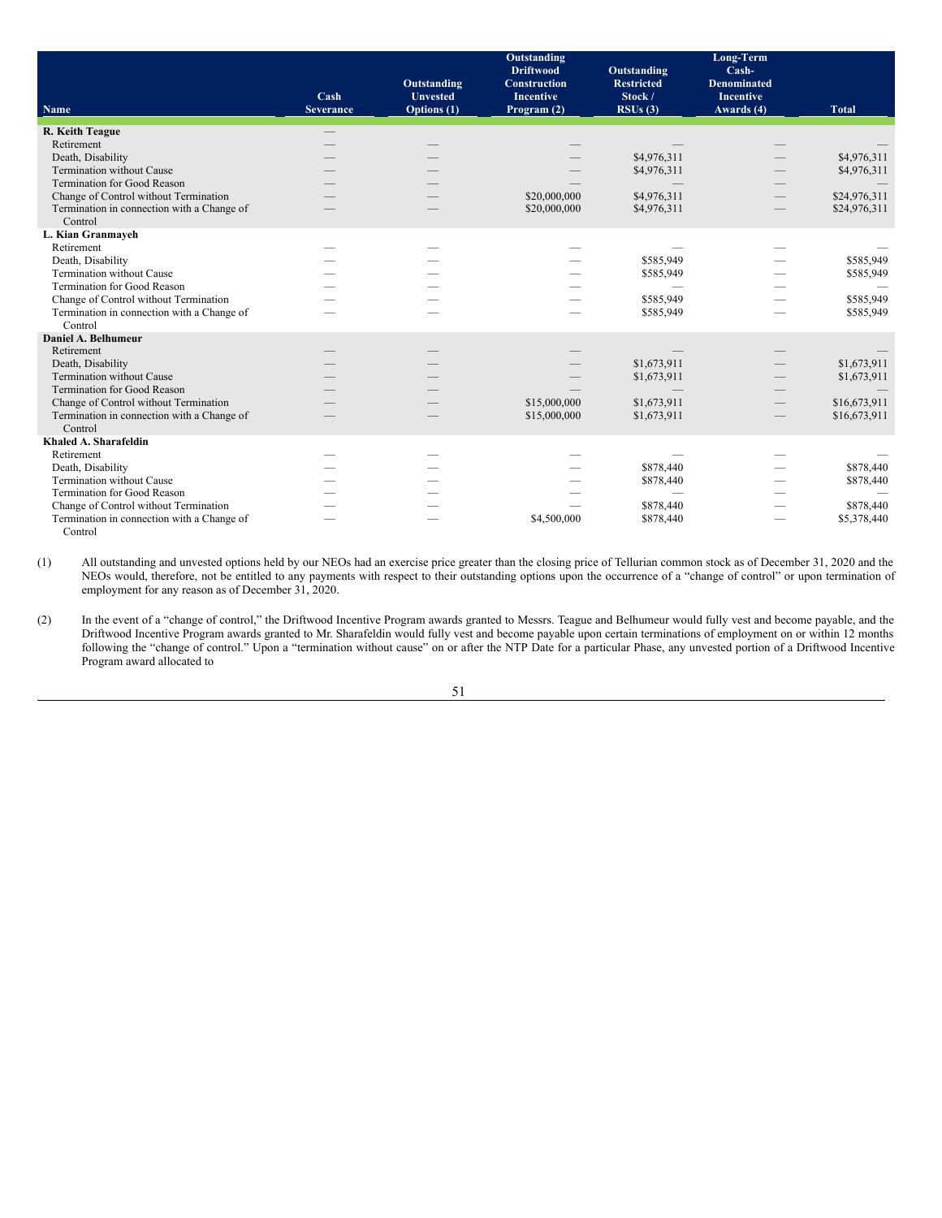| Name | Cash Severance | Outstanding Unvested Options (1) | Outstanding Driftwood Construction Incentive Program (2) | Outstanding Restricted Stock / RSUs (3) | Long-Term Cash-Denominated Incentive Awards (4) | Total |
|---|---|---|---|---|---|---|
| **R. Keith Teague** | — | | | | | |
| Retirement | — | — | — | — | — | — |
| Death, Disability | — | — | — | $4,976,311 | — | $4,976,311 |
| Termination without Cause | — | — | — | $4,976,311 | — | $4,976,311 |
| Termination for Good Reason | — | — | — | — | — | — |
| Change of Control without Termination | — | — | $20,000,000 | $4,976,311 | — | $24,976,311 |
| Termination in connection with a Change of Control | — | — | $20,000,000 | $4,976,311 | — | $24,976,311 |
| **L. Kian Granmayeh** | | | | | | |
| Retirement | — | — | — | — | — | — |
| Death, Disability | — | — | — | $585,949 | — | $585,949 |
| Termination without Cause | — | — | — | $585,949 | — | $585,949 |
| Termination for Good Reason | — | — | — | — | — | — |
| Change of Control without Termination | — | — | — | $585,949 | — | $585,949 |
| Termination in connection with a Change of Control | — | — | — | $585,949 | — | $585,949 |
| **Daniel A. Belhumeur** | | | | | | |
| Retirement | — | — | — | — | — | — |
| Death, Disability | — | — | — | $1,673,911 | — | $1,673,911 |
| Termination without Cause | — | — | — | $1,673,911 | — | $1,673,911 |
| Termination for Good Reason | — | — | — | — | — | — |
| Change of Control without Termination | — | — | $15,000,000 | $1,673,911 | — | $16,673,911 |
| Termination in connection with a Change of Control | — | — | $15,000,000 | $1,673,911 | — | $16,673,911 |
| **Khaled A. Sharafeldin** | | | | | | |
| Retirement | — | — | — | — | — | — |
| Death, Disability | — | — | — | $878,440 | — | $878,440 |
| Termination without Cause | — | — | — | $878,440 | — | $878,440 |
| Termination for Good Reason | — | — | — | — | — | — |
| Change of Control without Termination | — | — | — | $878,440 | — | $878,440 |
| Termination in connection with a Change of Control | — | — | $4,500,000 | $878,440 | — | $5,378,440 |

(1) All outstanding and unvested options held by our NEOs had an exercise price greater than the closing price of Tellurian common stock as of December 31, 2020 and the NEOs would, therefore, not be entitled to any payments with respect to their outstanding options upon the occurrence of a "change of control" or upon termination of employment for any reason as of December 31, 2020.

(2) In the event of a "change of control," the Driftwood Incentive Program awards granted to Messrs. Teague and Belhumeur would fully vest and become payable, and the Driftwood Incentive Program awards granted to Mr. Sharafeldin would fully vest and become payable upon certain terminations of employment on or within 12 months following the "change of control." Upon a "termination without cause" on or after the NTP Date for a particular Phase, any unvested portion of a Driftwood Incentive Program award allocated to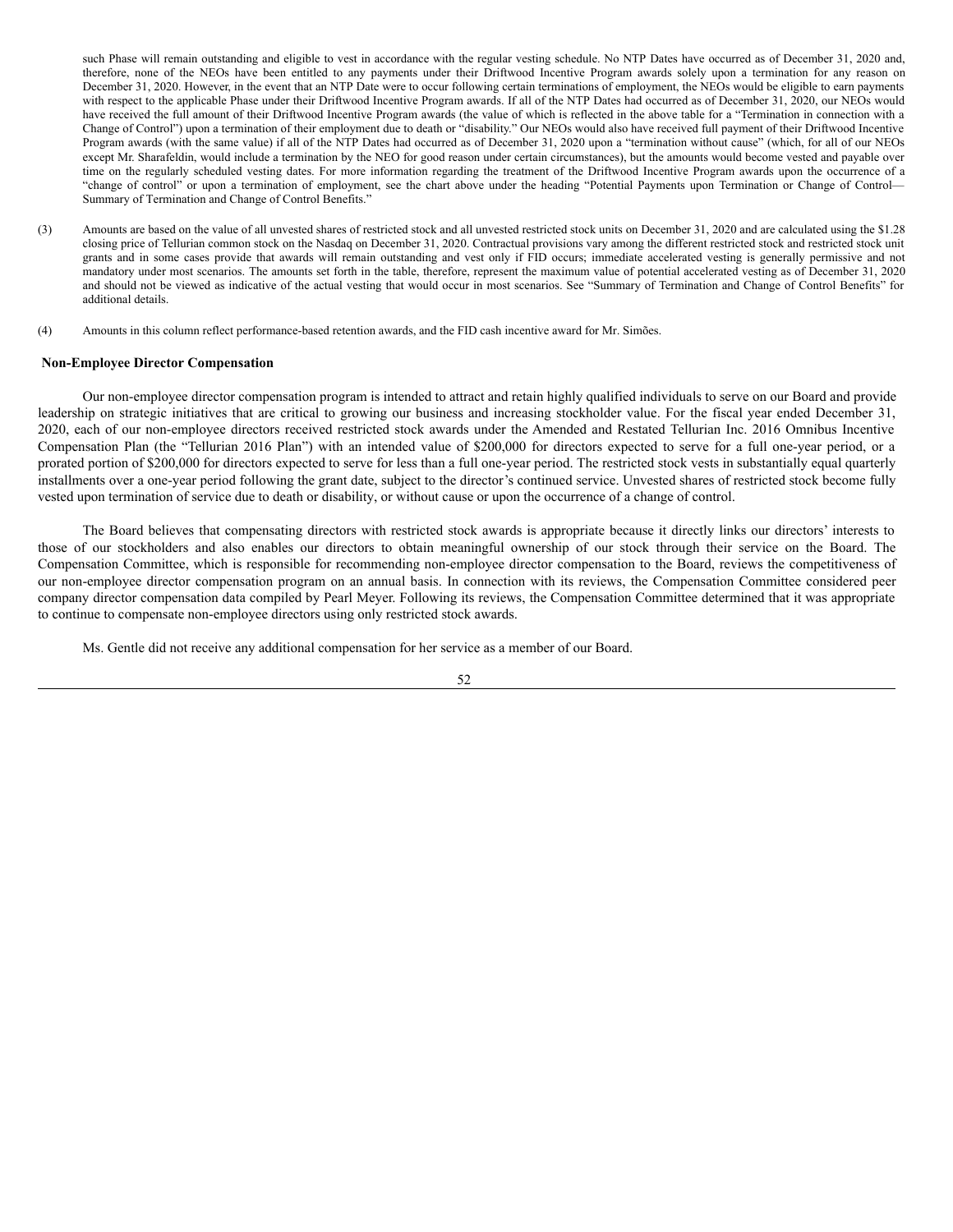such Phase will remain outstanding and eligible to vest in accordance with the regular vesting schedule. No NTP Dates have occurred as of December 31, 2020 and, therefore, none of the NEOs have been entitled to any payments under their Driftwood Incentive Program awards solely upon a termination for any reason on December 31, 2020. However, in the event that an NTP Date were to occur following certain terminations of employment, the NEOs would be eligible to earn payments with respect to the applicable Phase under their Driftwood Incentive Program awards. If all of the NTP Dates had occurred as of December 31, 2020, our NEOs would have received the full amount of their Driftwood Incentive Program awards (the value of which is reflected in the above table for a "Termination in connection with a Change of Control") upon a termination of their employment due to death or "disability." Our NEOs would also have received full payment of their Driftwood Incentive Program awards (with the same value) if all of the NTP Dates had occurred as of December 31, 2020 upon a "termination without cause" (which, for all of our NEOs except Mr. Sharafeldin, would include a termination by the NEO for good reason under certain circumstances), but the amounts would become vested and payable over time on the regularly scheduled vesting dates. For more information regarding the treatment of the Driftwood Incentive Program awards upon the occurrence of a "change of control" or upon a termination of employment, see the chart above under the heading "Potential Payments upon Termination or Change of Control—Summary of Termination and Change of Control Benefits."

(3) Amounts are based on the value of all unvested shares of restricted stock and all unvested restricted stock units on December 31, 2020 and are calculated using the $1.28 closing price of Tellurian common stock on the Nasdaq on December 31, 2020. Contractual provisions vary among the different restricted stock and restricted stock unit grants and in some cases provide that awards will remain outstanding and vest only if FID occurs; immediate accelerated vesting is generally permissive and not mandatory under most scenarios. The amounts set forth in the table, therefore, represent the maximum value of potential accelerated vesting as of December 31, 2020 and should not be viewed as indicative of the actual vesting that would occur in most scenarios. See "Summary of Termination and Change of Control Benefits" for additional details.

(4) Amounts in this column reflect performance-based retention awards, and the FID cash incentive award for Mr. Simões.

## Non-Employee Director Compensation

Our non-employee director compensation program is intended to attract and retain highly qualified individuals to serve on our Board and provide leadership on strategic initiatives that are critical to growing our business and increasing stockholder value. For the fiscal year ended December 31, 2020, each of our non-employee directors received restricted stock awards under the Amended and Restated Tellurian Inc. 2016 Omnibus Incentive Compensation Plan (the "Tellurian 2016 Plan") with an intended value of $200,000 for directors expected to serve for a full one-year period, or a prorated portion of $200,000 for directors expected to serve for less than a full one-year period. The restricted stock vests in substantially equal quarterly installments over a one-year period following the grant date, subject to the director's continued service. Unvested shares of restricted stock become fully vested upon termination of service due to death or disability, or without cause or upon the occurrence of a change of control.

The Board believes that compensating directors with restricted stock awards is appropriate because it directly links our directors' interests to those of our stockholders and also enables our directors to obtain meaningful ownership of our stock through their service on the Board. The Compensation Committee, which is responsible for recommending non-employee director compensation to the Board, reviews the competitiveness of our non-employee director compensation program on an annual basis. In connection with its reviews, the Compensation Committee considered peer company director compensation data compiled by Pearl Meyer. Following its reviews, the Compensation Committee determined that it was appropriate to continue to compensate non-employee directors using only restricted stock awards.

Ms. Gentle did not receive any additional compensation for her service as a member of our Board.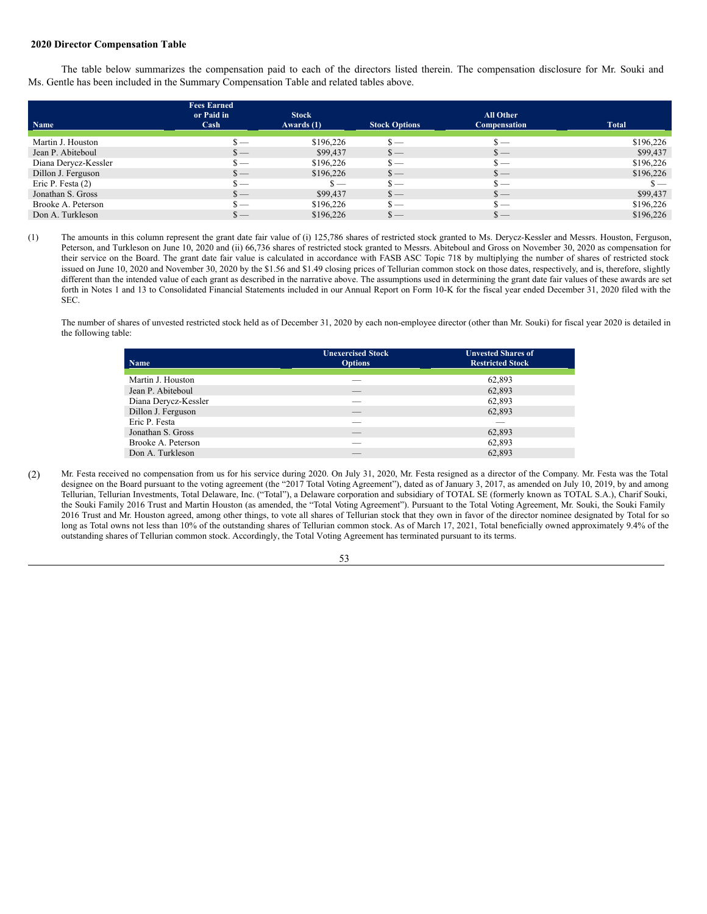**2020 Director Compensation Table**

The table below summarizes the compensation paid to each of the directors listed therein. The compensation disclosure for Mr. Souki and Ms. Gentle has been included in the Summary Compensation Table and related tables above.

| Name | Fees Earned or Paid in Cash | Stock Awards (1) | Stock Options | All Other Compensation | Total |
|---|---|---|---|---|---|
| Martin J. Houston | $ — | $196,226 | $ — | $ — | $196,226 |
| Jean P. Abiteboul | $ — | $99,437 | $ — | $ — | $99,437 |
| Diana Derycz-Kessler | $ — | $196,226 | $ — | $ — | $196,226 |
| Dillon J. Ferguson | $ — | $196,226 | $ — | $ — | $196,226 |
| Eric P. Festa (2) | $ — | $ — | $ — | $ — | $ — |
| Jonathan S. Gross | $ — | $99,437 | $ — | $ — | $99,437 |
| Brooke A. Peterson | $ — | $196,226 | $ — | $ — | $196,226 |
| Don A. Turkleson | $ — | $196,226 | $ — | $ — | $196,226 |

(1) The amounts in this column represent the grant date fair value of (i) 125,786 shares of restricted stock granted to Ms. Derycz-Kessler and Messrs. Houston, Ferguson, Peterson, and Turkleson on June 10, 2020 and (ii) 66,736 shares of restricted stock granted to Messrs. Abiteboul and Gross on November 30, 2020 as compensation for their service on the Board. The grant date fair value is calculated in accordance with FASB ASC Topic 718 by multiplying the number of shares of restricted stock issued on June 10, 2020 and November 30, 2020 by the $1.56 and $1.49 closing prices of Tellurian common stock on those dates, respectively, and is, therefore, slightly different than the intended value of each grant as described in the narrative above. The assumptions used in determining the grant date fair values of these awards are set forth in Notes 1 and 13 to Consolidated Financial Statements included in our Annual Report on Form 10-K for the fiscal year ended December 31, 2020 filed with the SEC.

The number of shares of unvested restricted stock held as of December 31, 2020 by each non-employee director (other than Mr. Souki) for fiscal year 2020 is detailed in the following table:

| Name | Unexercised Stock Options | Unvested Shares of Restricted Stock |
|---|---|---|
| Martin J. Houston | — | 62,893 |
| Jean P. Abiteboul | — | 62,893 |
| Diana Derycz-Kessler | — | 62,893 |
| Dillon J. Ferguson | — | 62,893 |
| Eric P. Festa | — | — |
| Jonathan S. Gross | — | 62,893 |
| Brooke A. Peterson | — | 62,893 |
| Don A. Turkleson | — | 62,893 |

(2) Mr. Festa received no compensation from us for his service during 2020. On July 31, 2020, Mr. Festa resigned as a director of the Company. Mr. Festa was the Total designee on the Board pursuant to the voting agreement (the "2017 Total Voting Agreement"), dated as of January 3, 2017, as amended on July 10, 2019, by and among Tellurian, Tellurian Investments, Total Delaware, Inc. ("Total"), a Delaware corporation and subsidiary of TOTAL SE (formerly known as TOTAL S.A.), Charif Souki, the Souki Family 2016 Trust and Martin Houston (as amended, the "Total Voting Agreement"). Pursuant to the Total Voting Agreement, Mr. Souki, the Souki Family 2016 Trust and Mr. Houston agreed, among other things, to vote all shares of Tellurian stock that they own in favor of the director nominee designated by Total for so long as Total owns not less than 10% of the outstanding shares of Tellurian common stock. As of March 17, 2021, Total beneficially owned approximately 9.4% of the outstanding shares of Tellurian common stock. Accordingly, the Total Voting Agreement has terminated pursuant to its terms.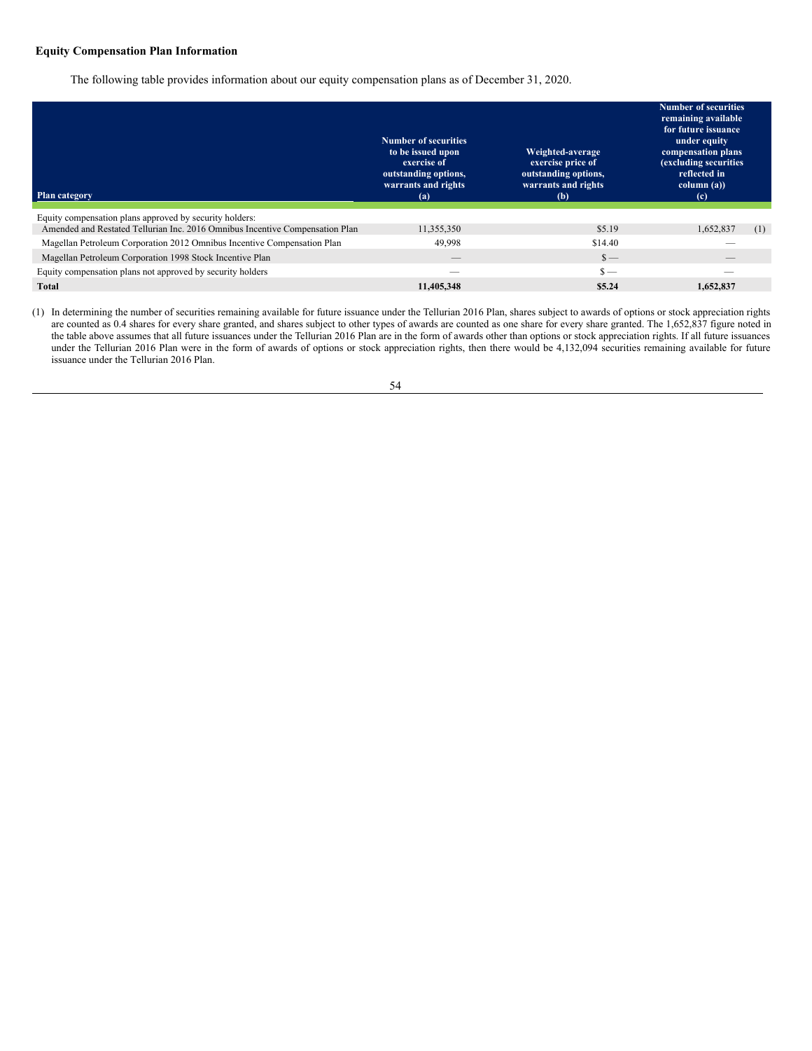**Equity Compensation Plan Information**

The following table provides information about our equity compensation plans as of December 31, 2020.

| Plan category | Number of securities to be issued upon exercise of outstanding options, warrants and rights (a) | Weighted-average exercise price of outstanding options, warrants and rights (b) | Number of securities remaining available for future issuance under equity compensation plans (excluding securities reflected in column (a)) (c) |
|---|---|---|---|
| Equity compensation plans approved by security holders: | | | |
| Amended and Restated Tellurian Inc. 2016 Omnibus Incentive Compensation Plan | 11,355,350 | $5.19 | 1,652,837 (1) |
| Magellan Petroleum Corporation 2012 Omnibus Incentive Compensation Plan | 49,998 | $14.40 | — |
| Magellan Petroleum Corporation 1998 Stock Incentive Plan | — | $ — | — |
| Equity compensation plans not approved by security holders | — | $ — | — |
| **Total** | **11,405,348** | **$5.24** | **1,652,837** |

(1) In determining the number of securities remaining available for future issuance under the Tellurian 2016 Plan, shares subject to awards of options or stock appreciation rights are counted as 0.4 shares for every share granted, and shares subject to other types of awards are counted as one share for every share granted. The 1,652,837 figure noted in the table above assumes that all future issuances under the Tellurian 2016 Plan are in the form of awards other than options or stock appreciation rights. If all future issuances under the Tellurian 2016 Plan were in the form of awards of options or stock appreciation rights, then there would be 4,132,094 securities remaining available for future issuance under the Tellurian 2016 Plan.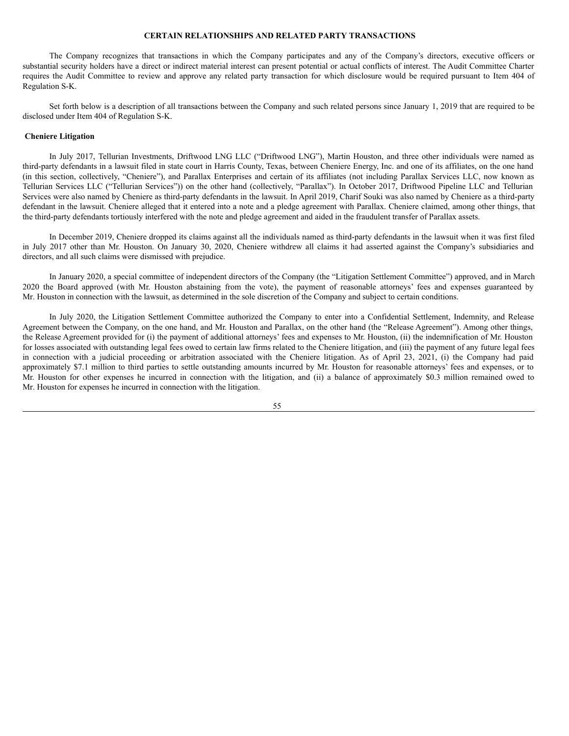# CERTAIN RELATIONSHIPS AND RELATED PARTY TRANSACTIONS

The Company recognizes that transactions in which the Company participates and any of the Company's directors, executive officers or substantial security holders have a direct or indirect material interest can present potential or actual conflicts of interest. The Audit Committee Charter requires the Audit Committee to review and approve any related party transaction for which disclosure would be required pursuant to Item 404 of Regulation S-K.

Set forth below is a description of all transactions between the Company and such related persons since January 1, 2019 that are required to be disclosed under Item 404 of Regulation S-K.

## Cheniere Litigation

In July 2017, Tellurian Investments, Driftwood LNG LLC ("Driftwood LNG"), Martin Houston, and three other individuals were named as third-party defendants in a lawsuit filed in state court in Harris County, Texas, between Cheniere Energy, Inc. and one of its affiliates, on the one hand (in this section, collectively, "Cheniere"), and Parallax Enterprises and certain of its affiliates (not including Parallax Services LLC, now known as Tellurian Services LLC ("Tellurian Services")) on the other hand (collectively, "Parallax"). In October 2017, Driftwood Pipeline LLC and Tellurian Services were also named by Cheniere as third-party defendants in the lawsuit. In April 2019, Charif Souki was also named by Cheniere as a third-party defendant in the lawsuit. Cheniere alleged that it entered into a note and a pledge agreement with Parallax. Cheniere claimed, among other things, that the third-party defendants tortiously interfered with the note and pledge agreement and aided in the fraudulent transfer of Parallax assets.

In December 2019, Cheniere dropped its claims against all the individuals named as third-party defendants in the lawsuit when it was first filed in July 2017 other than Mr. Houston. On January 30, 2020, Cheniere withdrew all claims it had asserted against the Company's subsidiaries and directors, and all such claims were dismissed with prejudice.

In January 2020, a special committee of independent directors of the Company (the "Litigation Settlement Committee") approved, and in March 2020 the Board approved (with Mr. Houston abstaining from the vote), the payment of reasonable attorneys' fees and expenses guaranteed by Mr. Houston in connection with the lawsuit, as determined in the sole discretion of the Company and subject to certain conditions.

In July 2020, the Litigation Settlement Committee authorized the Company to enter into a Confidential Settlement, Indemnity, and Release Agreement between the Company, on the one hand, and Mr. Houston and Parallax, on the other hand (the "Release Agreement"). Among other things, the Release Agreement provided for (i) the payment of additional attorneys' fees and expenses to Mr. Houston, (ii) the indemnification of Mr. Houston for losses associated with outstanding legal fees owed to certain law firms related to the Cheniere litigation, and (iii) the payment of any future legal fees in connection with a judicial proceeding or arbitration associated with the Cheniere litigation. As of April 23, 2021, (i) the Company had paid approximately $7.1 million to third parties to settle outstanding amounts incurred by Mr. Houston for reasonable attorneys' fees and expenses, or to Mr. Houston for other expenses he incurred in connection with the litigation, and (ii) a balance of approximately $0.3 million remained owed to Mr. Houston for expenses he incurred in connection with the litigation.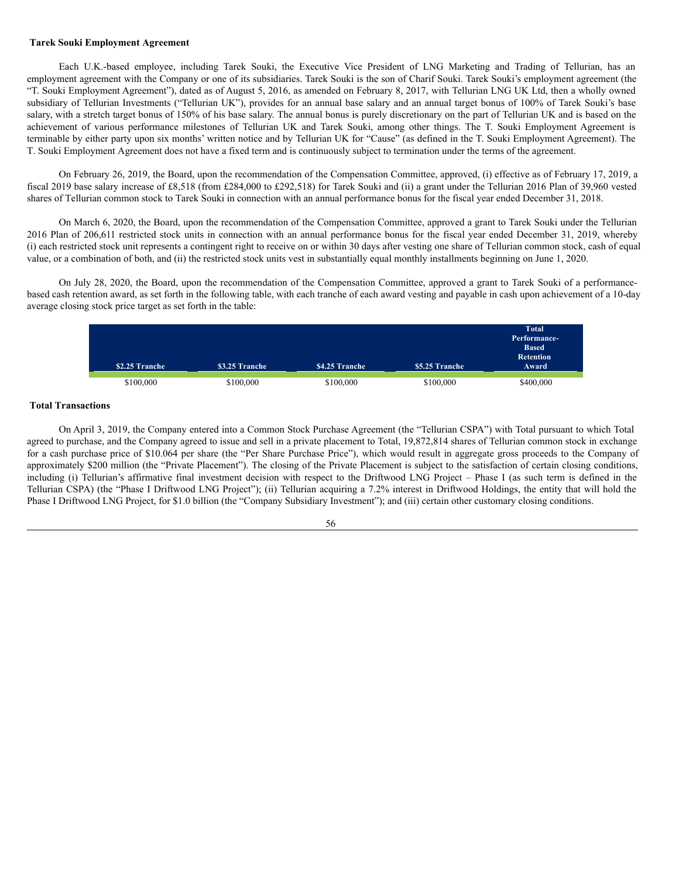**Tarek Souki Employment Agreement**

Each U.K.-based employee, including Tarek Souki, the Executive Vice President of LNG Marketing and Trading of Tellurian, has an employment agreement with the Company or one of its subsidiaries. Tarek Souki is the son of Charif Souki. Tarek Souki's employment agreement (the "T. Souki Employment Agreement"), dated as of August 5, 2016, as amended on February 8, 2017, with Tellurian LNG UK Ltd, then a wholly owned subsidiary of Tellurian Investments ("Tellurian UK"), provides for an annual base salary and an annual target bonus of 100% of Tarek Souki's base salary, with a stretch target bonus of 150% of his base salary. The annual bonus is purely discretionary on the part of Tellurian UK and is based on the achievement of various performance milestones of Tellurian UK and Tarek Souki, among other things. The T. Souki Employment Agreement is terminable by either party upon six months' written notice and by Tellurian UK for "Cause" (as defined in the T. Souki Employment Agreement). The T. Souki Employment Agreement does not have a fixed term and is continuously subject to termination under the terms of the agreement.

On February 26, 2019, the Board, upon the recommendation of the Compensation Committee, approved, (i) effective as of February 17, 2019, a fiscal 2019 base salary increase of £8,518 (from £284,000 to £292,518) for Tarek Souki and (ii) a grant under the Tellurian 2016 Plan of 39,960 vested shares of Tellurian common stock to Tarek Souki in connection with an annual performance bonus for the fiscal year ended December 31, 2018.

On March 6, 2020, the Board, upon the recommendation of the Compensation Committee, approved a grant to Tarek Souki under the Tellurian 2016 Plan of 206,611 restricted stock units in connection with an annual performance bonus for the fiscal year ended December 31, 2019, whereby (i) each restricted stock unit represents a contingent right to receive on or within 30 days after vesting one share of Tellurian common stock, cash of equal value, or a combination of both, and (ii) the restricted stock units vest in substantially equal monthly installments beginning on June 1, 2020.

On July 28, 2020, the Board, upon the recommendation of the Compensation Committee, approved a grant to Tarek Souki of a performance-based cash retention award, as set forth in the following table, with each tranche of each award vesting and payable in cash upon achievement of a 10-day average closing stock price target as set forth in the table:

| $2.25 Tranche | $3.25 Tranche | $4.25 Tranche | $5.25 Tranche | Total Performance-Based Retention Award |
|---|---|---|---|---|
| $100,000 | $100,000 | $100,000 | $100,000 | $400,000 |

**Total Transactions**

On April 3, 2019, the Company entered into a Common Stock Purchase Agreement (the "Tellurian CSPA") with Total pursuant to which Total agreed to purchase, and the Company agreed to issue and sell in a private placement to Total, 19,872,814 shares of Tellurian common stock in exchange for a cash purchase price of $10.064 per share (the "Per Share Purchase Price"), which would result in aggregate gross proceeds to the Company of approximately $200 million (the "Private Placement"). The closing of the Private Placement is subject to the satisfaction of certain closing conditions, including (i) Tellurian's affirmative final investment decision with respect to the Driftwood LNG Project – Phase I (as such term is defined in the Tellurian CSPA) (the "Phase I Driftwood LNG Project"); (ii) Tellurian acquiring a 7.2% interest in Driftwood Holdings, the entity that will hold the Phase I Driftwood LNG Project, for $1.0 billion (the "Company Subsidiary Investment"); and (iii) certain other customary closing conditions.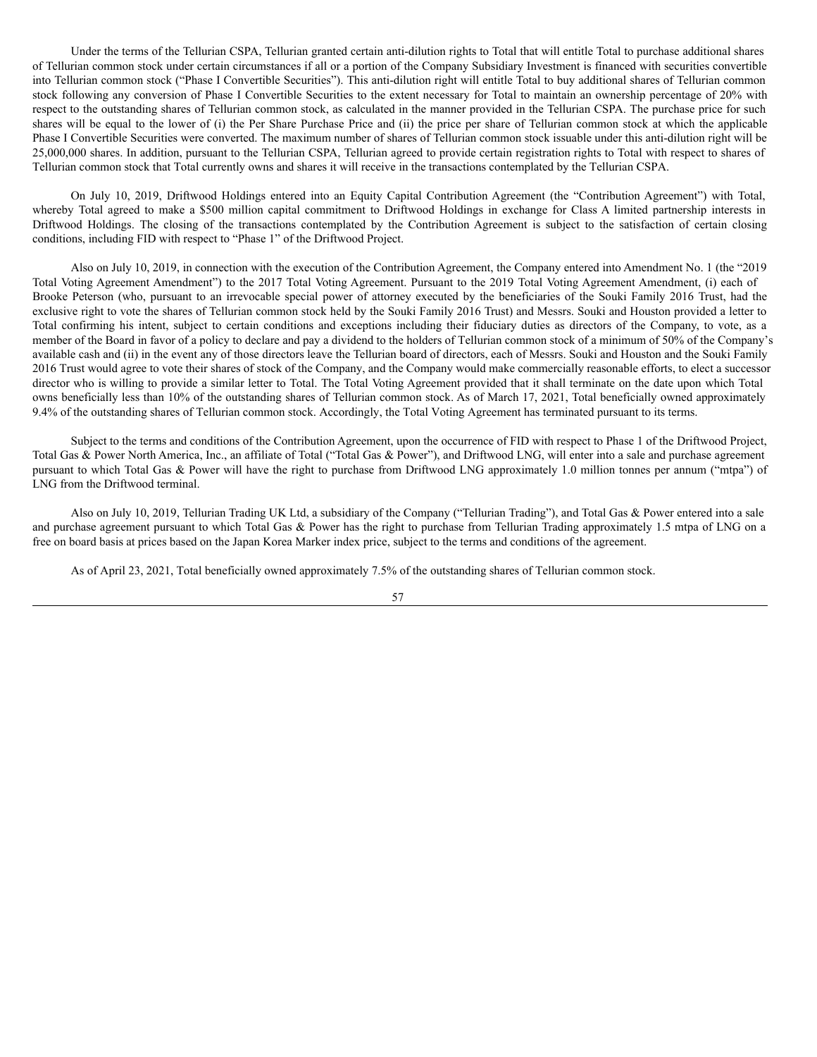Under the terms of the Tellurian CSPA, Tellurian granted certain anti-dilution rights to Total that will entitle Total to purchase additional shares of Tellurian common stock under certain circumstances if all or a portion of the Company Subsidiary Investment is financed with securities convertible into Tellurian common stock ("Phase I Convertible Securities"). This anti-dilution right will entitle Total to buy additional shares of Tellurian common stock following any conversion of Phase I Convertible Securities to the extent necessary for Total to maintain an ownership percentage of 20% with respect to the outstanding shares of Tellurian common stock, as calculated in the manner provided in the Tellurian CSPA. The purchase price for such shares will be equal to the lower of (i) the Per Share Purchase Price and (ii) the price per share of Tellurian common stock at which the applicable Phase I Convertible Securities were converted. The maximum number of shares of Tellurian common stock issuable under this anti-dilution right will be 25,000,000 shares. In addition, pursuant to the Tellurian CSPA, Tellurian agreed to provide certain registration rights to Total with respect to shares of Tellurian common stock that Total currently owns and shares it will receive in the transactions contemplated by the Tellurian CSPA.

On July 10, 2019, Driftwood Holdings entered into an Equity Capital Contribution Agreement (the "Contribution Agreement") with Total, whereby Total agreed to make a $500 million capital commitment to Driftwood Holdings in exchange for Class A limited partnership interests in Driftwood Holdings. The closing of the transactions contemplated by the Contribution Agreement is subject to the satisfaction of certain closing conditions, including FID with respect to "Phase 1" of the Driftwood Project.

Also on July 10, 2019, in connection with the execution of the Contribution Agreement, the Company entered into Amendment No. 1 (the "2019 Total Voting Agreement Amendment") to the 2017 Total Voting Agreement. Pursuant to the 2019 Total Voting Agreement Amendment, (i) each of Brooke Peterson (who, pursuant to an irrevocable special power of attorney executed by the beneficiaries of the Souki Family 2016 Trust, had the exclusive right to vote the shares of Tellurian common stock held by the Souki Family 2016 Trust) and Messrs. Souki and Houston provided a letter to Total confirming his intent, subject to certain conditions and exceptions including their fiduciary duties as directors of the Company, to vote, as a member of the Board in favor of a policy to declare and pay a dividend to the holders of Tellurian common stock of a minimum of 50% of the Company's available cash and (ii) in the event any of those directors leave the Tellurian board of directors, each of Messrs. Souki and Houston and the Souki Family 2016 Trust would agree to vote their shares of stock of the Company, and the Company would make commercially reasonable efforts, to elect a successor director who is willing to provide a similar letter to Total. The Total Voting Agreement provided that it shall terminate on the date upon which Total owns beneficially less than 10% of the outstanding shares of Tellurian common stock. As of March 17, 2021, Total beneficially owned approximately 9.4% of the outstanding shares of Tellurian common stock. Accordingly, the Total Voting Agreement has terminated pursuant to its terms.

Subject to the terms and conditions of the Contribution Agreement, upon the occurrence of FID with respect to Phase 1 of the Driftwood Project, Total Gas & Power North America, Inc., an affiliate of Total ("Total Gas & Power"), and Driftwood LNG, will enter into a sale and purchase agreement pursuant to which Total Gas & Power will have the right to purchase from Driftwood LNG approximately 1.0 million tonnes per annum ("mtpa") of LNG from the Driftwood terminal.

Also on July 10, 2019, Tellurian Trading UK Ltd, a subsidiary of the Company ("Tellurian Trading"), and Total Gas & Power entered into a sale and purchase agreement pursuant to which Total Gas & Power has the right to purchase from Tellurian Trading approximately 1.5 mtpa of LNG on a free on board basis at prices based on the Japan Korea Marker index price, subject to the terms and conditions of the agreement.

As of April 23, 2021, Total beneficially owned approximately 7.5% of the outstanding shares of Tellurian common stock.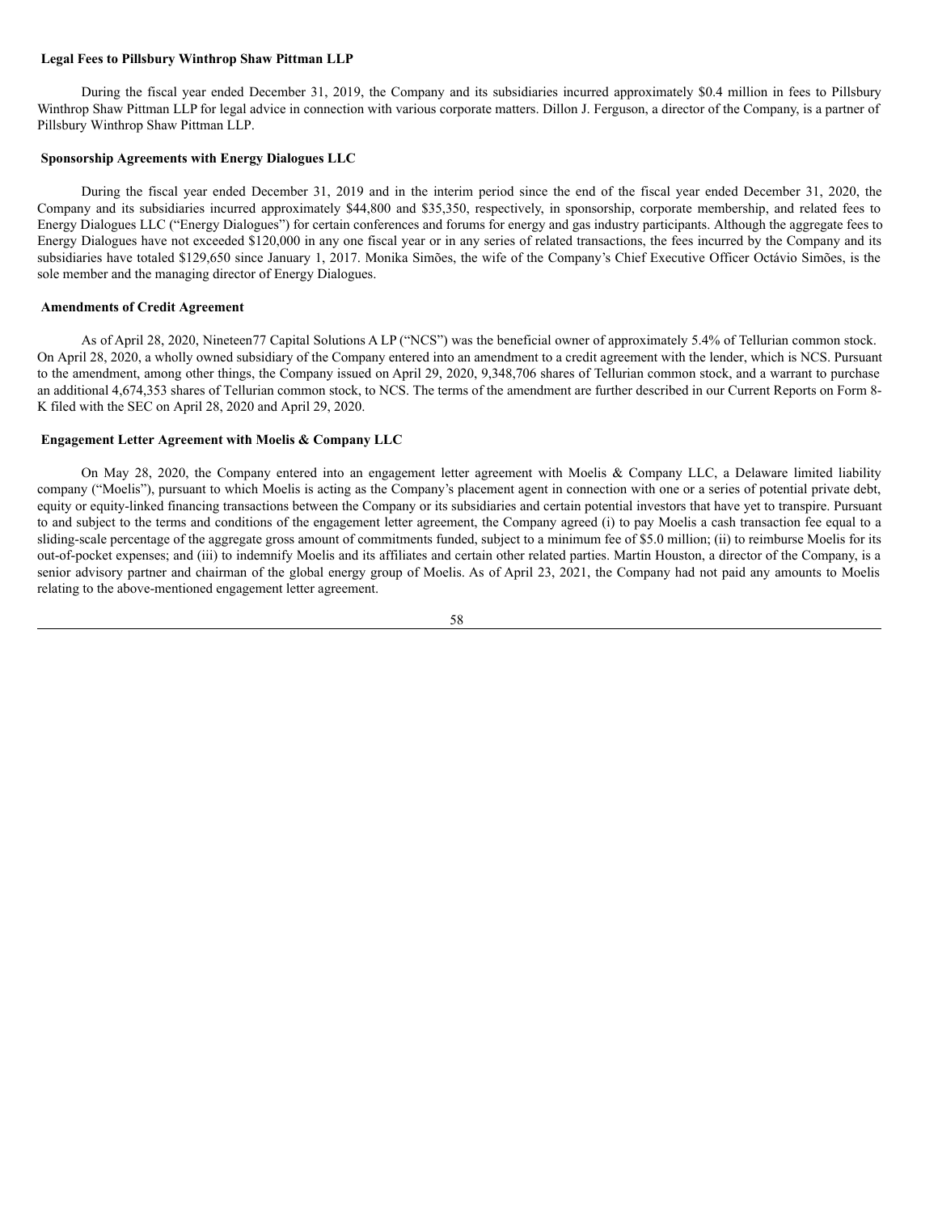**Legal Fees to Pillsbury Winthrop Shaw Pittman LLP**

During the fiscal year ended December 31, 2019, the Company and its subsidiaries incurred approximately $0.4 million in fees to Pillsbury Winthrop Shaw Pittman LLP for legal advice in connection with various corporate matters. Dillon J. Ferguson, a director of the Company, is a partner of Pillsbury Winthrop Shaw Pittman LLP.

**Sponsorship Agreements with Energy Dialogues LLC**

During the fiscal year ended December 31, 2019 and in the interim period since the end of the fiscal year ended December 31, 2020, the Company and its subsidiaries incurred approximately $44,800 and $35,350, respectively, in sponsorship, corporate membership, and related fees to Energy Dialogues LLC ("Energy Dialogues") for certain conferences and forums for energy and gas industry participants. Although the aggregate fees to Energy Dialogues have not exceeded $120,000 in any one fiscal year or in any series of related transactions, the fees incurred by the Company and its subsidiaries have totaled $129,650 since January 1, 2017. Monika Simões, the wife of the Company's Chief Executive Officer Octávio Simões, is the sole member and the managing director of Energy Dialogues.

**Amendments of Credit Agreement**

As of April 28, 2020, Nineteen77 Capital Solutions A LP ("NCS") was the beneficial owner of approximately 5.4% of Tellurian common stock. On April 28, 2020, a wholly owned subsidiary of the Company entered into an amendment to a credit agreement with the lender, which is NCS. Pursuant to the amendment, among other things, the Company issued on April 29, 2020, 9,348,706 shares of Tellurian common stock, and a warrant to purchase an additional 4,674,353 shares of Tellurian common stock, to NCS. The terms of the amendment are further described in our Current Reports on Form 8-K filed with the SEC on April 28, 2020 and April 29, 2020.

**Engagement Letter Agreement with Moelis & Company LLC**

On May 28, 2020, the Company entered into an engagement letter agreement with Moelis & Company LLC, a Delaware limited liability company ("Moelis"), pursuant to which Moelis is acting as the Company's placement agent in connection with one or a series of potential private debt, equity or equity-linked financing transactions between the Company or its subsidiaries and certain potential investors that have yet to transpire. Pursuant to and subject to the terms and conditions of the engagement letter agreement, the Company agreed (i) to pay Moelis a cash transaction fee equal to a sliding-scale percentage of the aggregate gross amount of commitments funded, subject to a minimum fee of $5.0 million; (ii) to reimburse Moelis for its out-of-pocket expenses; and (iii) to indemnify Moelis and its affiliates and certain other related parties. Martin Houston, a director of the Company, is a senior advisory partner and chairman of the global energy group of Moelis. As of April 23, 2021, the Company had not paid any amounts to Moelis relating to the above-mentioned engagement letter agreement.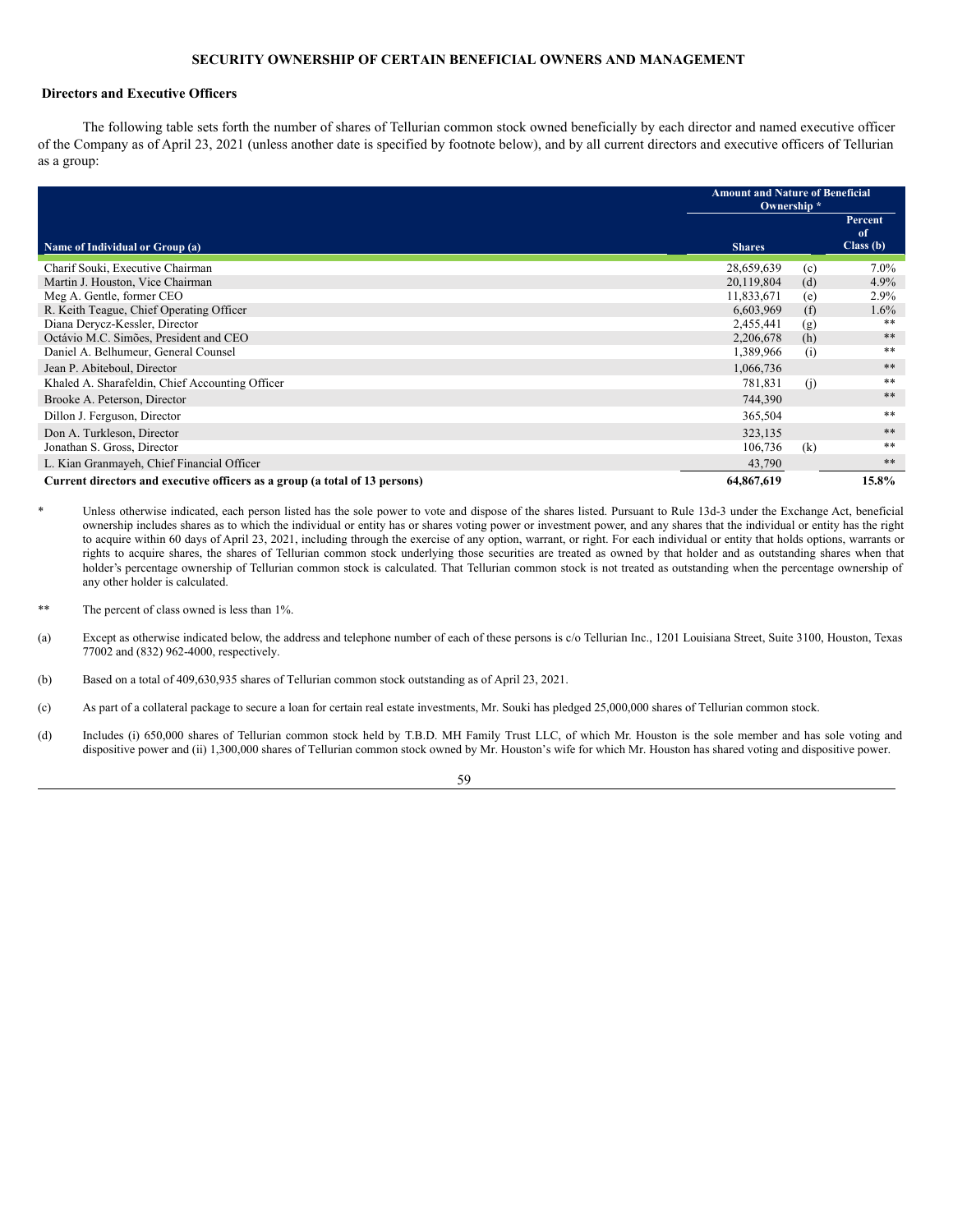## SECURITY OWNERSHIP OF CERTAIN BENEFICIAL OWNERS AND MANAGEMENT

### Directors and Executive Officers

The following table sets forth the number of shares of Tellurian common stock owned beneficially by each director and named executive officer of the Company as of April 23, 2021 (unless another date is specified by footnote below), and by all current directors and executive officers of Tellurian as a group:

| Name of Individual or Group (a) | Amount and Nature of Beneficial Ownership * | | |
|---|---|---|---|
| | Shares | | Percent of Class (b) |
| Charif Souki, Executive Chairman | 28,659,639 | (c) | 7.0% |
| Martin J. Houston, Vice Chairman | 20,119,804 | (d) | 4.9% |
| Meg A. Gentle, former CEO | 11,833,671 | (e) | 2.9% |
| R. Keith Teague, Chief Operating Officer | 6,603,969 | (f) | 1.6% |
| Diana Derycz-Kessler, Director | 2,455,441 | (g) | ** |
| Octávio M.C. Simões, President and CEO | 2,206,678 | (h) | ** |
| Daniel A. Belhumeur, General Counsel | 1,389,966 | (i) | ** |
| Jean P. Abiteboul, Director | 1,066,736 | | ** |
| Khaled A. Sharafeldin, Chief Accounting Officer | 781,831 | (j) | ** |
| Brooke A. Peterson, Director | 744,390 | | ** |
| Dillon J. Ferguson, Director | 365,504 | | ** |
| Don A. Turkleson, Director | 323,135 | | ** |
| Jonathan S. Gross, Director | 106,736 | (k) | ** |
| L. Kian Granmayeh, Chief Financial Officer | 43,790 | | ** |
| **Current directors and executive officers as a group (a total of 13 persons)** | **64,867,619** | | **15.8%** |

\* Unless otherwise indicated, each person listed has the sole power to vote and dispose of the shares listed. Pursuant to Rule 13d-3 under the Exchange Act, beneficial ownership includes shares as to which the individual or entity has or shares voting power or investment power, and any shares that the individual or entity has the right to acquire within 60 days of April 23, 2021, including through the exercise of any option, warrant, or right. For each individual or entity that holds options, warrants or rights to acquire shares, the shares of Tellurian common stock underlying those securities are treated as owned by that holder and as outstanding shares when that holder's percentage ownership of Tellurian common stock is calculated. That Tellurian common stock is not treated as outstanding when the percentage ownership of any other holder is calculated.

** The percent of class owned is less than 1%.

(a) Except as otherwise indicated below, the address and telephone number of each of these persons is c/o Tellurian Inc., 1201 Louisiana Street, Suite 3100, Houston, Texas 77002 and (832) 962-4000, respectively.

(b) Based on a total of 409,630,935 shares of Tellurian common stock outstanding as of April 23, 2021.

(c) As part of a collateral package to secure a loan for certain real estate investments, Mr. Souki has pledged 25,000,000 shares of Tellurian common stock.

(d) Includes (i) 650,000 shares of Tellurian common stock held by T.B.D. MH Family Trust LLC, of which Mr. Houston is the sole member and has sole voting and dispositive power and (ii) 1,300,000 shares of Tellurian common stock owned by Mr. Houston's wife for which Mr. Houston has shared voting and dispositive power.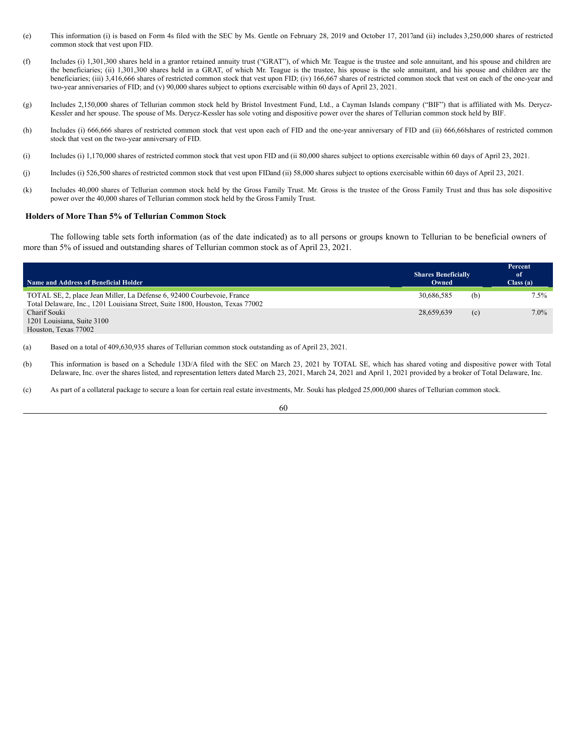(e) This information (i) is based on Form 4s filed with the SEC by Ms. Gentle on February 28, 2019 and October 17, 2017and (ii) includes 3,250,000 shares of restricted common stock that vest upon FID.

(f) Includes (i) 1,301,300 shares held in a grantor retained annuity trust ("GRAT"), of which Mr. Teague is the trustee and sole annuitant, and his spouse and children are the beneficiaries; (ii) 1,301,300 shares held in a GRAT, of which Mr. Teague is the trustee, his spouse is the sole annuitant, and his spouse and children are the beneficiaries; (iii) 3,416,666 shares of restricted common stock that vest upon FID; (iv) 166,667 shares of restricted common stock that vest on each of the one-year and two-year anniversaries of FID; and (v) 90,000 shares subject to options exercisable within 60 days of April 23, 2021.

(g) Includes 2,150,000 shares of Tellurian common stock held by Bristol Investment Fund, Ltd., a Cayman Islands company ("BIF") that is affiliated with Ms. Derycz-Kessler and her spouse. The spouse of Ms. Derycz-Kessler has sole voting and dispositive power over the shares of Tellurian common stock held by BIF.

(h) Includes (i) 666,666 shares of restricted common stock that vest upon each of FID and the one-year anniversary of FID and (ii) 666,668shares of restricted common stock that vest on the two-year anniversary of FID.

(i) Includes (i) 1,170,000 shares of restricted common stock that vest upon FID and (ii 80,000 shares subject to options exercisable within 60 days of April 23, 2021.

(j) Includes (i) 526,500 shares of restricted common stock that vest upon FIDand (ii) 58,000 shares subject to options exercisable within 60 days of April 23, 2021.

(k) Includes 40,000 shares of Tellurian common stock held by the Gross Family Trust. Mr. Gross is the trustee of the Gross Family Trust and thus has sole dispositive power over the 40,000 shares of Tellurian common stock held by the Gross Family Trust.

### Holders of More Than 5% of Tellurian Common Stock

The following table sets forth information (as of the date indicated) as to all persons or groups known to Tellurian to be beneficial owners of more than 5% of issued and outstanding shares of Tellurian common stock as of April 23, 2021.

| Name and Address of Beneficial Holder | Shares Beneficially Owned | | Percent of Class (a) |
|---|---|---|---|
| TOTAL SE, 2, place Jean Miller, La Défense 6, 92400 Courbevoie, France<br>Total Delaware, Inc., 1201 Louisiana Street, Suite 1800, Houston, Texas 77002 | 30,686,585 | (b) | 7.5% |
| Charif Souki<br>1201 Louisiana, Suite 3100<br>Houston, Texas 77002 | 28,659,639 | (c) | 7.0% |

(a) Based on a total of 409,630,935 shares of Tellurian common stock outstanding as of April 23, 2021.

(b) This information is based on a Schedule 13D/A filed with the SEC on March 23, 2021 by TOTAL SE, which has shared voting and dispositive power with Total Delaware, Inc. over the shares listed, and representation letters dated March 23, 2021, March 24, 2021 and April 1, 2021 provided by a broker of Total Delaware, Inc.

(c) As part of a collateral package to secure a loan for certain real estate investments, Mr. Souki has pledged 25,000,000 shares of Tellurian common stock.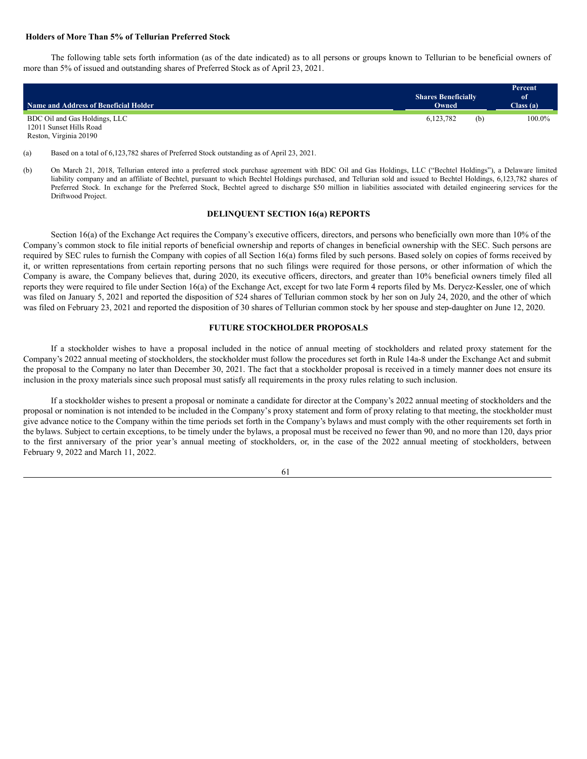**Holders of More Than 5% of Tellurian Preferred Stock**

The following table sets forth information (as of the date indicated) as to all persons or groups known to Tellurian to be beneficial owners of more than 5% of issued and outstanding shares of Preferred Stock as of April 23, 2021.

| Name and Address of Beneficial Holder | Shares Beneficially Owned | | Percent of Class (a) |
|---|---|---|---|
| BDC Oil and Gas Holdings, LLC<br>12011 Sunset Hills Road<br>Reston, Virginia 20190 | 6,123,782 | (b) | 100.0% |

(a) Based on a total of 6,123,782 shares of Preferred Stock outstanding as of April 23, 2021.

(b) On March 21, 2018, Tellurian entered into a preferred stock purchase agreement with BDC Oil and Gas Holdings, LLC ("Bechtel Holdings"), a Delaware limited liability company and an affiliate of Bechtel, pursuant to which Bechtel Holdings purchased, and Tellurian sold and issued to Bechtel Holdings, 6,123,782 shares of Preferred Stock. In exchange for the Preferred Stock, Bechtel agreed to discharge $50 million in liabilities associated with detailed engineering services for the Driftwood Project.

## DELINQUENT SECTION 16(a) REPORTS

Section 16(a) of the Exchange Act requires the Company's executive officers, directors, and persons who beneficially own more than 10% of the Company's common stock to file initial reports of beneficial ownership and reports of changes in beneficial ownership with the SEC. Such persons are required by SEC rules to furnish the Company with copies of all Section 16(a) forms filed by such persons. Based solely on copies of forms received by it, or written representations from certain reporting persons that no such filings were required for those persons, or other information of which the Company is aware, the Company believes that, during 2020, its executive officers, directors, and greater than 10% beneficial owners timely filed all reports they were required to file under Section 16(a) of the Exchange Act, except for two late Form 4 reports filed by Ms. Derycz-Kessler, one of which was filed on January 5, 2021 and reported the disposition of 524 shares of Tellurian common stock by her son on July 24, 2020, and the other of which was filed on February 23, 2021 and reported the disposition of 30 shares of Tellurian common stock by her spouse and step-daughter on June 12, 2020.

## FUTURE STOCKHOLDER PROPOSALS

If a stockholder wishes to have a proposal included in the notice of annual meeting of stockholders and related proxy statement for the Company's 2022 annual meeting of stockholders, the stockholder must follow the procedures set forth in Rule 14a-8 under the Exchange Act and submit the proposal to the Company no later than December 30, 2021. The fact that a stockholder proposal is received in a timely manner does not ensure its inclusion in the proxy materials since such proposal must satisfy all requirements in the proxy rules relating to such inclusion.

If a stockholder wishes to present a proposal or nominate a candidate for director at the Company's 2022 annual meeting of stockholders and the proposal or nomination is not intended to be included in the Company's proxy statement and form of proxy relating to that meeting, the stockholder must give advance notice to the Company within the time periods set forth in the Company's bylaws and must comply with the other requirements set forth in the bylaws. Subject to certain exceptions, to be timely under the bylaws, a proposal must be received no fewer than 90, and no more than 120, days prior to the first anniversary of the prior year's annual meeting of stockholders, or, in the case of the 2022 annual meeting of stockholders, between February 9, 2022 and March 11, 2022.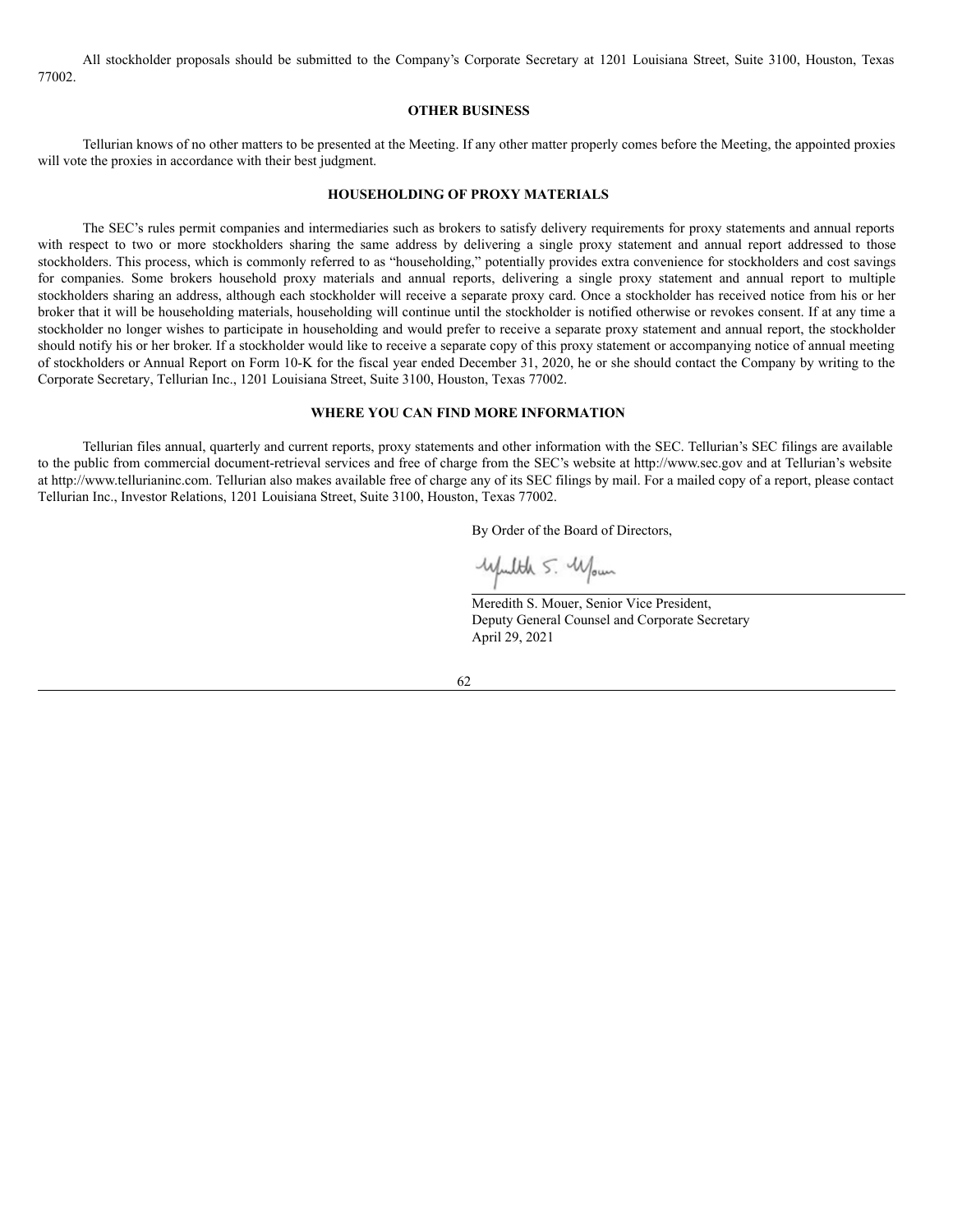All stockholder proposals should be submitted to the Company's Corporate Secretary at 1201 Louisiana Street, Suite 3100, Houston, Texas 77002.

## OTHER BUSINESS

Tellurian knows of no other matters to be presented at the Meeting. If any other matter properly comes before the Meeting, the appointed proxies will vote the proxies in accordance with their best judgment.

## HOUSEHOLDING OF PROXY MATERIALS

The SEC's rules permit companies and intermediaries such as brokers to satisfy delivery requirements for proxy statements and annual reports with respect to two or more stockholders sharing the same address by delivering a single proxy statement and annual report addressed to those stockholders. This process, which is commonly referred to as "householding," potentially provides extra convenience for stockholders and cost savings for companies. Some brokers household proxy materials and annual reports, delivering a single proxy statement and annual report to multiple stockholders sharing an address, although each stockholder will receive a separate proxy card. Once a stockholder has received notice from his or her broker that it will be householding materials, householding will continue until the stockholder is notified otherwise or revokes consent. If at any time a stockholder no longer wishes to participate in householding and would prefer to receive a separate proxy statement and annual report, the stockholder should notify his or her broker. If a stockholder would like to receive a separate copy of this proxy statement or accompanying notice of annual meeting of stockholders or Annual Report on Form 10-K for the fiscal year ended December 31, 2020, he or she should contact the Company by writing to the Corporate Secretary, Tellurian Inc., 1201 Louisiana Street, Suite 3100, Houston, Texas 77002.

## WHERE YOU CAN FIND MORE INFORMATION

Tellurian files annual, quarterly and current reports, proxy statements and other information with the SEC. Tellurian's SEC filings are available to the public from commercial document-retrieval services and free of charge from the SEC's website at http://www.sec.gov and at Tellurian's website at http://www.tellurianinc.com. Tellurian also makes available free of charge any of its SEC filings by mail. For a mailed copy of a report, please contact Tellurian Inc., Investor Relations, 1201 Louisiana Street, Suite 3100, Houston, Texas 77002.

By Order of the Board of Directors,

Meredith S. Mouer, Senior Vice President,
Deputy General Counsel and Corporate Secretary
April 29, 2021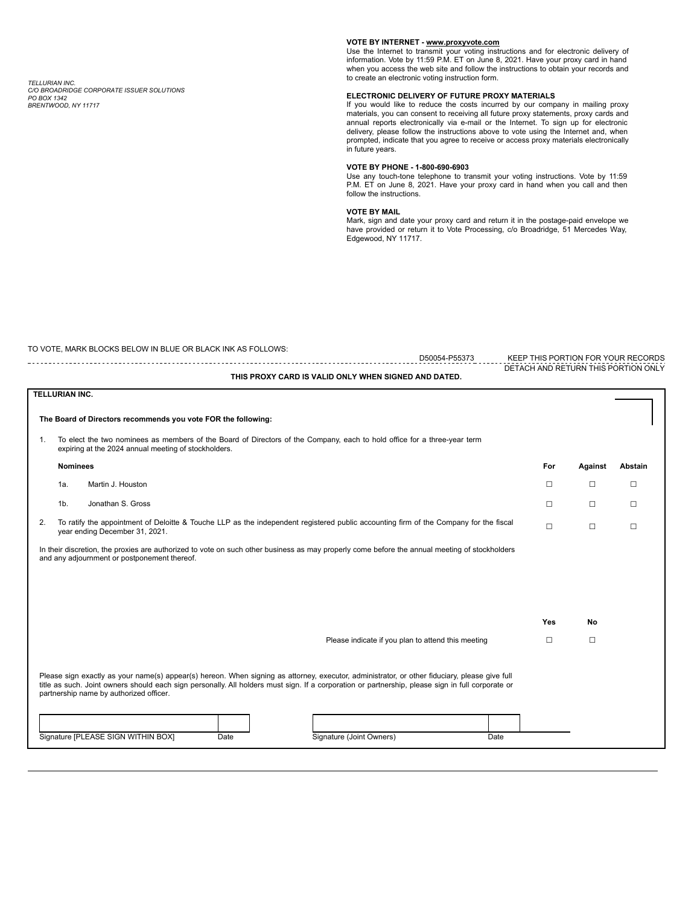*TELLURIAN INC.*
*C/O BROADRIDGE CORPORATE ISSUER SOLUTIONS*
*PO BOX 1342*
*BRENTWOOD, NY 11717*

**VOTE BY INTERNET - www.proxyvote.com**
Use the Internet to transmit your voting instructions and for electronic delivery of information. Vote by 11:59 P.M. ET on June 8, 2021. Have your proxy card in hand when you access the web site and follow the instructions to obtain your records and to create an electronic voting instruction form.

**ELECTRONIC DELIVERY OF FUTURE PROXY MATERIALS**
If you would like to reduce the costs incurred by our company in mailing proxy materials, you can consent to receiving all future proxy statements, proxy cards and annual reports electronically via e-mail or the Internet. To sign up for electronic delivery, please follow the instructions above to vote using the Internet and, when prompted, indicate that you agree to receive or access proxy materials electronically in future years.

**VOTE BY PHONE - 1-800-690-6903**
Use any touch-tone telephone to transmit your voting instructions. Vote by 11:59 P.M. ET on June 8, 2021. Have your proxy card in hand when you call and then follow the instructions.

**VOTE BY MAIL**
Mark, sign and date your proxy card and return it in the postage-paid envelope we have provided or return it to Vote Processing, c/o Broadridge, 51 Mercedes Way, Edgewood, NY 11717.

TO VOTE, MARK BLOCKS BELOW IN BLUE OR BLACK INK AS FOLLOWS:

D50054-P55373 KEEP THIS PORTION FOR YOUR RECORDS

DETACH AND RETURN THIS PORTION ONLY

**THIS PROXY CARD IS VALID ONLY WHEN SIGNED AND DATED.**

**TELLURIAN INC.**

**The Board of Directors recommends you vote FOR the following:**

1. To elect the two nominees as members of the Board of Directors of the Company, each to hold office for a three-year term expiring at the 2024 annual meeting of stockholders.

| Nominees | For | Against | Abstain |
|---|---|---|---|
| 1a. Martin J. Houston | ☐ | ☐ | ☐ |
| 1b. Jonathan S. Gross | ☐ | ☐ | ☐ |
| 2. To ratify the appointment of Deloitte & Touche LLP as the independent registered public accounting firm of the Company for the fiscal year ending December 31, 2021. | ☐ | ☐ | ☐ |

In their discretion, the proxies are authorized to vote on such other business as may properly come before the annual meeting of stockholders and any adjournment or postponement thereof.

| | Yes | No |
|---|---|---|
| Please indicate if you plan to attend this meeting | ☐ | ☐ |

Please sign exactly as your name(s) appear(s) hereon. When signing as attorney, executor, administrator, or other fiduciary, please give full title as such. Joint owners should each sign personally. All holders must sign. If a corporation or partnership, please sign in full corporate or partnership name by authorized officer.

| Signature [PLEASE SIGN WITHIN BOX] | Date | Signature (Joint Owners) | Date |
|---|---|---|---|
| | | | |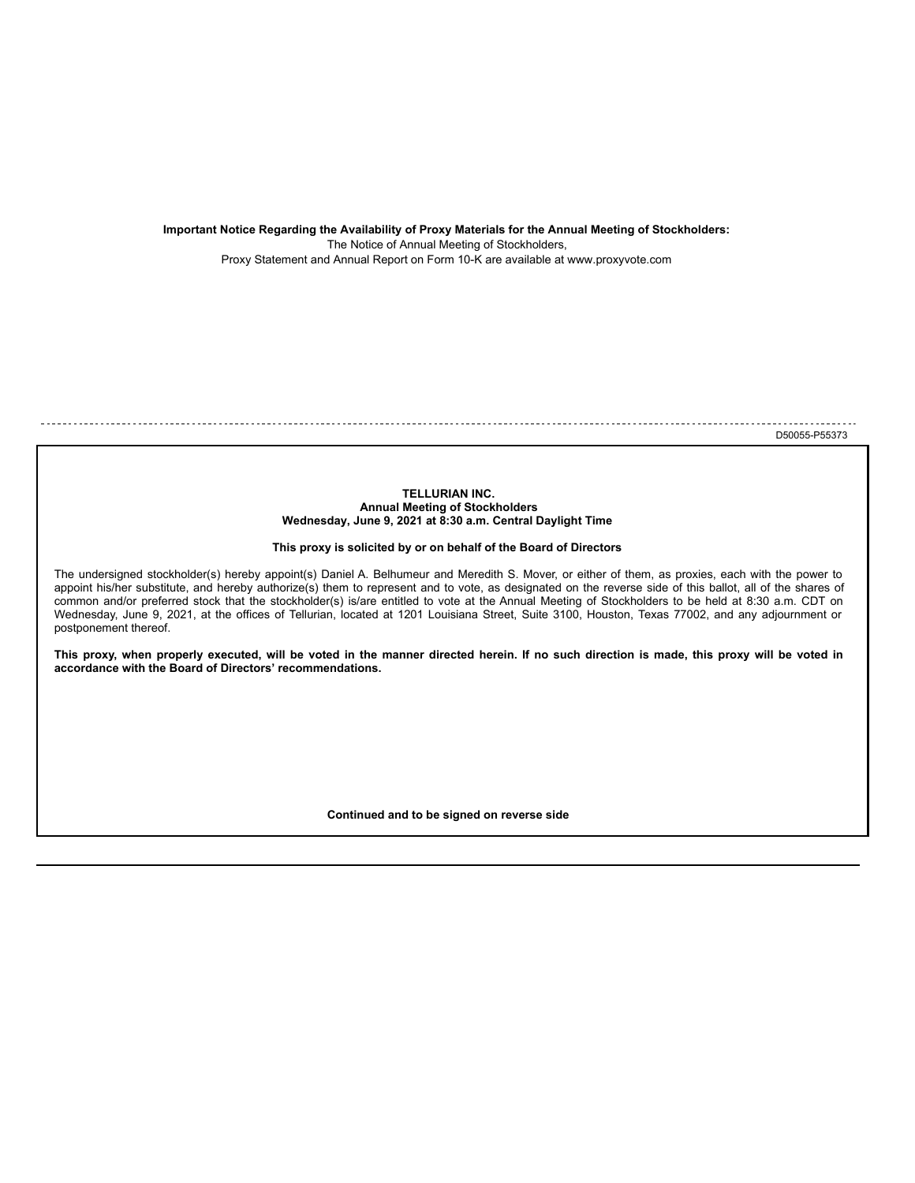**Important Notice Regarding the Availability of Proxy Materials for the Annual Meeting of Stockholders:**
The Notice of Annual Meeting of Stockholders,
Proxy Statement and Annual Report on Form 10-K are available at www.proxyvote.com

D50055-P55373

**TELLURIAN INC.**
**Annual Meeting of Stockholders**
**Wednesday, June 9, 2021 at 8:30 a.m. Central Daylight Time**

**This proxy is solicited by or on behalf of the Board of Directors**

The undersigned stockholder(s) hereby appoint(s) Daniel A. Belhumeur and Meredith S. Mover, or either of them, as proxies, each with the power to appoint his/her substitute, and hereby authorize(s) them to represent and to vote, as designated on the reverse side of this ballot, all of the shares of common and/or preferred stock that the stockholder(s) is/are entitled to vote at the Annual Meeting of Stockholders to be held at 8:30 a.m. CDT on Wednesday, June 9, 2021, at the offices of Tellurian, located at 1201 Louisiana Street, Suite 3100, Houston, Texas 77002, and any adjournment or postponement thereof.

**This proxy, when properly executed, will be voted in the manner directed herein. If no such direction is made, this proxy will be voted in accordance with the Board of Directors' recommendations.**

**Continued and to be signed on reverse side**